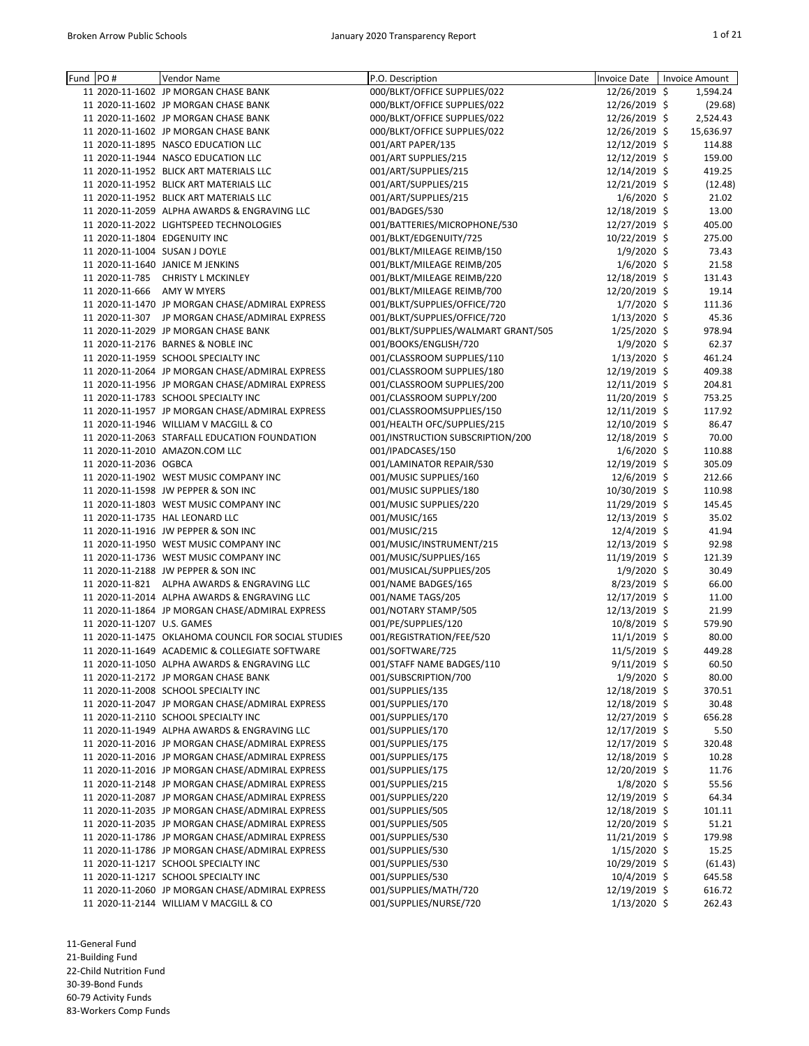| Fund | PO # | Vendor Name | P.O. Description | Invoice Date | Invoice Amount |
|---|---|---|---|---|---|
| 11 | 2020-11-1602 | JP MORGAN CHASE BANK | 000/BLKT/OFFICE SUPPLIES/022 | 12/26/2019 | $ 1,594.24 |
| 11 | 2020-11-1602 | JP MORGAN CHASE BANK | 000/BLKT/OFFICE SUPPLIES/022 | 12/26/2019 | $ (29.68) |
| 11 | 2020-11-1602 | JP MORGAN CHASE BANK | 000/BLKT/OFFICE SUPPLIES/022 | 12/26/2019 | $ 2,524.43 |
| 11 | 2020-11-1602 | JP MORGAN CHASE BANK | 000/BLKT/OFFICE SUPPLIES/022 | 12/26/2019 | $ 15,636.97 |
| 11 | 2020-11-1895 | NASCO EDUCATION LLC | 001/ART PAPER/135 | 12/12/2019 | $ 114.88 |
| 11 | 2020-11-1944 | NASCO EDUCATION LLC | 001/ART SUPPLIES/215 | 12/12/2019 | $ 159.00 |
| 11 | 2020-11-1952 | BLICK ART MATERIALS LLC | 001/ART/SUPPLIES/215 | 12/14/2019 | $ 419.25 |
| 11 | 2020-11-1952 | BLICK ART MATERIALS LLC | 001/ART/SUPPLIES/215 | 12/21/2019 | $ (12.48) |
| 11 | 2020-11-1952 | BLICK ART MATERIALS LLC | 001/ART/SUPPLIES/215 | 1/6/2020 | $ 21.02 |
| 11 | 2020-11-2059 | ALPHA AWARDS & ENGRAVING LLC | 001/BADGES/530 | 12/18/2019 | $ 13.00 |
| 11 | 2020-11-2022 | LIGHTSPEED TECHNOLOGIES | 001/BATTERIES/MICROPHONE/530 | 12/27/2019 | $ 405.00 |
| 11 | 2020-11-1804 | EDGENUITY INC | 001/BLKT/EDGENUITY/725 | 10/22/2019 | $ 275.00 |
| 11 | 2020-11-1004 | SUSAN J DOYLE | 001/BLKT/MILEAGE REIMB/150 | 1/9/2020 | $ 73.43 |
| 11 | 2020-11-1640 | JANICE M JENKINS | 001/BLKT/MILEAGE REIMB/205 | 1/6/2020 | $ 21.58 |
| 11 | 2020-11-785 | CHRISTY L MCKINLEY | 001/BLKT/MILEAGE REIMB/220 | 12/18/2019 | $ 131.43 |
| 11 | 2020-11-666 | AMY W MYERS | 001/BLKT/MILEAGE REIMB/700 | 12/20/2019 | $ 19.14 |
| 11 | 2020-11-1470 | JP MORGAN CHASE/ADMIRAL EXPRESS | 001/BLKT/SUPPLIES/OFFICE/720 | 1/7/2020 | $ 111.36 |
| 11 | 2020-11-307 | JP MORGAN CHASE/ADMIRAL EXPRESS | 001/BLKT/SUPPLIES/OFFICE/720 | 1/13/2020 | $ 45.36 |
| 11 | 2020-11-2029 | JP MORGAN CHASE BANK | 001/BLKT/SUPPLIES/WALMART GRANT/505 | 1/25/2020 | $ 978.94 |
| 11 | 2020-11-2176 | BARNES & NOBLE INC | 001/BOOKS/ENGLISH/720 | 1/9/2020 | $ 62.37 |
| 11 | 2020-11-1959 | SCHOOL SPECIALTY INC | 001/CLASSROOM SUPPLIES/110 | 1/13/2020 | $ 461.24 |
| 11 | 2020-11-2064 | JP MORGAN CHASE/ADMIRAL EXPRESS | 001/CLASSROOM SUPPLIES/180 | 12/19/2019 | $ 409.38 |
| 11 | 2020-11-1956 | JP MORGAN CHASE/ADMIRAL EXPRESS | 001/CLASSROOM SUPPLIES/200 | 12/11/2019 | $ 204.81 |
| 11 | 2020-11-1783 | SCHOOL SPECIALTY INC | 001/CLASSROOM SUPPLY/200 | 11/20/2019 | $ 753.25 |
| 11 | 2020-11-1957 | JP MORGAN CHASE/ADMIRAL EXPRESS | 001/CLASSROOMSUPPLIES/150 | 12/11/2019 | $ 117.92 |
| 11 | 2020-11-1946 | WILLIAM V MACGILL & CO | 001/HEALTH OFC/SUPPLIES/215 | 12/10/2019 | $ 86.47 |
| 11 | 2020-11-2063 | STARFALL EDUCATION FOUNDATION | 001/INSTRUCTION SUBSCRIPTION/200 | 12/18/2019 | $ 70.00 |
| 11 | 2020-11-2010 | AMAZON.COM LLC | 001/IPADCASES/150 | 1/6/2020 | $ 110.88 |
| 11 | 2020-11-2036 | OGBCA | 001/LAMINATOR REPAIR/530 | 12/19/2019 | $ 305.09 |
| 11 | 2020-11-1902 | WEST MUSIC COMPANY INC | 001/MUSIC SUPPLIES/160 | 12/6/2019 | $ 212.66 |
| 11 | 2020-11-1598 | JW PEPPER & SON INC | 001/MUSIC SUPPLIES/180 | 10/30/2019 | $ 110.98 |
| 11 | 2020-11-1803 | WEST MUSIC COMPANY INC | 001/MUSIC SUPPLIES/220 | 11/29/2019 | $ 145.45 |
| 11 | 2020-11-1735 | HAL LEONARD LLC | 001/MUSIC/165 | 12/13/2019 | $ 35.02 |
| 11 | 2020-11-1916 | JW PEPPER & SON INC | 001/MUSIC/215 | 12/4/2019 | $ 41.94 |
| 11 | 2020-11-1950 | WEST MUSIC COMPANY INC | 001/MUSIC/INSTRUMENT/215 | 12/13/2019 | $ 92.98 |
| 11 | 2020-11-1736 | WEST MUSIC COMPANY INC | 001/MUSIC/SUPPLIES/165 | 11/19/2019 | $ 121.39 |
| 11 | 2020-11-2188 | JW PEPPER & SON INC | 001/MUSICAL/SUPPLIES/205 | 1/9/2020 | $ 30.49 |
| 11 | 2020-11-821 | ALPHA AWARDS & ENGRAVING LLC | 001/NAME BADGES/165 | 8/23/2019 | $ 66.00 |
| 11 | 2020-11-2014 | ALPHA AWARDS & ENGRAVING LLC | 001/NAME TAGS/205 | 12/17/2019 | $ 11.00 |
| 11 | 2020-11-1864 | JP MORGAN CHASE/ADMIRAL EXPRESS | 001/NOTARY STAMP/505 | 12/13/2019 | $ 21.99 |
| 11 | 2020-11-1207 | U.S. GAMES | 001/PE/SUPPLIES/120 | 10/8/2019 | $ 579.90 |
| 11 | 2020-11-1475 | OKLAHOMA COUNCIL FOR SOCIAL STUDIES | 001/REGISTRATION/FEE/520 | 11/1/2019 | $ 80.00 |
| 11 | 2020-11-1649 | ACADEMIC & COLLEGIATE SOFTWARE | 001/SOFTWARE/725 | 11/5/2019 | $ 449.28 |
| 11 | 2020-11-1050 | ALPHA AWARDS & ENGRAVING LLC | 001/STAFF NAME BADGES/110 | 9/11/2019 | $ 60.50 |
| 11 | 2020-11-2172 | JP MORGAN CHASE BANK | 001/SUBSCRIPTION/700 | 1/9/2020 | $ 80.00 |
| 11 | 2020-11-2008 | SCHOOL SPECIALTY INC | 001/SUPPLIES/135 | 12/18/2019 | $ 370.51 |
| 11 | 2020-11-2047 | JP MORGAN CHASE/ADMIRAL EXPRESS | 001/SUPPLIES/170 | 12/18/2019 | $ 30.48 |
| 11 | 2020-11-2110 | SCHOOL SPECIALTY INC | 001/SUPPLIES/170 | 12/27/2019 | $ 656.28 |
| 11 | 2020-11-1949 | ALPHA AWARDS & ENGRAVING LLC | 001/SUPPLIES/170 | 12/17/2019 | $ 5.50 |
| 11 | 2020-11-2016 | JP MORGAN CHASE/ADMIRAL EXPRESS | 001/SUPPLIES/175 | 12/17/2019 | $ 320.48 |
| 11 | 2020-11-2016 | JP MORGAN CHASE/ADMIRAL EXPRESS | 001/SUPPLIES/175 | 12/18/2019 | $ 10.28 |
| 11 | 2020-11-2016 | JP MORGAN CHASE/ADMIRAL EXPRESS | 001/SUPPLIES/175 | 12/20/2019 | $ 11.76 |
| 11 | 2020-11-2148 | JP MORGAN CHASE/ADMIRAL EXPRESS | 001/SUPPLIES/215 | 1/8/2020 | $ 55.56 |
| 11 | 2020-11-2087 | JP MORGAN CHASE/ADMIRAL EXPRESS | 001/SUPPLIES/220 | 12/19/2019 | $ 64.34 |
| 11 | 2020-11-2035 | JP MORGAN CHASE/ADMIRAL EXPRESS | 001/SUPPLIES/505 | 12/18/2019 | $ 101.11 |
| 11 | 2020-11-2035 | JP MORGAN CHASE/ADMIRAL EXPRESS | 001/SUPPLIES/505 | 12/20/2019 | $ 51.21 |
| 11 | 2020-11-1786 | JP MORGAN CHASE/ADMIRAL EXPRESS | 001/SUPPLIES/530 | 11/21/2019 | $ 179.98 |
| 11 | 2020-11-1786 | JP MORGAN CHASE/ADMIRAL EXPRESS | 001/SUPPLIES/530 | 1/15/2020 | $ 15.25 |
| 11 | 2020-11-1217 | SCHOOL SPECIALTY INC | 001/SUPPLIES/530 | 10/29/2019 | $ (61.43) |
| 11 | 2020-11-1217 | SCHOOL SPECIALTY INC | 001/SUPPLIES/530 | 10/4/2019 | $ 645.58 |
| 11 | 2020-11-2060 | JP MORGAN CHASE/ADMIRAL EXPRESS | 001/SUPPLIES/MATH/720 | 12/19/2019 | $ 616.72 |
| 11 | 2020-11-2144 | WILLIAM V MACGILL & CO | 001/SUPPLIES/NURSE/720 | 1/13/2020 | $ 262.43 |

11-General Fund
21-Building Fund
22-Child Nutrition Fund
30-39-Bond Funds
60-79 Activity Funds
83-Workers Comp Funds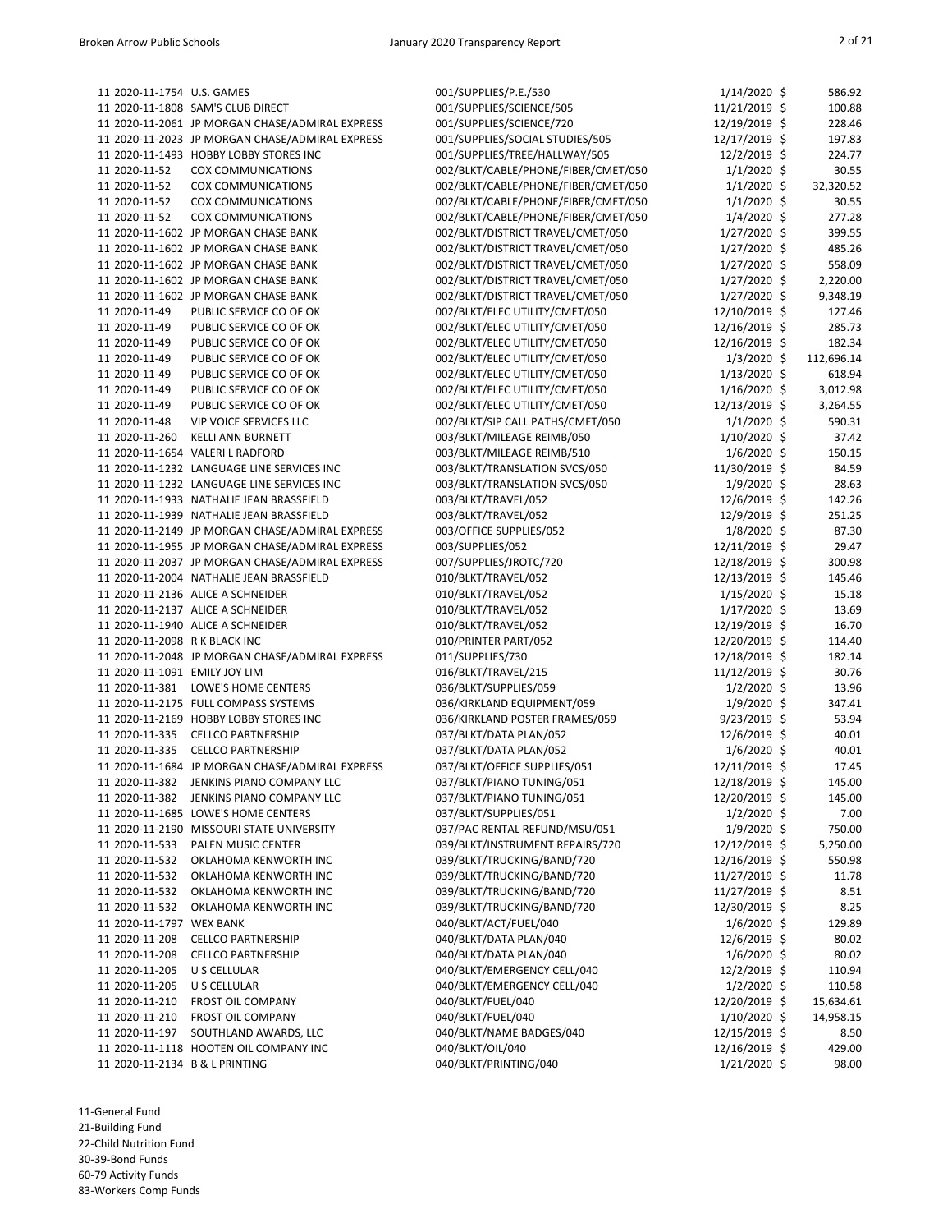| Fund | PO Number | Vendor | Description | Date | Amount |
|---|---|---|---|---|---|
| 11 | 2020-11-1754 | U.S. GAMES | 001/SUPPLIES/P.E./530 | 1/14/2020 | $ 586.92 |
| 11 | 2020-11-1808 | SAM'S CLUB DIRECT | 001/SUPPLIES/SCIENCE/505 | 11/21/2019 | $ 100.88 |
| 11 | 2020-11-2061 | JP MORGAN CHASE/ADMIRAL EXPRESS | 001/SUPPLIES/SCIENCE/720 | 12/19/2019 | $ 228.46 |
| 11 | 2020-11-2023 | JP MORGAN CHASE/ADMIRAL EXPRESS | 001/SUPPLIES/SOCIAL STUDIES/505 | 12/17/2019 | $ 197.83 |
| 11 | 2020-11-1493 | HOBBY LOBBY STORES INC | 001/SUPPLIES/TREE/HALLWAY/505 | 12/2/2019 | $ 224.77 |
| 11 | 2020-11-52 | COX COMMUNICATIONS | 002/BLKT/CABLE/PHONE/FIBER/CMET/050 | 1/1/2020 | $ 30.55 |
| 11 | 2020-11-52 | COX COMMUNICATIONS | 002/BLKT/CABLE/PHONE/FIBER/CMET/050 | 1/1/2020 | $ 32,320.52 |
| 11 | 2020-11-52 | COX COMMUNICATIONS | 002/BLKT/CABLE/PHONE/FIBER/CMET/050 | 1/1/2020 | $ 30.55 |
| 11 | 2020-11-52 | COX COMMUNICATIONS | 002/BLKT/CABLE/PHONE/FIBER/CMET/050 | 1/4/2020 | $ 277.28 |
| 11 | 2020-11-1602 | JP MORGAN CHASE BANK | 002/BLKT/DISTRICT TRAVEL/CMET/050 | 1/27/2020 | $ 399.55 |
| 11 | 2020-11-1602 | JP MORGAN CHASE BANK | 002/BLKT/DISTRICT TRAVEL/CMET/050 | 1/27/2020 | $ 485.26 |
| 11 | 2020-11-1602 | JP MORGAN CHASE BANK | 002/BLKT/DISTRICT TRAVEL/CMET/050 | 1/27/2020 | $ 558.09 |
| 11 | 2020-11-1602 | JP MORGAN CHASE BANK | 002/BLKT/DISTRICT TRAVEL/CMET/050 | 1/27/2020 | $ 2,220.00 |
| 11 | 2020-11-1602 | JP MORGAN CHASE BANK | 002/BLKT/DISTRICT TRAVEL/CMET/050 | 1/27/2020 | $ 9,348.19 |
| 11 | 2020-11-49 | PUBLIC SERVICE CO OF OK | 002/BLKT/ELEC UTILITY/CMET/050 | 12/10/2019 | $ 127.46 |
| 11 | 2020-11-49 | PUBLIC SERVICE CO OF OK | 002/BLKT/ELEC UTILITY/CMET/050 | 12/16/2019 | $ 285.73 |
| 11 | 2020-11-49 | PUBLIC SERVICE CO OF OK | 002/BLKT/ELEC UTILITY/CMET/050 | 12/16/2019 | $ 182.34 |
| 11 | 2020-11-49 | PUBLIC SERVICE CO OF OK | 002/BLKT/ELEC UTILITY/CMET/050 | 1/3/2020 | $ 112,696.14 |
| 11 | 2020-11-49 | PUBLIC SERVICE CO OF OK | 002/BLKT/ELEC UTILITY/CMET/050 | 1/13/2020 | $ 618.94 |
| 11 | 2020-11-49 | PUBLIC SERVICE CO OF OK | 002/BLKT/ELEC UTILITY/CMET/050 | 1/16/2020 | $ 3,012.98 |
| 11 | 2020-11-49 | PUBLIC SERVICE CO OF OK | 002/BLKT/ELEC UTILITY/CMET/050 | 12/13/2019 | $ 3,264.55 |
| 11 | 2020-11-48 | VIP VOICE SERVICES LLC | 002/BLKT/SIP CALL PATHS/CMET/050 | 1/1/2020 | $ 590.31 |
| 11 | 2020-11-260 | KELLI ANN BURNETT | 003/BLKT/MILEAGE REIMB/050 | 1/10/2020 | $ 37.42 |
| 11 | 2020-11-1654 | VALERI L RADFORD | 003/BLKT/MILEAGE REIMB/510 | 1/6/2020 | $ 150.15 |
| 11 | 2020-11-1232 | LANGUAGE LINE SERVICES INC | 003/BLKT/TRANSLATION SVCS/050 | 11/30/2019 | $ 84.59 |
| 11 | 2020-11-1232 | LANGUAGE LINE SERVICES INC | 003/BLKT/TRANSLATION SVCS/050 | 1/9/2020 | $ 28.63 |
| 11 | 2020-11-1933 | NATHALIE JEAN BRASSFIELD | 003/BLKT/TRAVEL/052 | 12/6/2019 | $ 142.26 |
| 11 | 2020-11-1939 | NATHALIE JEAN BRASSFIELD | 003/BLKT/TRAVEL/052 | 12/9/2019 | $ 251.25 |
| 11 | 2020-11-2149 | JP MORGAN CHASE/ADMIRAL EXPRESS | 003/OFFICE SUPPLIES/052 | 1/8/2020 | $ 87.30 |
| 11 | 2020-11-1955 | JP MORGAN CHASE/ADMIRAL EXPRESS | 003/SUPPLIES/052 | 12/11/2019 | $ 29.47 |
| 11 | 2020-11-2037 | JP MORGAN CHASE/ADMIRAL EXPRESS | 007/SUPPLIES/JROTC/720 | 12/18/2019 | $ 300.98 |
| 11 | 2020-11-2004 | NATHALIE JEAN BRASSFIELD | 010/BLKT/TRAVEL/052 | 12/13/2019 | $ 145.46 |
| 11 | 2020-11-2136 | ALICE A SCHNEIDER | 010/BLKT/TRAVEL/052 | 1/15/2020 | $ 15.18 |
| 11 | 2020-11-2137 | ALICE A SCHNEIDER | 010/BLKT/TRAVEL/052 | 1/17/2020 | $ 13.69 |
| 11 | 2020-11-1940 | ALICE A SCHNEIDER | 010/BLKT/TRAVEL/052 | 12/19/2019 | $ 16.70 |
| 11 | 2020-11-2098 | R K BLACK INC | 010/PRINTER PART/052 | 12/20/2019 | $ 114.40 |
| 11 | 2020-11-2048 | JP MORGAN CHASE/ADMIRAL EXPRESS | 011/SUPPLIES/730 | 12/18/2019 | $ 182.14 |
| 11 | 2020-11-1091 | EMILY JOY LIM | 016/BLKT/TRAVEL/215 | 11/12/2019 | $ 30.76 |
| 11 | 2020-11-381 | LOWE'S HOME CENTERS | 036/BLKT/SUPPLIES/059 | 1/2/2020 | $ 13.96 |
| 11 | 2020-11-2175 | FULL COMPASS SYSTEMS | 036/KIRKLAND EQUIPMENT/059 | 1/9/2020 | $ 347.41 |
| 11 | 2020-11-2169 | HOBBY LOBBY STORES INC | 036/KIRKLAND POSTER FRAMES/059 | 9/23/2019 | $ 53.94 |
| 11 | 2020-11-335 | CELLCO PARTNERSHIP | 037/BLKT/DATA PLAN/052 | 12/6/2019 | $ 40.01 |
| 11 | 2020-11-335 | CELLCO PARTNERSHIP | 037/BLKT/DATA PLAN/052 | 1/6/2020 | $ 40.01 |
| 11 | 2020-11-1684 | JP MORGAN CHASE/ADMIRAL EXPRESS | 037/BLKT/OFFICE SUPPLIES/051 | 12/11/2019 | $ 17.45 |
| 11 | 2020-11-382 | JENKINS PIANO COMPANY LLC | 037/BLKT/PIANO TUNING/051 | 12/18/2019 | $ 145.00 |
| 11 | 2020-11-382 | JENKINS PIANO COMPANY LLC | 037/BLKT/PIANO TUNING/051 | 12/20/2019 | $ 145.00 |
| 11 | 2020-11-1685 | LOWE'S HOME CENTERS | 037/BLKT/SUPPLIES/051 | 1/2/2020 | $ 7.00 |
| 11 | 2020-11-2190 | MISSOURI STATE UNIVERSITY | 037/PAC RENTAL REFUND/MSU/051 | 1/9/2020 | $ 750.00 |
| 11 | 2020-11-533 | PALEN MUSIC CENTER | 039/BLKT/INSTRUMENT REPAIRS/720 | 12/12/2019 | $ 5,250.00 |
| 11 | 2020-11-532 | OKLAHOMA KENWORTH INC | 039/BLKT/TRUCKING/BAND/720 | 12/16/2019 | $ 550.98 |
| 11 | 2020-11-532 | OKLAHOMA KENWORTH INC | 039/BLKT/TRUCKING/BAND/720 | 11/27/2019 | $ 11.78 |
| 11 | 2020-11-532 | OKLAHOMA KENWORTH INC | 039/BLKT/TRUCKING/BAND/720 | 11/27/2019 | $ 8.51 |
| 11 | 2020-11-532 | OKLAHOMA KENWORTH INC | 039/BLKT/TRUCKING/BAND/720 | 12/30/2019 | $ 8.25 |
| 11 | 2020-11-1797 | WEX BANK | 040/BLKT/ACT/FUEL/040 | 1/6/2020 | $ 129.89 |
| 11 | 2020-11-208 | CELLCO PARTNERSHIP | 040/BLKT/DATA PLAN/040 | 12/6/2019 | $ 80.02 |
| 11 | 2020-11-208 | CELLCO PARTNERSHIP | 040/BLKT/DATA PLAN/040 | 1/6/2020 | $ 80.02 |
| 11 | 2020-11-205 | U S CELLULAR | 040/BLKT/EMERGENCY CELL/040 | 12/2/2019 | $ 110.94 |
| 11 | 2020-11-205 | U S CELLULAR | 040/BLKT/EMERGENCY CELL/040 | 1/2/2020 | $ 110.58 |
| 11 | 2020-11-210 | FROST OIL COMPANY | 040/BLKT/FUEL/040 | 12/20/2019 | $ 15,634.61 |
| 11 | 2020-11-210 | FROST OIL COMPANY | 040/BLKT/FUEL/040 | 1/10/2020 | $ 14,958.15 |
| 11 | 2020-11-197 | SOUTHLAND AWARDS, LLC | 040/BLKT/NAME BADGES/040 | 12/15/2019 | $ 8.50 |
| 11 | 2020-11-1118 | HOOTEN OIL COMPANY INC | 040/BLKT/OIL/040 | 12/16/2019 | $ 429.00 |
| 11 | 2020-11-2134 | B & L PRINTING | 040/BLKT/PRINTING/040 | 1/21/2020 | $ 98.00 |

11-General Fund
21-Building Fund
22-Child Nutrition Fund
30-39-Bond Funds
60-79 Activity Funds
83-Workers Comp Funds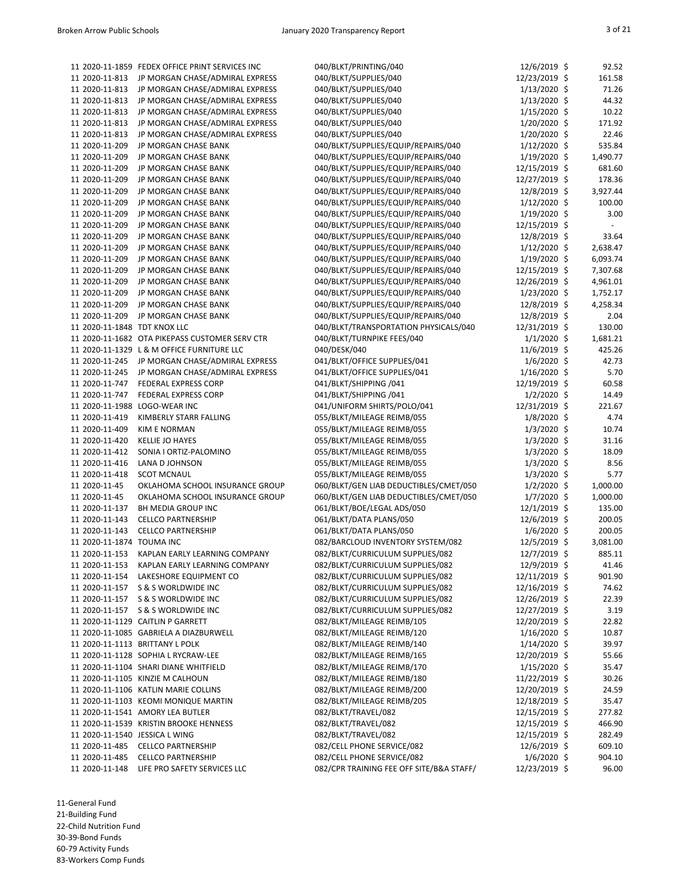| Fund | PO Number | Vendor | Description | Date | Amount |
|---|---|---|---|---|---|
| 11 | 2020-11-1859 | FEDEX OFFICE PRINT SERVICES INC | 040/BLKT/PRINTING/040 | 12/6/2019 | $ 92.52 |
| 11 | 2020-11-813 | JP MORGAN CHASE/ADMIRAL EXPRESS | 040/BLKT/SUPPLIES/040 | 12/23/2019 | $ 161.58 |
| 11 | 2020-11-813 | JP MORGAN CHASE/ADMIRAL EXPRESS | 040/BLKT/SUPPLIES/040 | 1/13/2020 | $ 71.26 |
| 11 | 2020-11-813 | JP MORGAN CHASE/ADMIRAL EXPRESS | 040/BLKT/SUPPLIES/040 | 1/13/2020 | $ 44.32 |
| 11 | 2020-11-813 | JP MORGAN CHASE/ADMIRAL EXPRESS | 040/BLKT/SUPPLIES/040 | 1/15/2020 | $ 10.22 |
| 11 | 2020-11-813 | JP MORGAN CHASE/ADMIRAL EXPRESS | 040/BLKT/SUPPLIES/040 | 1/20/2020 | $ 171.92 |
| 11 | 2020-11-813 | JP MORGAN CHASE/ADMIRAL EXPRESS | 040/BLKT/SUPPLIES/040 | 1/20/2020 | $ 22.46 |
| 11 | 2020-11-209 | JP MORGAN CHASE BANK | 040/BLKT/SUPPLIES/EQUIP/REPAIRS/040 | 1/12/2020 | $ 535.84 |
| 11 | 2020-11-209 | JP MORGAN CHASE BANK | 040/BLKT/SUPPLIES/EQUIP/REPAIRS/040 | 1/19/2020 | $ 1,490.77 |
| 11 | 2020-11-209 | JP MORGAN CHASE BANK | 040/BLKT/SUPPLIES/EQUIP/REPAIRS/040 | 12/15/2019 | $ 681.60 |
| 11 | 2020-11-209 | JP MORGAN CHASE BANK | 040/BLKT/SUPPLIES/EQUIP/REPAIRS/040 | 12/27/2019 | $ 178.36 |
| 11 | 2020-11-209 | JP MORGAN CHASE BANK | 040/BLKT/SUPPLIES/EQUIP/REPAIRS/040 | 12/8/2019 | $ 3,927.44 |
| 11 | 2020-11-209 | JP MORGAN CHASE BANK | 040/BLKT/SUPPLIES/EQUIP/REPAIRS/040 | 1/12/2020 | $ 100.00 |
| 11 | 2020-11-209 | JP MORGAN CHASE BANK | 040/BLKT/SUPPLIES/EQUIP/REPAIRS/040 | 1/19/2020 | $ 3.00 |
| 11 | 2020-11-209 | JP MORGAN CHASE BANK | 040/BLKT/SUPPLIES/EQUIP/REPAIRS/040 | 12/15/2019 | $ - |
| 11 | 2020-11-209 | JP MORGAN CHASE BANK | 040/BLKT/SUPPLIES/EQUIP/REPAIRS/040 | 12/8/2019 | $ 33.64 |
| 11 | 2020-11-209 | JP MORGAN CHASE BANK | 040/BLKT/SUPPLIES/EQUIP/REPAIRS/040 | 1/12/2020 | $ 2,638.47 |
| 11 | 2020-11-209 | JP MORGAN CHASE BANK | 040/BLKT/SUPPLIES/EQUIP/REPAIRS/040 | 1/19/2020 | $ 6,093.74 |
| 11 | 2020-11-209 | JP MORGAN CHASE BANK | 040/BLKT/SUPPLIES/EQUIP/REPAIRS/040 | 12/15/2019 | $ 7,307.68 |
| 11 | 2020-11-209 | JP MORGAN CHASE BANK | 040/BLKT/SUPPLIES/EQUIP/REPAIRS/040 | 12/26/2019 | $ 4,961.01 |
| 11 | 2020-11-209 | JP MORGAN CHASE BANK | 040/BLKT/SUPPLIES/EQUIP/REPAIRS/040 | 1/23/2020 | $ 1,752.17 |
| 11 | 2020-11-209 | JP MORGAN CHASE BANK | 040/BLKT/SUPPLIES/EQUIP/REPAIRS/040 | 12/8/2019 | $ 4,258.34 |
| 11 | 2020-11-209 | JP MORGAN CHASE BANK | 040/BLKT/SUPPLIES/EQUIP/REPAIRS/040 | 12/8/2019 | $ 2.04 |
| 11 | 2020-11-1848 | TDT KNOX LLC | 040/BLKT/TRANSPORTATION PHYSICALS/040 | 12/31/2019 | $ 130.00 |
| 11 | 2020-11-1682 | OTA PIKEPASS CUSTOMER SERV CTR | 040/BLKT/TURNPIKE FEES/040 | 1/1/2020 | $ 1,681.21 |
| 11 | 2020-11-1329 | L & M OFFICE FURNITURE LLC | 040/DESK/040 | 11/6/2019 | $ 425.26 |
| 11 | 2020-11-245 | JP MORGAN CHASE/ADMIRAL EXPRESS | 041/BLKT/OFFICE SUPPLIES/041 | 1/6/2020 | $ 42.73 |
| 11 | 2020-11-245 | JP MORGAN CHASE/ADMIRAL EXPRESS | 041/BLKT/OFFICE SUPPLIES/041 | 1/16/2020 | $ 5.70 |
| 11 | 2020-11-747 | FEDERAL EXPRESS CORP | 041/BLKT/SHIPPING /041 | 12/19/2019 | $ 60.58 |
| 11 | 2020-11-747 | FEDERAL EXPRESS CORP | 041/BLKT/SHIPPING /041 | 1/2/2020 | $ 14.49 |
| 11 | 2020-11-1988 | LOGO-WEAR INC | 041/UNIFORM SHIRTS/POLO/041 | 12/31/2019 | $ 221.67 |
| 11 | 2020-11-419 | KIMBERLY STARR FALLING | 055/BLKT/MILEAGE REIMB/055 | 1/8/2020 | $ 4.74 |
| 11 | 2020-11-409 | KIM E NORMAN | 055/BLKT/MILEAGE REIMB/055 | 1/3/2020 | $ 10.74 |
| 11 | 2020-11-420 | KELLIE JO HAYES | 055/BLKT/MILEAGE REIMB/055 | 1/3/2020 | $ 31.16 |
| 11 | 2020-11-412 | SONIA I ORTIZ-PALOMINO | 055/BLKT/MILEAGE REIMB/055 | 1/3/2020 | $ 18.09 |
| 11 | 2020-11-416 | LANA D JOHNSON | 055/BLKT/MILEAGE REIMB/055 | 1/3/2020 | $ 8.56 |
| 11 | 2020-11-418 | SCOT MCNAUL | 055/BLKT/MILEAGE REIMB/055 | 1/3/2020 | $ 5.77 |
| 11 | 2020-11-45 | OKLAHOMA SCHOOL INSURANCE GROUP | 060/BLKT/GEN LIAB DEDUCTIBLES/CMET/050 | 1/2/2020 | $ 1,000.00 |
| 11 | 2020-11-45 | OKLAHOMA SCHOOL INSURANCE GROUP | 060/BLKT/GEN LIAB DEDUCTIBLES/CMET/050 | 1/7/2020 | $ 1,000.00 |
| 11 | 2020-11-137 | BH MEDIA GROUP INC | 061/BLKT/BOE/LEGAL ADS/050 | 12/1/2019 | $ 135.00 |
| 11 | 2020-11-143 | CELLCO PARTNERSHIP | 061/BLKT/DATA PLANS/050 | 12/6/2019 | $ 200.05 |
| 11 | 2020-11-143 | CELLCO PARTNERSHIP | 061/BLKT/DATA PLANS/050 | 1/6/2020 | $ 200.05 |
| 11 | 2020-11-1874 | TOUMA INC | 082/BARCLOUD INVENTORY SYSTEM/082 | 12/5/2019 | $ 3,081.00 |
| 11 | 2020-11-153 | KAPLAN EARLY LEARNING COMPANY | 082/BLKT/CURRICULUM SUPPLIES/082 | 12/7/2019 | $ 885.11 |
| 11 | 2020-11-153 | KAPLAN EARLY LEARNING COMPANY | 082/BLKT/CURRICULUM SUPPLIES/082 | 12/9/2019 | $ 41.46 |
| 11 | 2020-11-154 | LAKESHORE EQUIPMENT CO | 082/BLKT/CURRICULUM SUPPLIES/082 | 12/11/2019 | $ 901.90 |
| 11 | 2020-11-157 | S & S WORLDWIDE INC | 082/BLKT/CURRICULUM SUPPLIES/082 | 12/16/2019 | $ 74.62 |
| 11 | 2020-11-157 | S & S WORLDWIDE INC | 082/BLKT/CURRICULUM SUPPLIES/082 | 12/26/2019 | $ 22.39 |
| 11 | 2020-11-157 | S & S WORLDWIDE INC | 082/BLKT/CURRICULUM SUPPLIES/082 | 12/27/2019 | $ 3.19 |
| 11 | 2020-11-1129 | CAITLIN P GARRETT | 082/BLKT/MILEAGE REIMB/105 | 12/20/2019 | $ 22.82 |
| 11 | 2020-11-1085 | GABRIELA A DIAZBURWELL | 082/BLKT/MILEAGE REIMB/120 | 1/16/2020 | $ 10.87 |
| 11 | 2020-11-1113 | BRITTANY L POLK | 082/BLKT/MILEAGE REIMB/140 | 1/14/2020 | $ 39.97 |
| 11 | 2020-11-1128 | SOPHIA L RYCRAW-LEE | 082/BLKT/MILEAGE REIMB/165 | 12/20/2019 | $ 55.66 |
| 11 | 2020-11-1104 | SHARI DIANE WHITFIELD | 082/BLKT/MILEAGE REIMB/170 | 1/15/2020 | $ 35.47 |
| 11 | 2020-11-1105 | KINZIE M CALHOUN | 082/BLKT/MILEAGE REIMB/180 | 11/22/2019 | $ 30.26 |
| 11 | 2020-11-1106 | KATLIN MARIE COLLINS | 082/BLKT/MILEAGE REIMB/200 | 12/20/2019 | $ 24.59 |
| 11 | 2020-11-1103 | KEOMI MONIQUE MARTIN | 082/BLKT/MILEAGE REIMB/205 | 12/18/2019 | $ 35.47 |
| 11 | 2020-11-1541 | AMORY LEA BUTLER | 082/BLKT/TRAVEL/082 | 12/15/2019 | $ 277.82 |
| 11 | 2020-11-1539 | KRISTIN BROOKE HENNESS | 082/BLKT/TRAVEL/082 | 12/15/2019 | $ 466.90 |
| 11 | 2020-11-1540 | JESSICA L WING | 082/BLKT/TRAVEL/082 | 12/15/2019 | $ 282.49 |
| 11 | 2020-11-485 | CELLCO PARTNERSHIP | 082/CELL PHONE SERVICE/082 | 12/6/2019 | $ 609.10 |
| 11 | 2020-11-485 | CELLCO PARTNERSHIP | 082/CELL PHONE SERVICE/082 | 1/6/2020 | $ 904.10 |
| 11 | 2020-11-148 | LIFE PRO SAFETY SERVICES LLC | 082/CPR TRAINING FEE OFF SITE/B&A STAFF/ | 12/23/2019 | $ 96.00 |

11-General Fund
21-Building Fund
22-Child Nutrition Fund
30-39-Bond Funds
60-79 Activity Funds
83-Workers Comp Funds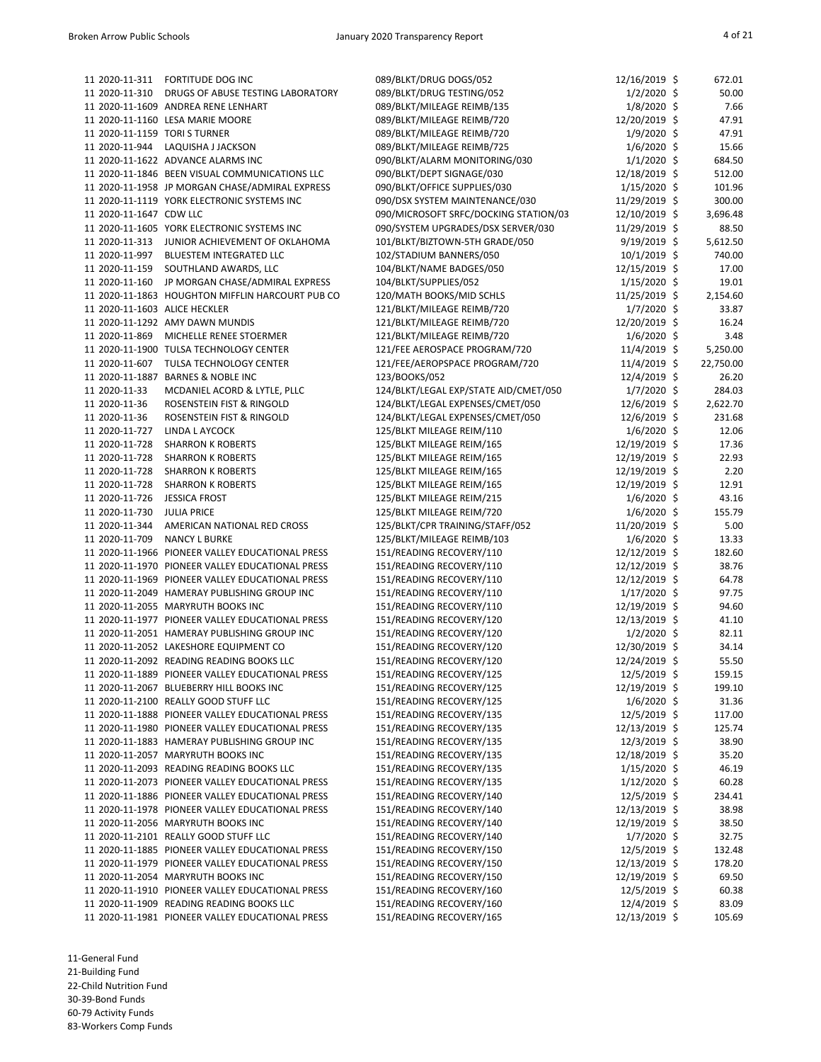| Fund | PO Number | Vendor | Description | Date | Amount |
|---|---|---|---|---|---|
| 11 | 2020-11-311 | FORTITUDE DOG INC | 089/BLKT/DRUG DOGS/052 | 12/16/2019 | $ 672.01 |
| 11 | 2020-11-310 | DRUGS OF ABUSE TESTING LABORATORY | 089/BLKT/DRUG TESTING/052 | 1/2/2020 | $ 50.00 |
| 11 | 2020-11-1609 | ANDREA RENE LENHART | 089/BLKT/MILEAGE REIMB/135 | 1/8/2020 | $ 7.66 |
| 11 | 2020-11-1160 | LESA MARIE MOORE | 089/BLKT/MILEAGE REIMB/720 | 12/20/2019 | $ 47.91 |
| 11 | 2020-11-1159 | TORI S TURNER | 089/BLKT/MILEAGE REIMB/720 | 1/9/2020 | $ 47.91 |
| 11 | 2020-11-944 | LAQUISHA J JACKSON | 089/BLKT/MILEAGE REIMB/725 | 1/6/2020 | $ 15.66 |
| 11 | 2020-11-1622 | ADVANCE ALARMS INC | 090/BLKT/ALARM MONITORING/030 | 1/1/2020 | $ 684.50 |
| 11 | 2020-11-1846 | BEEN VISUAL COMMUNICATIONS LLC | 090/BLKT/DEPT SIGNAGE/030 | 12/18/2019 | $ 512.00 |
| 11 | 2020-11-1958 | JP MORGAN CHASE/ADMIRAL EXPRESS | 090/BLKT/OFFICE SUPPLIES/030 | 1/15/2020 | $ 101.96 |
| 11 | 2020-11-1119 | YORK ELECTRONIC SYSTEMS INC | 090/DSX SYSTEM MAINTENANCE/030 | 11/29/2019 | $ 300.00 |
| 11 | 2020-11-1647 | CDW LLC | 090/MICROSOFT SRFC/DOCKING STATION/03 | 12/10/2019 | $ 3,696.48 |
| 11 | 2020-11-1605 | YORK ELECTRONIC SYSTEMS INC | 090/SYSTEM UPGRADES/DSX SERVER/030 | 11/29/2019 | $ 88.50 |
| 11 | 2020-11-313 | JUNIOR ACHIEVEMENT OF OKLAHOMA | 101/BLKT/BIZTOWN-5TH GRADE/050 | 9/19/2019 | $ 5,612.50 |
| 11 | 2020-11-997 | BLUESTEM INTEGRATED LLC | 102/STADIUM BANNERS/050 | 10/1/2019 | $ 740.00 |
| 11 | 2020-11-159 | SOUTHLAND AWARDS, LLC | 104/BLKT/NAME BADGES/050 | 12/15/2019 | $ 17.00 |
| 11 | 2020-11-160 | JP MORGAN CHASE/ADMIRAL EXPRESS | 104/BLKT/SUPPLIES/052 | 1/15/2020 | $ 19.01 |
| 11 | 2020-11-1863 | HOUGHTON MIFFLIN HARCOURT PUB CO | 120/MATH BOOKS/MID SCHLS | 11/25/2019 | $ 2,154.60 |
| 11 | 2020-11-1603 | ALICE HECKLER | 121/BLKT/MILEAGE REIMB/720 | 1/7/2020 | $ 33.87 |
| 11 | 2020-11-1292 | AMY DAWN MUNDIS | 121/BLKT/MILEAGE REIMB/720 | 12/20/2019 | $ 16.24 |
| 11 | 2020-11-869 | MICHELLE RENEE STOERMER | 121/BLKT/MILEAGE REIMB/720 | 1/6/2020 | $ 3.48 |
| 11 | 2020-11-1900 | TULSA TECHNOLOGY CENTER | 121/FEE AEROSPACE PROGRAM/720 | 11/4/2019 | $ 5,250.00 |
| 11 | 2020-11-607 | TULSA TECHNOLOGY CENTER | 121/FEE/AEROPSPACE PROGRAM/720 | 11/4/2019 | $ 22,750.00 |
| 11 | 2020-11-1887 | BARNES & NOBLE INC | 123/BOOKS/052 | 12/4/2019 | $ 26.20 |
| 11 | 2020-11-33 | MCDANIEL ACORD & LYTLE, PLLC | 124/BLKT/LEGAL EXP/STATE AID/CMET/050 | 1/7/2020 | $ 284.03 |
| 11 | 2020-11-36 | ROSENSTEIN FIST & RINGOLD | 124/BLKT/LEGAL EXPENSES/CMET/050 | 12/6/2019 | $ 2,622.70 |
| 11 | 2020-11-36 | ROSENSTEIN FIST & RINGOLD | 124/BLKT/LEGAL EXPENSES/CMET/050 | 12/6/2019 | $ 231.68 |
| 11 | 2020-11-727 | LINDA L AYCOCK | 125/BLKT MILEAGE REIM/110 | 1/6/2020 | $ 12.06 |
| 11 | 2020-11-728 | SHARRON K ROBERTS | 125/BLKT MILEAGE REIM/165 | 12/19/2019 | $ 17.36 |
| 11 | 2020-11-728 | SHARRON K ROBERTS | 125/BLKT MILEAGE REIM/165 | 12/19/2019 | $ 22.93 |
| 11 | 2020-11-728 | SHARRON K ROBERTS | 125/BLKT MILEAGE REIM/165 | 12/19/2019 | $ 2.20 |
| 11 | 2020-11-728 | SHARRON K ROBERTS | 125/BLKT MILEAGE REIM/165 | 12/19/2019 | $ 12.91 |
| 11 | 2020-11-726 | JESSICA FROST | 125/BLKT MILEAGE REIM/215 | 1/6/2020 | $ 43.16 |
| 11 | 2020-11-730 | JULIA PRICE | 125/BLKT MILEAGE REIM/720 | 1/6/2020 | $ 155.79 |
| 11 | 2020-11-344 | AMERICAN NATIONAL RED CROSS | 125/BLKT/CPR TRAINING/STAFF/052 | 11/20/2019 | $ 5.00 |
| 11 | 2020-11-709 | NANCY L BURKE | 125/BLKT/MILEAGE REIMB/103 | 1/6/2020 | $ 13.33 |
| 11 | 2020-11-1966 | PIONEER VALLEY EDUCATIONAL PRESS | 151/READING RECOVERY/110 | 12/12/2019 | $ 182.60 |
| 11 | 2020-11-1970 | PIONEER VALLEY EDUCATIONAL PRESS | 151/READING RECOVERY/110 | 12/12/2019 | $ 38.76 |
| 11 | 2020-11-1969 | PIONEER VALLEY EDUCATIONAL PRESS | 151/READING RECOVERY/110 | 12/12/2019 | $ 64.78 |
| 11 | 2020-11-2049 | HAMERAY PUBLISHING GROUP INC | 151/READING RECOVERY/110 | 1/17/2020 | $ 97.75 |
| 11 | 2020-11-2055 | MARYRUTH BOOKS INC | 151/READING RECOVERY/110 | 12/19/2019 | $ 94.60 |
| 11 | 2020-11-1977 | PIONEER VALLEY EDUCATIONAL PRESS | 151/READING RECOVERY/120 | 12/13/2019 | $ 41.10 |
| 11 | 2020-11-2051 | HAMERAY PUBLISHING GROUP INC | 151/READING RECOVERY/120 | 1/2/2020 | $ 82.11 |
| 11 | 2020-11-2052 | LAKESHORE EQUIPMENT CO | 151/READING RECOVERY/120 | 12/30/2019 | $ 34.14 |
| 11 | 2020-11-2092 | READING READING BOOKS LLC | 151/READING RECOVERY/120 | 12/24/2019 | $ 55.50 |
| 11 | 2020-11-1889 | PIONEER VALLEY EDUCATIONAL PRESS | 151/READING RECOVERY/125 | 12/5/2019 | $ 159.15 |
| 11 | 2020-11-2067 | BLUEBERRY HILL BOOKS INC | 151/READING RECOVERY/125 | 12/19/2019 | $ 199.10 |
| 11 | 2020-11-2100 | REALLY GOOD STUFF LLC | 151/READING RECOVERY/125 | 1/6/2020 | $ 31.36 |
| 11 | 2020-11-1888 | PIONEER VALLEY EDUCATIONAL PRESS | 151/READING RECOVERY/135 | 12/5/2019 | $ 117.00 |
| 11 | 2020-11-1980 | PIONEER VALLEY EDUCATIONAL PRESS | 151/READING RECOVERY/135 | 12/13/2019 | $ 125.74 |
| 11 | 2020-11-1883 | HAMERAY PUBLISHING GROUP INC | 151/READING RECOVERY/135 | 12/3/2019 | $ 38.90 |
| 11 | 2020-11-2057 | MARYRUTH BOOKS INC | 151/READING RECOVERY/135 | 12/18/2019 | $ 35.20 |
| 11 | 2020-11-2093 | READING READING BOOKS LLC | 151/READING RECOVERY/135 | 1/15/2020 | $ 46.19 |
| 11 | 2020-11-2073 | PIONEER VALLEY EDUCATIONAL PRESS | 151/READING RECOVERY/135 | 1/12/2020 | $ 60.28 |
| 11 | 2020-11-1886 | PIONEER VALLEY EDUCATIONAL PRESS | 151/READING RECOVERY/140 | 12/5/2019 | $ 234.41 |
| 11 | 2020-11-1978 | PIONEER VALLEY EDUCATIONAL PRESS | 151/READING RECOVERY/140 | 12/13/2019 | $ 38.98 |
| 11 | 2020-11-2056 | MARYRUTH BOOKS INC | 151/READING RECOVERY/140 | 12/19/2019 | $ 38.50 |
| 11 | 2020-11-2101 | REALLY GOOD STUFF LLC | 151/READING RECOVERY/140 | 1/7/2020 | $ 32.75 |
| 11 | 2020-11-1885 | PIONEER VALLEY EDUCATIONAL PRESS | 151/READING RECOVERY/150 | 12/5/2019 | $ 132.48 |
| 11 | 2020-11-1979 | PIONEER VALLEY EDUCATIONAL PRESS | 151/READING RECOVERY/150 | 12/13/2019 | $ 178.20 |
| 11 | 2020-11-2054 | MARYRUTH BOOKS INC | 151/READING RECOVERY/150 | 12/19/2019 | $ 69.50 |
| 11 | 2020-11-1910 | PIONEER VALLEY EDUCATIONAL PRESS | 151/READING RECOVERY/160 | 12/5/2019 | $ 60.38 |
| 11 | 2020-11-1909 | READING READING BOOKS LLC | 151/READING RECOVERY/160 | 12/4/2019 | $ 83.09 |
| 11 | 2020-11-1981 | PIONEER VALLEY EDUCATIONAL PRESS | 151/READING RECOVERY/165 | 12/13/2019 | $ 105.69 |

11-General Fund
21-Building Fund
22-Child Nutrition Fund
30-39-Bond Funds
60-79 Activity Funds
83-Workers Comp Funds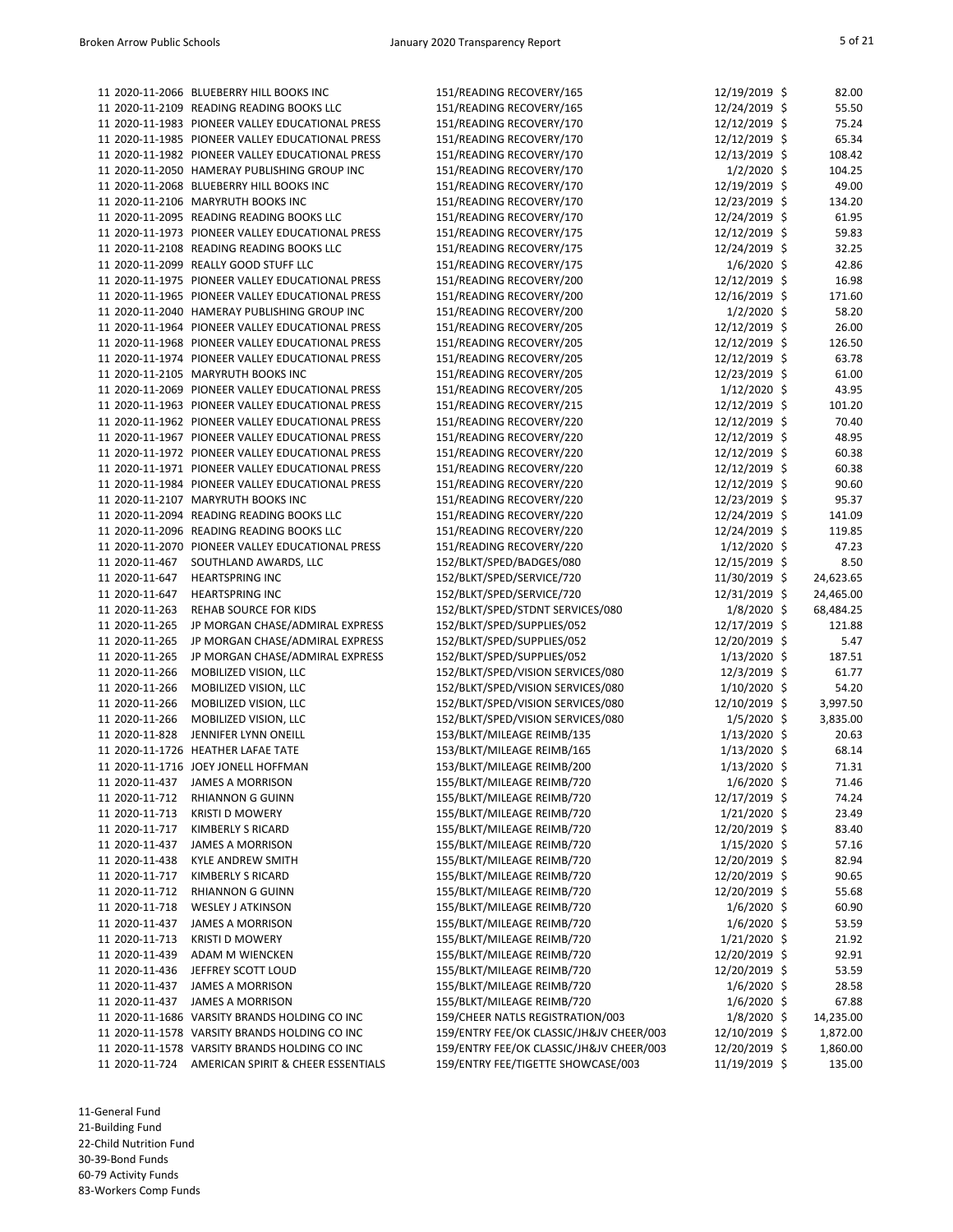| Fund | PO Number | Vendor | Description | Date | Amount |
|---|---|---|---|---|---|
| 11 | 2020-11-2066 | BLUEBERRY HILL BOOKS INC | 151/READING RECOVERY/165 | 12/19/2019 | $ 82.00 |
| 11 | 2020-11-2109 | READING READING BOOKS LLC | 151/READING RECOVERY/165 | 12/24/2019 | $ 55.50 |
| 11 | 2020-11-1983 | PIONEER VALLEY EDUCATIONAL PRESS | 151/READING RECOVERY/170 | 12/12/2019 | $ 75.24 |
| 11 | 2020-11-1985 | PIONEER VALLEY EDUCATIONAL PRESS | 151/READING RECOVERY/170 | 12/12/2019 | $ 65.34 |
| 11 | 2020-11-1982 | PIONEER VALLEY EDUCATIONAL PRESS | 151/READING RECOVERY/170 | 12/13/2019 | $ 108.42 |
| 11 | 2020-11-2050 | HAMERAY PUBLISHING GROUP INC | 151/READING RECOVERY/170 | 1/2/2020 | $ 104.25 |
| 11 | 2020-11-2068 | BLUEBERRY HILL BOOKS INC | 151/READING RECOVERY/170 | 12/19/2019 | $ 49.00 |
| 11 | 2020-11-2106 | MARYRUTH BOOKS INC | 151/READING RECOVERY/170 | 12/23/2019 | $ 134.20 |
| 11 | 2020-11-2095 | READING READING BOOKS LLC | 151/READING RECOVERY/170 | 12/24/2019 | $ 61.95 |
| 11 | 2020-11-1973 | PIONEER VALLEY EDUCATIONAL PRESS | 151/READING RECOVERY/175 | 12/12/2019 | $ 59.83 |
| 11 | 2020-11-2108 | READING READING BOOKS LLC | 151/READING RECOVERY/175 | 12/24/2019 | $ 32.25 |
| 11 | 2020-11-2099 | REALLY GOOD STUFF LLC | 151/READING RECOVERY/175 | 1/6/2020 | $ 42.86 |
| 11 | 2020-11-1975 | PIONEER VALLEY EDUCATIONAL PRESS | 151/READING RECOVERY/200 | 12/12/2019 | $ 16.98 |
| 11 | 2020-11-1965 | PIONEER VALLEY EDUCATIONAL PRESS | 151/READING RECOVERY/200 | 12/16/2019 | $ 171.60 |
| 11 | 2020-11-2040 | HAMERAY PUBLISHING GROUP INC | 151/READING RECOVERY/200 | 1/2/2020 | $ 58.20 |
| 11 | 2020-11-1964 | PIONEER VALLEY EDUCATIONAL PRESS | 151/READING RECOVERY/205 | 12/12/2019 | $ 26.00 |
| 11 | 2020-11-1968 | PIONEER VALLEY EDUCATIONAL PRESS | 151/READING RECOVERY/205 | 12/12/2019 | $ 126.50 |
| 11 | 2020-11-1974 | PIONEER VALLEY EDUCATIONAL PRESS | 151/READING RECOVERY/205 | 12/12/2019 | $ 63.78 |
| 11 | 2020-11-2105 | MARYRUTH BOOKS INC | 151/READING RECOVERY/205 | 12/23/2019 | $ 61.00 |
| 11 | 2020-11-2069 | PIONEER VALLEY EDUCATIONAL PRESS | 151/READING RECOVERY/205 | 1/12/2020 | $ 43.95 |
| 11 | 2020-11-1963 | PIONEER VALLEY EDUCATIONAL PRESS | 151/READING RECOVERY/215 | 12/12/2019 | $ 101.20 |
| 11 | 2020-11-1962 | PIONEER VALLEY EDUCATIONAL PRESS | 151/READING RECOVERY/220 | 12/12/2019 | $ 70.40 |
| 11 | 2020-11-1967 | PIONEER VALLEY EDUCATIONAL PRESS | 151/READING RECOVERY/220 | 12/12/2019 | $ 48.95 |
| 11 | 2020-11-1972 | PIONEER VALLEY EDUCATIONAL PRESS | 151/READING RECOVERY/220 | 12/12/2019 | $ 60.38 |
| 11 | 2020-11-1971 | PIONEER VALLEY EDUCATIONAL PRESS | 151/READING RECOVERY/220 | 12/12/2019 | $ 60.38 |
| 11 | 2020-11-1984 | PIONEER VALLEY EDUCATIONAL PRESS | 151/READING RECOVERY/220 | 12/12/2019 | $ 90.60 |
| 11 | 2020-11-2107 | MARYRUTH BOOKS INC | 151/READING RECOVERY/220 | 12/23/2019 | $ 95.37 |
| 11 | 2020-11-2094 | READING READING BOOKS LLC | 151/READING RECOVERY/220 | 12/24/2019 | $ 141.09 |
| 11 | 2020-11-2096 | READING READING BOOKS LLC | 151/READING RECOVERY/220 | 12/24/2019 | $ 119.85 |
| 11 | 2020-11-2070 | PIONEER VALLEY EDUCATIONAL PRESS | 151/READING RECOVERY/220 | 1/12/2020 | $ 47.23 |
| 11 | 2020-11-467 | SOUTHLAND AWARDS, LLC | 152/BLKT/SPED/BADGES/080 | 12/15/2019 | $ 8.50 |
| 11 | 2020-11-647 | HEARTSPRING INC | 152/BLKT/SPED/SERVICE/720 | 11/30/2019 | $ 24,623.65 |
| 11 | 2020-11-647 | HEARTSPRING INC | 152/BLKT/SPED/SERVICE/720 | 12/31/2019 | $ 24,465.00 |
| 11 | 2020-11-263 | REHAB SOURCE FOR KIDS | 152/BLKT/SPED/STDNT SERVICES/080 | 1/8/2020 | $ 68,484.25 |
| 11 | 2020-11-265 | JP MORGAN CHASE/ADMIRAL EXPRESS | 152/BLKT/SPED/SUPPLIES/052 | 12/17/2019 | $ 121.88 |
| 11 | 2020-11-265 | JP MORGAN CHASE/ADMIRAL EXPRESS | 152/BLKT/SPED/SUPPLIES/052 | 12/20/2019 | $ 5.47 |
| 11 | 2020-11-265 | JP MORGAN CHASE/ADMIRAL EXPRESS | 152/BLKT/SPED/SUPPLIES/052 | 1/13/2020 | $ 187.51 |
| 11 | 2020-11-266 | MOBILIZED VISION, LLC | 152/BLKT/SPED/VISION SERVICES/080 | 12/3/2019 | $ 61.77 |
| 11 | 2020-11-266 | MOBILIZED VISION, LLC | 152/BLKT/SPED/VISION SERVICES/080 | 1/10/2020 | $ 54.20 |
| 11 | 2020-11-266 | MOBILIZED VISION, LLC | 152/BLKT/SPED/VISION SERVICES/080 | 12/10/2019 | $ 3,997.50 |
| 11 | 2020-11-266 | MOBILIZED VISION, LLC | 152/BLKT/SPED/VISION SERVICES/080 | 1/5/2020 | $ 3,835.00 |
| 11 | 2020-11-828 | JENNIFER LYNN ONEILL | 153/BLKT/MILEAGE REIMB/135 | 1/13/2020 | $ 20.63 |
| 11 | 2020-11-1726 | HEATHER LAFAE TATE | 153/BLKT/MILEAGE REIMB/165 | 1/13/2020 | $ 68.14 |
| 11 | 2020-11-1716 | JOEY JONELL HOFFMAN | 153/BLKT/MILEAGE REIMB/200 | 1/13/2020 | $ 71.31 |
| 11 | 2020-11-437 | JAMES A MORRISON | 155/BLKT/MILEAGE REIMB/720 | 1/6/2020 | $ 71.46 |
| 11 | 2020-11-712 | RHIANNON G GUINN | 155/BLKT/MILEAGE REIMB/720 | 12/17/2019 | $ 74.24 |
| 11 | 2020-11-713 | KRISTI D MOWERY | 155/BLKT/MILEAGE REIMB/720 | 1/21/2020 | $ 23.49 |
| 11 | 2020-11-717 | KIMBERLY S RICARD | 155/BLKT/MILEAGE REIMB/720 | 12/20/2019 | $ 83.40 |
| 11 | 2020-11-437 | JAMES A MORRISON | 155/BLKT/MILEAGE REIMB/720 | 1/15/2020 | $ 57.16 |
| 11 | 2020-11-438 | KYLE ANDREW SMITH | 155/BLKT/MILEAGE REIMB/720 | 12/20/2019 | $ 82.94 |
| 11 | 2020-11-717 | KIMBERLY S RICARD | 155/BLKT/MILEAGE REIMB/720 | 12/20/2019 | $ 90.65 |
| 11 | 2020-11-712 | RHIANNON G GUINN | 155/BLKT/MILEAGE REIMB/720 | 12/20/2019 | $ 55.68 |
| 11 | 2020-11-718 | WESLEY J ATKINSON | 155/BLKT/MILEAGE REIMB/720 | 1/6/2020 | $ 60.90 |
| 11 | 2020-11-437 | JAMES A MORRISON | 155/BLKT/MILEAGE REIMB/720 | 1/6/2020 | $ 53.59 |
| 11 | 2020-11-713 | KRISTI D MOWERY | 155/BLKT/MILEAGE REIMB/720 | 1/21/2020 | $ 21.92 |
| 11 | 2020-11-439 | ADAM M WIENCKEN | 155/BLKT/MILEAGE REIMB/720 | 12/20/2019 | $ 92.91 |
| 11 | 2020-11-436 | JEFFREY SCOTT LOUD | 155/BLKT/MILEAGE REIMB/720 | 12/20/2019 | $ 53.59 |
| 11 | 2020-11-437 | JAMES A MORRISON | 155/BLKT/MILEAGE REIMB/720 | 1/6/2020 | $ 28.58 |
| 11 | 2020-11-437 | JAMES A MORRISON | 155/BLKT/MILEAGE REIMB/720 | 1/6/2020 | $ 67.88 |
| 11 | 2020-11-1686 | VARSITY BRANDS HOLDING CO INC | 159/CHEER NATLS REGISTRATION/003 | 1/8/2020 | $ 14,235.00 |
| 11 | 2020-11-1578 | VARSITY BRANDS HOLDING CO INC | 159/ENTRY FEE/OK CLASSIC/JH&JV CHEER/003 | 12/10/2019 | $ 1,872.00 |
| 11 | 2020-11-1578 | VARSITY BRANDS HOLDING CO INC | 159/ENTRY FEE/OK CLASSIC/JH&JV CHEER/003 | 12/20/2019 | $ 1,860.00 |
| 11 | 2020-11-724 | AMERICAN SPIRIT & CHEER ESSENTIALS | 159/ENTRY FEE/TIGETTE SHOWCASE/003 | 11/19/2019 | $ 135.00 |

11-General Fund
21-Building Fund
22-Child Nutrition Fund
30-39-Bond Funds
60-79 Activity Funds
83-Workers Comp Funds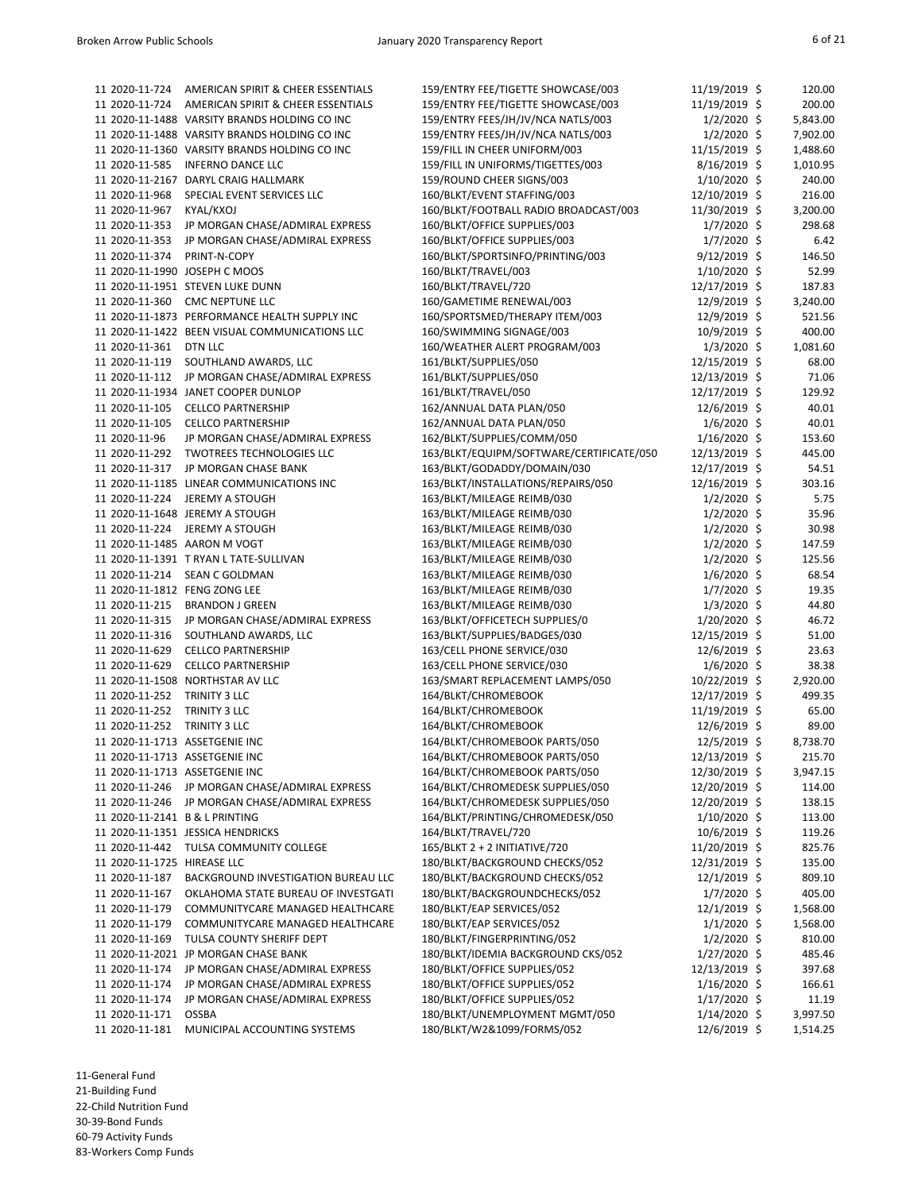| Fund | PO Number | Vendor | Description | Date | Amount |
|---|---|---|---|---|---|
| 11 | 2020-11-724 | AMERICAN SPIRIT & CHEER ESSENTIALS | 159/ENTRY FEE/TIGETTE SHOWCASE/003 | 11/19/2019 | $ 120.00 |
| 11 | 2020-11-724 | AMERICAN SPIRIT & CHEER ESSENTIALS | 159/ENTRY FEE/TIGETTE SHOWCASE/003 | 11/19/2019 | $ 200.00 |
| 11 | 2020-11-1488 | VARSITY BRANDS HOLDING CO INC | 159/ENTRY FEES/JH/JV/NCA NATLS/003 | 1/2/2020 | $ 5,843.00 |
| 11 | 2020-11-1488 | VARSITY BRANDS HOLDING CO INC | 159/ENTRY FEES/JH/JV/NCA NATLS/003 | 1/2/2020 | $ 7,902.00 |
| 11 | 2020-11-1360 | VARSITY BRANDS HOLDING CO INC | 159/FILL IN CHEER UNIFORM/003 | 11/15/2019 | $ 1,488.60 |
| 11 | 2020-11-585 | INFERNO DANCE LLC | 159/FILL IN UNIFORMS/TIGETTES/003 | 8/16/2019 | $ 1,010.95 |
| 11 | 2020-11-2167 | DARYL CRAIG HALLMARK | 159/ROUND CHEER SIGNS/003 | 1/10/2020 | $ 240.00 |
| 11 | 2020-11-968 | SPECIAL EVENT SERVICES LLC | 160/BLKT/EVENT STAFFING/003 | 12/10/2019 | $ 216.00 |
| 11 | 2020-11-967 | KYAL/KXOJ | 160/BLKT/FOOTBALL RADIO BROADCAST/003 | 11/30/2019 | $ 3,200.00 |
| 11 | 2020-11-353 | JP MORGAN CHASE/ADMIRAL EXPRESS | 160/BLKT/OFFICE SUPPLIES/003 | 1/7/2020 | $ 298.68 |
| 11 | 2020-11-353 | JP MORGAN CHASE/ADMIRAL EXPRESS | 160/BLKT/OFFICE SUPPLIES/003 | 1/7/2020 | $ 6.42 |
| 11 | 2020-11-374 | PRINT-N-COPY | 160/BLKT/SPORTSINFO/PRINTING/003 | 9/12/2019 | $ 146.50 |
| 11 | 2020-11-1990 | JOSEPH C MOOS | 160/BLKT/TRAVEL/003 | 1/10/2020 | $ 52.99 |
| 11 | 2020-11-1951 | STEVEN LUKE DUNN | 160/BLKT/TRAVEL/720 | 12/17/2019 | $ 187.83 |
| 11 | 2020-11-360 | CMC NEPTUNE LLC | 160/GAMETIME RENEWAL/003 | 12/9/2019 | $ 3,240.00 |
| 11 | 2020-11-1873 | PERFORMANCE HEALTH SUPPLY INC | 160/SPORTSMED/THERAPY ITEM/003 | 12/9/2019 | $ 521.56 |
| 11 | 2020-11-1422 | BEEN VISUAL COMMUNICATIONS LLC | 160/SWIMMING SIGNAGE/003 | 10/9/2019 | $ 400.00 |
| 11 | 2020-11-361 | DTN LLC | 160/WEATHER ALERT PROGRAM/003 | 1/3/2020 | $ 1,081.60 |
| 11 | 2020-11-119 | SOUTHLAND AWARDS, LLC | 161/BLKT/SUPPLIES/050 | 12/15/2019 | $ 68.00 |
| 11 | 2020-11-112 | JP MORGAN CHASE/ADMIRAL EXPRESS | 161/BLKT/SUPPLIES/050 | 12/13/2019 | $ 71.06 |
| 11 | 2020-11-1934 | JANET COOPER DUNLOP | 161/BLKT/TRAVEL/050 | 12/17/2019 | $ 129.92 |
| 11 | 2020-11-105 | CELLCO PARTNERSHIP | 162/ANNUAL DATA PLAN/050 | 12/6/2019 | $ 40.01 |
| 11 | 2020-11-105 | CELLCO PARTNERSHIP | 162/ANNUAL DATA PLAN/050 | 1/6/2020 | $ 40.01 |
| 11 | 2020-11-96 | JP MORGAN CHASE/ADMIRAL EXPRESS | 162/BLKT/SUPPLIES/COMM/050 | 1/16/2020 | $ 153.60 |
| 11 | 2020-11-292 | TWOTREES TECHNOLOGIES LLC | 163/BLKT/EQUIPM/SOFTWARE/CERTIFICATE/050 | 12/13/2019 | $ 445.00 |
| 11 | 2020-11-317 | JP MORGAN CHASE BANK | 163/BLKT/GODADDY/DOMAIN/030 | 12/17/2019 | $ 54.51 |
| 11 | 2020-11-1185 | LINEAR COMMUNICATIONS INC | 163/BLKT/INSTALLATIONS/REPAIRS/050 | 12/16/2019 | $ 303.16 |
| 11 | 2020-11-224 | JEREMY A STOUGH | 163/BLKT/MILEAGE REIMB/030 | 1/2/2020 | $ 5.75 |
| 11 | 2020-11-1648 | JEREMY A STOUGH | 163/BLKT/MILEAGE REIMB/030 | 1/2/2020 | $ 35.96 |
| 11 | 2020-11-224 | JEREMY A STOUGH | 163/BLKT/MILEAGE REIMB/030 | 1/2/2020 | $ 30.98 |
| 11 | 2020-11-1485 | AARON M VOGT | 163/BLKT/MILEAGE REIMB/030 | 1/2/2020 | $ 147.59 |
| 11 | 2020-11-1391 | T RYAN L TATE-SULLIVAN | 163/BLKT/MILEAGE REIMB/030 | 1/2/2020 | $ 125.56 |
| 11 | 2020-11-214 | SEAN C GOLDMAN | 163/BLKT/MILEAGE REIMB/030 | 1/6/2020 | $ 68.54 |
| 11 | 2020-11-1812 | FENG ZONG LEE | 163/BLKT/MILEAGE REIMB/030 | 1/7/2020 | $ 19.35 |
| 11 | 2020-11-215 | BRANDON J GREEN | 163/BLKT/MILEAGE REIMB/030 | 1/3/2020 | $ 44.80 |
| 11 | 2020-11-315 | JP MORGAN CHASE/ADMIRAL EXPRESS | 163/BLKT/OFFICETECH SUPPLIES/0 | 1/20/2020 | $ 46.72 |
| 11 | 2020-11-316 | SOUTHLAND AWARDS, LLC | 163/BLKT/SUPPLIES/BADGES/030 | 12/15/2019 | $ 51.00 |
| 11 | 2020-11-629 | CELLCO PARTNERSHIP | 163/CELL PHONE SERVICE/030 | 12/6/2019 | $ 23.63 |
| 11 | 2020-11-629 | CELLCO PARTNERSHIP | 163/CELL PHONE SERVICE/030 | 1/6/2020 | $ 38.38 |
| 11 | 2020-11-1508 | NORTHSTAR AV LLC | 163/SMART REPLACEMENT LAMPS/050 | 10/22/2019 | $ 2,920.00 |
| 11 | 2020-11-252 | TRINITY 3 LLC | 164/BLKT/CHROMEBOOK | 12/17/2019 | $ 499.35 |
| 11 | 2020-11-252 | TRINITY 3 LLC | 164/BLKT/CHROMEBOOK | 11/19/2019 | $ 65.00 |
| 11 | 2020-11-252 | TRINITY 3 LLC | 164/BLKT/CHROMEBOOK | 12/6/2019 | $ 89.00 |
| 11 | 2020-11-1713 | ASSETGENIE INC | 164/BLKT/CHROMEBOOK PARTS/050 | 12/5/2019 | $ 8,738.70 |
| 11 | 2020-11-1713 | ASSETGENIE INC | 164/BLKT/CHROMEBOOK PARTS/050 | 12/13/2019 | $ 215.70 |
| 11 | 2020-11-1713 | ASSETGENIE INC | 164/BLKT/CHROMEBOOK PARTS/050 | 12/30/2019 | $ 3,947.15 |
| 11 | 2020-11-246 | JP MORGAN CHASE/ADMIRAL EXPRESS | 164/BLKT/CHROMEDESK SUPPLIES/050 | 12/20/2019 | $ 114.00 |
| 11 | 2020-11-246 | JP MORGAN CHASE/ADMIRAL EXPRESS | 164/BLKT/CHROMEDESK SUPPLIES/050 | 12/20/2019 | $ 138.15 |
| 11 | 2020-11-2141 | B & L PRINTING | 164/BLKT/PRINTING/CHROMEDESK/050 | 1/10/2020 | $ 113.00 |
| 11 | 2020-11-1351 | JESSICA HENDRICKS | 164/BLKT/TRAVEL/720 | 10/6/2019 | $ 119.26 |
| 11 | 2020-11-442 | TULSA COMMUNITY COLLEGE | 165/BLKT 2 + 2 INITIATIVE/720 | 11/20/2019 | $ 825.76 |
| 11 | 2020-11-1725 | HIREASE LLC | 180/BLKT/BACKGROUND CHECKS/052 | 12/31/2019 | $ 135.00 |
| 11 | 2020-11-187 | BACKGROUND INVESTIGATION BUREAU LLC | 180/BLKT/BACKGROUND CHECKS/052 | 12/1/2019 | $ 809.10 |
| 11 | 2020-11-167 | OKLAHOMA STATE BUREAU OF INVESTGATI | 180/BLKT/BACKGROUNDCHECKS/052 | 1/7/2020 | $ 405.00 |
| 11 | 2020-11-179 | COMMUNITYCARE MANAGED HEALTHCARE | 180/BLKT/EAP SERVICES/052 | 12/1/2019 | $ 1,568.00 |
| 11 | 2020-11-179 | COMMUNITYCARE MANAGED HEALTHCARE | 180/BLKT/EAP SERVICES/052 | 1/1/2020 | $ 1,568.00 |
| 11 | 2020-11-169 | TULSA COUNTY SHERIFF DEPT | 180/BLKT/FINGERPRINTING/052 | 1/2/2020 | $ 810.00 |
| 11 | 2020-11-2021 | JP MORGAN CHASE BANK | 180/BLKT/IDEMIA BACKGROUND CKS/052 | 1/27/2020 | $ 485.46 |
| 11 | 2020-11-174 | JP MORGAN CHASE/ADMIRAL EXPRESS | 180/BLKT/OFFICE SUPPLIES/052 | 12/13/2019 | $ 397.68 |
| 11 | 2020-11-174 | JP MORGAN CHASE/ADMIRAL EXPRESS | 180/BLKT/OFFICE SUPPLIES/052 | 1/16/2020 | $ 166.61 |
| 11 | 2020-11-174 | JP MORGAN CHASE/ADMIRAL EXPRESS | 180/BLKT/OFFICE SUPPLIES/052 | 1/17/2020 | $ 11.19 |
| 11 | 2020-11-171 | OSSBA | 180/BLKT/UNEMPLOYMENT MGMT/050 | 1/14/2020 | $ 3,997.50 |
| 11 | 2020-11-181 | MUNICIPAL ACCOUNTING SYSTEMS | 180/BLKT/W2&1099/FORMS/052 | 12/6/2019 | $ 1,514.25 |

11-General Fund
21-Building Fund
22-Child Nutrition Fund
30-39-Bond Funds
60-79 Activity Funds
83-Workers Comp Funds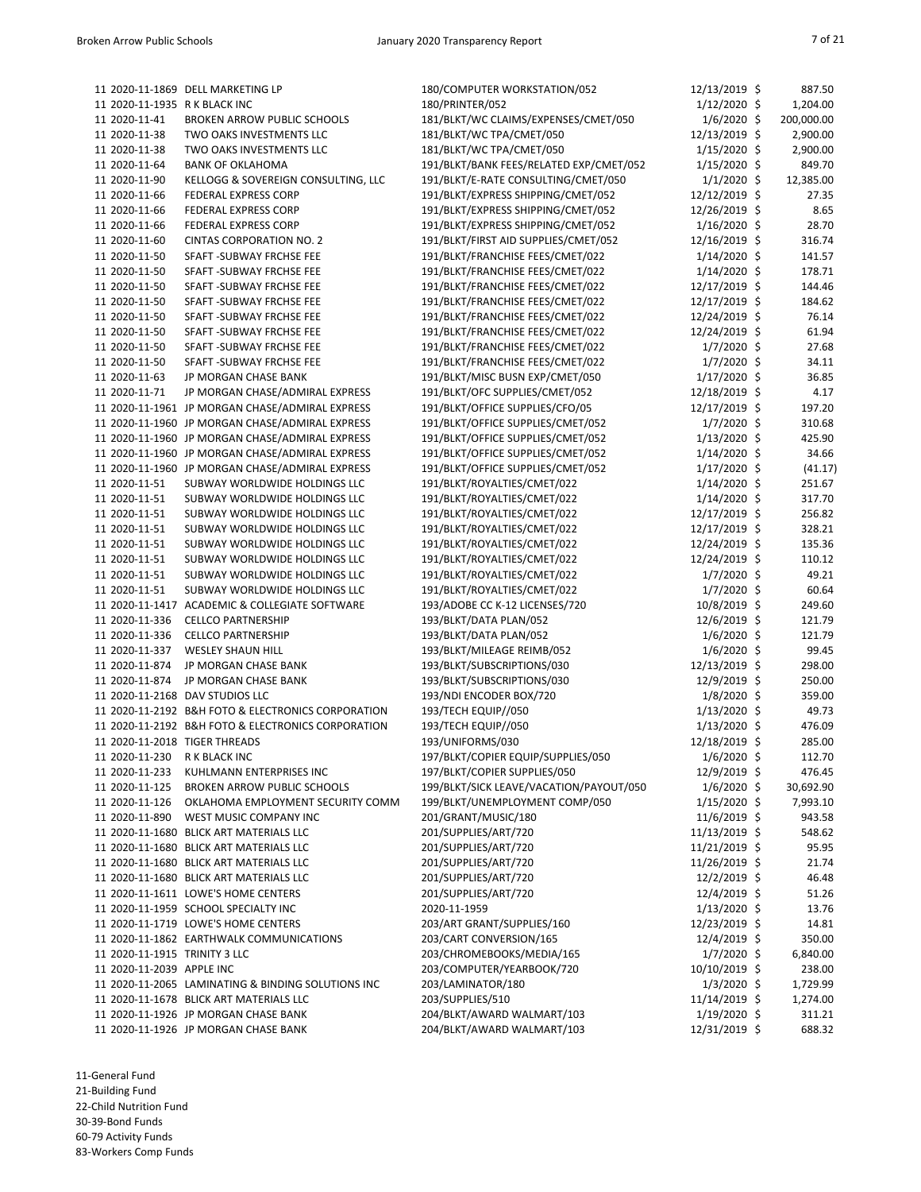| Fund | PO Number | Vendor | Description | Date | Amount |
|---|---|---|---|---|---|
| 11 | 2020-11-1869 | DELL MARKETING LP | 180/COMPUTER WORKSTATION/052 | 12/13/2019 | $ 887.50 |
| 11 | 2020-11-1935 | R K BLACK INC | 180/PRINTER/052 | 1/12/2020 | $ 1,204.00 |
| 11 | 2020-11-41 | BROKEN ARROW PUBLIC SCHOOLS | 181/BLKT/WC CLAIMS/EXPENSES/CMET/050 | 1/6/2020 | $ 200,000.00 |
| 11 | 2020-11-38 | TWO OAKS INVESTMENTS LLC | 181/BLKT/WC TPA/CMET/050 | 12/13/2019 | $ 2,900.00 |
| 11 | 2020-11-38 | TWO OAKS INVESTMENTS LLC | 181/BLKT/WC TPA/CMET/050 | 1/15/2020 | $ 2,900.00 |
| 11 | 2020-11-64 | BANK OF OKLAHOMA | 191/BLKT/BANK FEES/RELATED EXP/CMET/052 | 1/15/2020 | $ 849.70 |
| 11 | 2020-11-90 | KELLOGG & SOVEREIGN CONSULTING, LLC | 191/BLKT/E-RATE CONSULTING/CMET/050 | 1/1/2020 | $ 12,385.00 |
| 11 | 2020-11-66 | FEDERAL EXPRESS CORP | 191/BLKT/EXPRESS SHIPPING/CMET/052 | 12/12/2019 | $ 27.35 |
| 11 | 2020-11-66 | FEDERAL EXPRESS CORP | 191/BLKT/EXPRESS SHIPPING/CMET/052 | 12/26/2019 | $ 8.65 |
| 11 | 2020-11-66 | FEDERAL EXPRESS CORP | 191/BLKT/EXPRESS SHIPPING/CMET/052 | 1/16/2020 | $ 28.70 |
| 11 | 2020-11-60 | CINTAS CORPORATION NO. 2 | 191/BLKT/FIRST AID SUPPLIES/CMET/052 | 12/16/2019 | $ 316.74 |
| 11 | 2020-11-50 | SFAFT -SUBWAY FRCHSE FEE | 191/BLKT/FRANCHISE FEES/CMET/022 | 1/14/2020 | $ 141.57 |
| 11 | 2020-11-50 | SFAFT -SUBWAY FRCHSE FEE | 191/BLKT/FRANCHISE FEES/CMET/022 | 1/14/2020 | $ 178.71 |
| 11 | 2020-11-50 | SFAFT -SUBWAY FRCHSE FEE | 191/BLKT/FRANCHISE FEES/CMET/022 | 12/17/2019 | $ 144.46 |
| 11 | 2020-11-50 | SFAFT -SUBWAY FRCHSE FEE | 191/BLKT/FRANCHISE FEES/CMET/022 | 12/17/2019 | $ 184.62 |
| 11 | 2020-11-50 | SFAFT -SUBWAY FRCHSE FEE | 191/BLKT/FRANCHISE FEES/CMET/022 | 12/24/2019 | $ 76.14 |
| 11 | 2020-11-50 | SFAFT -SUBWAY FRCHSE FEE | 191/BLKT/FRANCHISE FEES/CMET/022 | 12/24/2019 | $ 61.94 |
| 11 | 2020-11-50 | SFAFT -SUBWAY FRCHSE FEE | 191/BLKT/FRANCHISE FEES/CMET/022 | 1/7/2020 | $ 27.68 |
| 11 | 2020-11-50 | SFAFT -SUBWAY FRCHSE FEE | 191/BLKT/FRANCHISE FEES/CMET/022 | 1/7/2020 | $ 34.11 |
| 11 | 2020-11-63 | JP MORGAN CHASE BANK | 191/BLKT/MISC BUSN EXP/CMET/050 | 1/17/2020 | $ 36.85 |
| 11 | 2020-11-71 | JP MORGAN CHASE/ADMIRAL EXPRESS | 191/BLKT/OFC SUPPLIES/CMET/052 | 12/18/2019 | $ 4.17 |
| 11 | 2020-11-1961 | JP MORGAN CHASE/ADMIRAL EXPRESS | 191/BLKT/OFFICE SUPPLIES/CFO/05 | 12/17/2019 | $ 197.20 |
| 11 | 2020-11-1960 | JP MORGAN CHASE/ADMIRAL EXPRESS | 191/BLKT/OFFICE SUPPLIES/CMET/052 | 1/7/2020 | $ 310.68 |
| 11 | 2020-11-1960 | JP MORGAN CHASE/ADMIRAL EXPRESS | 191/BLKT/OFFICE SUPPLIES/CMET/052 | 1/13/2020 | $ 425.90 |
| 11 | 2020-11-1960 | JP MORGAN CHASE/ADMIRAL EXPRESS | 191/BLKT/OFFICE SUPPLIES/CMET/052 | 1/14/2020 | $ 34.66 |
| 11 | 2020-11-1960 | JP MORGAN CHASE/ADMIRAL EXPRESS | 191/BLKT/OFFICE SUPPLIES/CMET/052 | 1/17/2020 | $ (41.17) |
| 11 | 2020-11-51 | SUBWAY WORLDWIDE HOLDINGS LLC | 191/BLKT/ROYALTIES/CMET/022 | 1/14/2020 | $ 251.67 |
| 11 | 2020-11-51 | SUBWAY WORLDWIDE HOLDINGS LLC | 191/BLKT/ROYALTIES/CMET/022 | 1/14/2020 | $ 317.70 |
| 11 | 2020-11-51 | SUBWAY WORLDWIDE HOLDINGS LLC | 191/BLKT/ROYALTIES/CMET/022 | 12/17/2019 | $ 256.82 |
| 11 | 2020-11-51 | SUBWAY WORLDWIDE HOLDINGS LLC | 191/BLKT/ROYALTIES/CMET/022 | 12/17/2019 | $ 328.21 |
| 11 | 2020-11-51 | SUBWAY WORLDWIDE HOLDINGS LLC | 191/BLKT/ROYALTIES/CMET/022 | 12/24/2019 | $ 135.36 |
| 11 | 2020-11-51 | SUBWAY WORLDWIDE HOLDINGS LLC | 191/BLKT/ROYALTIES/CMET/022 | 12/24/2019 | $ 110.12 |
| 11 | 2020-11-51 | SUBWAY WORLDWIDE HOLDINGS LLC | 191/BLKT/ROYALTIES/CMET/022 | 1/7/2020 | $ 49.21 |
| 11 | 2020-11-51 | SUBWAY WORLDWIDE HOLDINGS LLC | 191/BLKT/ROYALTIES/CMET/022 | 1/7/2020 | $ 60.64 |
| 11 | 2020-11-1417 | ACADEMIC & COLLEGIATE SOFTWARE | 193/ADOBE CC K-12 LICENSES/720 | 10/8/2019 | $ 249.60 |
| 11 | 2020-11-336 | CELLCO PARTNERSHIP | 193/BLKT/DATA PLAN/052 | 12/6/2019 | $ 121.79 |
| 11 | 2020-11-336 | CELLCO PARTNERSHIP | 193/BLKT/DATA PLAN/052 | 1/6/2020 | $ 121.79 |
| 11 | 2020-11-337 | WESLEY SHAUN HILL | 193/BLKT/MILEAGE REIMB/052 | 1/6/2020 | $ 99.45 |
| 11 | 2020-11-874 | JP MORGAN CHASE BANK | 193/BLKT/SUBSCRIPTIONS/030 | 12/13/2019 | $ 298.00 |
| 11 | 2020-11-874 | JP MORGAN CHASE BANK | 193/BLKT/SUBSCRIPTIONS/030 | 12/9/2019 | $ 250.00 |
| 11 | 2020-11-2168 | DAV STUDIOS LLC | 193/NDI ENCODER BOX/720 | 1/8/2020 | $ 359.00 |
| 11 | 2020-11-2192 | B&H FOTO & ELECTRONICS CORPORATION | 193/TECH EQUIP//050 | 1/13/2020 | $ 49.73 |
| 11 | 2020-11-2192 | B&H FOTO & ELECTRONICS CORPORATION | 193/TECH EQUIP//050 | 1/13/2020 | $ 476.09 |
| 11 | 2020-11-2018 | TIGER THREADS | 193/UNIFORMS/030 | 12/18/2019 | $ 285.00 |
| 11 | 2020-11-230 | R K BLACK INC | 197/BLKT/COPIER EQUIP/SUPPLIES/050 | 1/6/2020 | $ 112.70 |
| 11 | 2020-11-233 | KUHLMANN ENTERPRISES INC | 197/BLKT/COPIER SUPPLIES/050 | 12/9/2019 | $ 476.45 |
| 11 | 2020-11-125 | BROKEN ARROW PUBLIC SCHOOLS | 199/BLKT/SICK LEAVE/VACATION/PAYOUT/050 | 1/6/2020 | $ 30,692.90 |
| 11 | 2020-11-126 | OKLAHOMA EMPLOYMENT SECURITY COMM | 199/BLKT/UNEMPLOYMENT COMP/050 | 1/15/2020 | $ 7,993.10 |
| 11 | 2020-11-890 | WEST MUSIC COMPANY INC | 201/GRANT/MUSIC/180 | 11/6/2019 | $ 943.58 |
| 11 | 2020-11-1680 | BLICK ART MATERIALS LLC | 201/SUPPLIES/ART/720 | 11/13/2019 | $ 548.62 |
| 11 | 2020-11-1680 | BLICK ART MATERIALS LLC | 201/SUPPLIES/ART/720 | 11/21/2019 | $ 95.95 |
| 11 | 2020-11-1680 | BLICK ART MATERIALS LLC | 201/SUPPLIES/ART/720 | 11/26/2019 | $ 21.74 |
| 11 | 2020-11-1680 | BLICK ART MATERIALS LLC | 201/SUPPLIES/ART/720 | 12/2/2019 | $ 46.48 |
| 11 | 2020-11-1611 | LOWE'S HOME CENTERS | 201/SUPPLIES/ART/720 | 12/4/2019 | $ 51.26 |
| 11 | 2020-11-1959 | SCHOOL SPECIALTY INC | 2020-11-1959 | 1/13/2020 | $ 13.76 |
| 11 | 2020-11-1719 | LOWE'S HOME CENTERS | 203/ART GRANT/SUPPLIES/160 | 12/23/2019 | $ 14.81 |
| 11 | 2020-11-1862 | EARTHWALK COMMUNICATIONS | 203/CART CONVERSION/165 | 12/4/2019 | $ 350.00 |
| 11 | 2020-11-1915 | TRINITY 3 LLC | 203/CHROMEBOOKS/MEDIA/165 | 1/7/2020 | $ 6,840.00 |
| 11 | 2020-11-2039 | APPLE INC | 203/COMPUTER/YEARBOOK/720 | 10/10/2019 | $ 238.00 |
| 11 | 2020-11-2065 | LAMINATING & BINDING SOLUTIONS INC | 203/LAMINATOR/180 | 1/3/2020 | $ 1,729.99 |
| 11 | 2020-11-1678 | BLICK ART MATERIALS LLC | 203/SUPPLIES/510 | 11/14/2019 | $ 1,274.00 |
| 11 | 2020-11-1926 | JP MORGAN CHASE BANK | 204/BLKT/AWARD WALMART/103 | 1/19/2020 | $ 311.21 |
| 11 | 2020-11-1926 | JP MORGAN CHASE BANK | 204/BLKT/AWARD WALMART/103 | 12/31/2019 | $ 688.32 |

11-General Fund
21-Building Fund
22-Child Nutrition Fund
30-39-Bond Funds
60-79 Activity Funds
83-Workers Comp Funds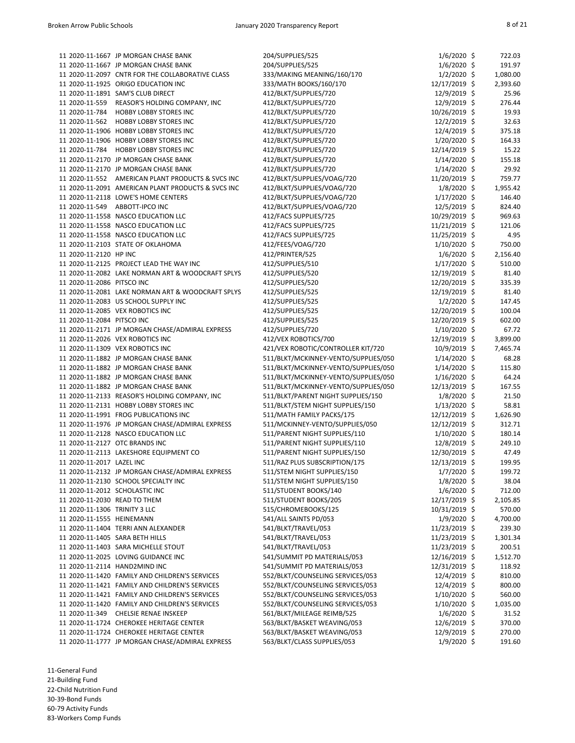| Fund | PO Number | Vendor | Description | Date | Amount |
|---|---|---|---|---|---|
| 11 | 2020-11-1667 | JP MORGAN CHASE BANK | 204/SUPPLIES/525 | 1/6/2020 | $ 722.03 |
| 11 | 2020-11-1667 | JP MORGAN CHASE BANK | 204/SUPPLIES/525 | 1/6/2020 | $ 191.97 |
| 11 | 2020-11-2097 | CNTR FOR THE COLLABORATIVE CLASS | 333/MAKING MEANING/160/170 | 1/2/2020 | $ 1,080.00 |
| 11 | 2020-11-1925 | ORIGO EDUCATION INC | 333/MATH BOOKS/160/170 | 12/17/2019 | $ 2,393.60 |
| 11 | 2020-11-1891 | SAM'S CLUB DIRECT | 412/BLKT/SUPPLIES/720 | 12/9/2019 | $ 25.96 |
| 11 | 2020-11-559 | REASOR'S HOLDING COMPANY, INC | 412/BLKT/SUPPLIES/720 | 12/9/2019 | $ 276.44 |
| 11 | 2020-11-784 | HOBBY LOBBY STORES INC | 412/BLKT/SUPPLIES/720 | 10/26/2019 | $ 19.93 |
| 11 | 2020-11-562 | HOBBY LOBBY STORES INC | 412/BLKT/SUPPLIES/720 | 12/2/2019 | $ 32.63 |
| 11 | 2020-11-1906 | HOBBY LOBBY STORES INC | 412/BLKT/SUPPLIES/720 | 12/4/2019 | $ 375.18 |
| 11 | 2020-11-1906 | HOBBY LOBBY STORES INC | 412/BLKT/SUPPLIES/720 | 1/20/2020 | $ 164.33 |
| 11 | 2020-11-784 | HOBBY LOBBY STORES INC | 412/BLKT/SUPPLIES/720 | 12/14/2019 | $ 15.22 |
| 11 | 2020-11-2170 | JP MORGAN CHASE BANK | 412/BLKT/SUPPLIES/720 | 1/14/2020 | $ 155.18 |
| 11 | 2020-11-2170 | JP MORGAN CHASE BANK | 412/BLKT/SUPPLIES/720 | 1/14/2020 | $ 29.92 |
| 11 | 2020-11-552 | AMERICAN PLANT PRODUCTS & SVCS INC | 412/BLKT/SUPPLIES/VOAG/720 | 11/20/2019 | $ 759.77 |
| 11 | 2020-11-2091 | AMERICAN PLANT PRODUCTS & SVCS INC | 412/BLKT/SUPPLIES/VOAG/720 | 1/8/2020 | $ 1,955.42 |
| 11 | 2020-11-2118 | LOWE'S HOME CENTERS | 412/BLKT/SUPPLIES/VOAG/720 | 1/17/2020 | $ 146.40 |
| 11 | 2020-11-549 | ABBOTT-IPCO INC | 412/BLKT/SUPPLIES/VOAG/720 | 12/5/2019 | $ 824.40 |
| 11 | 2020-11-1558 | NASCO EDUCATION LLC | 412/FACS SUPPLIES/725 | 10/29/2019 | $ 969.63 |
| 11 | 2020-11-1558 | NASCO EDUCATION LLC | 412/FACS SUPPLIES/725 | 11/21/2019 | $ 121.06 |
| 11 | 2020-11-1558 | NASCO EDUCATION LLC | 412/FACS SUPPLIES/725 | 11/25/2019 | $ 4.95 |
| 11 | 2020-11-2103 | STATE OF OKLAHOMA | 412/FEES/VOAG/720 | 1/10/2020 | $ 750.00 |
| 11 | 2020-11-2120 | HP INC | 412/PRINTER/525 | 1/6/2020 | $ 2,156.40 |
| 11 | 2020-11-2125 | PROJECT LEAD THE WAY INC | 412/SUPPLIES/510 | 1/17/2020 | $ 510.00 |
| 11 | 2020-11-2082 | LAKE NORMAN ART & WOODCRAFT SPLYS | 412/SUPPLIES/520 | 12/19/2019 | $ 81.40 |
| 11 | 2020-11-2086 | PITSCO INC | 412/SUPPLIES/520 | 12/20/2019 | $ 335.39 |
| 11 | 2020-11-2081 | LAKE NORMAN ART & WOODCRAFT SPLYS | 412/SUPPLIES/525 | 12/19/2019 | $ 81.40 |
| 11 | 2020-11-2083 | US SCHOOL SUPPLY INC | 412/SUPPLIES/525 | 1/2/2020 | $ 147.45 |
| 11 | 2020-11-2085 | VEX ROBOTICS INC | 412/SUPPLIES/525 | 12/20/2019 | $ 100.04 |
| 11 | 2020-11-2084 | PITSCO INC | 412/SUPPLIES/525 | 12/20/2019 | $ 602.00 |
| 11 | 2020-11-2171 | JP MORGAN CHASE/ADMIRAL EXPRESS | 412/SUPPLIES/720 | 1/10/2020 | $ 67.72 |
| 11 | 2020-11-2026 | VEX ROBOTICS INC | 412/VEX ROBOTICS/700 | 12/19/2019 | $ 3,899.00 |
| 11 | 2020-11-1309 | VEX ROBOTICS INC | 421/VEX ROBOTIC/CONTROLLER KIT/720 | 10/9/2019 | $ 7,465.74 |
| 11 | 2020-11-1882 | JP MORGAN CHASE BANK | 511/BLKT/MCKINNEY-VENTO/SUPPLIES/050 | 1/14/2020 | $ 68.28 |
| 11 | 2020-11-1882 | JP MORGAN CHASE BANK | 511/BLKT/MCKINNEY-VENTO/SUPPLIES/050 | 1/14/2020 | $ 115.80 |
| 11 | 2020-11-1882 | JP MORGAN CHASE BANK | 511/BLKT/MCKINNEY-VENTO/SUPPLIES/050 | 1/16/2020 | $ 64.24 |
| 11 | 2020-11-1882 | JP MORGAN CHASE BANK | 511/BLKT/MCKINNEY-VENTO/SUPPLIES/050 | 12/13/2019 | $ 167.55 |
| 11 | 2020-11-2133 | REASOR'S HOLDING COMPANY, INC | 511/BLKT/PARENT NIGHT SUPPLIES/150 | 1/8/2020 | $ 21.50 |
| 11 | 2020-11-2131 | HOBBY LOBBY STORES INC | 511/BLKT/STEM NIGHT SUPPLIES/150 | 1/13/2020 | $ 58.81 |
| 11 | 2020-11-1991 | FROG PUBLICATIONS INC | 511/MATH FAMILY PACKS/175 | 12/12/2019 | $ 1,626.90 |
| 11 | 2020-11-1976 | JP MORGAN CHASE/ADMIRAL EXPRESS | 511/MCKINNEY-VENTO/SUPPLIES/050 | 12/12/2019 | $ 312.71 |
| 11 | 2020-11-2128 | NASCO EDUCATION LLC | 511/PARENT NIGHT SUPPLIES/110 | 1/10/2020 | $ 180.14 |
| 11 | 2020-11-2127 | OTC BRANDS INC | 511/PARENT NIGHT SUPPLIES/110 | 12/8/2019 | $ 249.10 |
| 11 | 2020-11-2113 | LAKESHORE EQUIPMENT CO | 511/PARENT NIGHT SUPPLIES/150 | 12/30/2019 | $ 47.49 |
| 11 | 2020-11-2017 | LAZEL INC | 511/RAZ PLUS SUBSCRIPTION/175 | 12/13/2019 | $ 199.95 |
| 11 | 2020-11-2132 | JP MORGAN CHASE/ADMIRAL EXPRESS | 511/STEM NIGHT SUPPLIES/150 | 1/7/2020 | $ 199.72 |
| 11 | 2020-11-2130 | SCHOOL SPECIALTY INC | 511/STEM NIGHT SUPPLIES/150 | 1/8/2020 | $ 38.04 |
| 11 | 2020-11-2012 | SCHOLASTIC INC | 511/STUDENT BOOKS/140 | 1/6/2020 | $ 712.00 |
| 11 | 2020-11-2030 | READ TO THEM | 511/STUDENT BOOKS/205 | 12/17/2019 | $ 2,105.85 |
| 11 | 2020-11-1306 | TRINITY 3 LLC | 515/CHROMEBOOKS/125 | 10/31/2019 | $ 570.00 |
| 11 | 2020-11-1555 | HEINEMANN | 541/ALL SAINTS PD/053 | 1/9/2020 | $ 4,700.00 |
| 11 | 2020-11-1404 | TERRI ANN ALEXANDER | 541/BLKT/TRAVEL/053 | 11/23/2019 | $ 239.30 |
| 11 | 2020-11-1405 | SARA BETH HILLS | 541/BLKT/TRAVEL/053 | 11/23/2019 | $ 1,301.34 |
| 11 | 2020-11-1403 | SARA MICHELLE STOUT | 541/BLKT/TRAVEL/053 | 11/23/2019 | $ 200.51 |
| 11 | 2020-11-2025 | LOVING GUIDANCE INC | 541/SUMMIT PD MATERIALS/053 | 12/16/2019 | $ 1,512.70 |
| 11 | 2020-11-2114 | HAND2MIND INC | 541/SUMMIT PD MATERIALS/053 | 12/31/2019 | $ 118.92 |
| 11 | 2020-11-1420 | FAMILY AND CHILDREN'S SERVICES | 552/BLKT/COUNSELING SERVICES/053 | 12/4/2019 | $ 810.00 |
| 11 | 2020-11-1421 | FAMILY AND CHILDREN'S SERVICES | 552/BLKT/COUNSELING SERVICES/053 | 12/4/2019 | $ 800.00 |
| 11 | 2020-11-1421 | FAMILY AND CHILDREN'S SERVICES | 552/BLKT/COUNSELING SERVICES/053 | 1/10/2020 | $ 560.00 |
| 11 | 2020-11-1420 | FAMILY AND CHILDREN'S SERVICES | 552/BLKT/COUNSELING SERVICES/053 | 1/10/2020 | $ 1,035.00 |
| 11 | 2020-11-349 | CHELSIE RENAE INSKEEP | 561/BLKT/MILEAGE REIMB/525 | 1/6/2020 | $ 31.52 |
| 11 | 2020-11-1724 | CHEROKEE HERITAGE CENTER | 563/BLKT/BASKET WEAVING/053 | 12/6/2019 | $ 370.00 |
| 11 | 2020-11-1724 | CHEROKEE HERITAGE CENTER | 563/BLKT/BASKET WEAVING/053 | 12/9/2019 | $ 270.00 |
| 11 | 2020-11-1777 | JP MORGAN CHASE/ADMIRAL EXPRESS | 563/BLKT/CLASS SUPPLIES/053 | 1/9/2020 | $ 191.60 |

11-General Fund
21-Building Fund
22-Child Nutrition Fund
30-39-Bond Funds
60-79 Activity Funds
83-Workers Comp Funds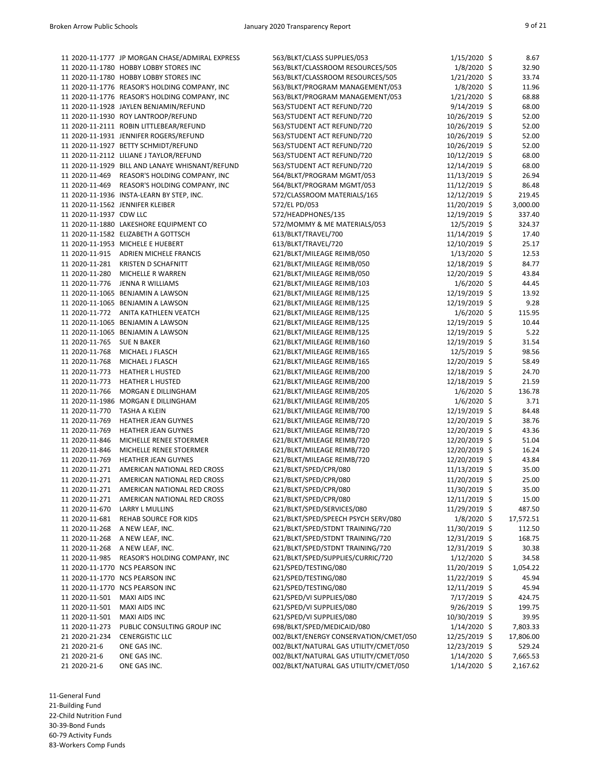| Fund | PO Number | Vendor | Description | Date | Amount |
|---|---|---|---|---|---|
| 11 | 2020-11-1777 | JP MORGAN CHASE/ADMIRAL EXPRESS | 563/BLKT/CLASS SUPPLIES/053 | 1/15/2020 | $ 8.67 |
| 11 | 2020-11-1780 | HOBBY LOBBY STORES INC | 563/BLKT/CLASSROOM RESOURCES/505 | 1/8/2020 | $ 32.90 |
| 11 | 2020-11-1780 | HOBBY LOBBY STORES INC | 563/BLKT/CLASSROOM RESOURCES/505 | 1/21/2020 | $ 33.74 |
| 11 | 2020-11-1776 | REASOR'S HOLDING COMPANY, INC | 563/BLKT/PROGRAM MANAGEMENT/053 | 1/8/2020 | $ 11.96 |
| 11 | 2020-11-1776 | REASOR'S HOLDING COMPANY, INC | 563/BLKT/PROGRAM MANAGEMENT/053 | 1/21/2020 | $ 68.88 |
| 11 | 2020-11-1928 | JAYLEN BENJAMIN/REFUND | 563/STUDENT ACT REFUND/720 | 9/14/2019 | $ 68.00 |
| 11 | 2020-11-1930 | ROY LANTROOP/REFUND | 563/STUDENT ACT REFUND/720 | 10/26/2019 | $ 52.00 |
| 11 | 2020-11-2111 | ROBIN LITTLEBEAR/REFUND | 563/STUDENT ACT REFUND/720 | 10/26/2019 | $ 52.00 |
| 11 | 2020-11-1931 | JENNIFER ROGERS/REFUND | 563/STUDENT ACT REFUND/720 | 10/26/2019 | $ 52.00 |
| 11 | 2020-11-1927 | BETTY SCHMIDT/REFUND | 563/STUDENT ACT REFUND/720 | 10/26/2019 | $ 52.00 |
| 11 | 2020-11-2112 | LILIANE J TAYLOR/REFUND | 563/STUDENT ACT REFUND/720 | 10/12/2019 | $ 68.00 |
| 11 | 2020-11-1929 | BILL AND LANAYE WHISNANT/REFUND | 563/STUDENT ACT REFUND/720 | 12/14/2019 | $ 68.00 |
| 11 | 2020-11-469 | REASOR'S HOLDING COMPANY, INC | 564/BLKT/PROGRAM MGMT/053 | 11/13/2019 | $ 26.94 |
| 11 | 2020-11-469 | REASOR'S HOLDING COMPANY, INC | 564/BLKT/PROGRAM MGMT/053 | 11/12/2019 | $ 86.48 |
| 11 | 2020-11-1936 | INSTA-LEARN BY STEP, INC. | 572/CLASSROOM MATERIALS/165 | 12/12/2019 | $ 219.45 |
| 11 | 2020-11-1562 | JENNIFER KLEIBER | 572/EL PD/053 | 11/20/2019 | $ 3,000.00 |
| 11 | 2020-11-1937 | CDW LLC | 572/HEADPHONES/135 | 12/19/2019 | $ 337.40 |
| 11 | 2020-11-1880 | LAKESHORE EQUIPMENT CO | 572/MOMMY & ME MATERIALS/053 | 12/5/2019 | $ 324.37 |
| 11 | 2020-11-1582 | ELIZABETH A GOTTSCH | 613/BLKT/TRAVEL/700 | 11/14/2019 | $ 17.40 |
| 11 | 2020-11-1953 | MICHELE E HUEBERT | 613/BLKT/TRAVEL/720 | 12/10/2019 | $ 25.17 |
| 11 | 2020-11-915 | ADRIEN MICHELE FRANCIS | 621/BLKT/MILEAGE REIMB/050 | 1/13/2020 | $ 12.53 |
| 11 | 2020-11-281 | KRISTEN D SCHAFNITT | 621/BLKT/MILEAGE REIMB/050 | 12/18/2019 | $ 84.77 |
| 11 | 2020-11-280 | MICHELLE R WARREN | 621/BLKT/MILEAGE REIMB/050 | 12/20/2019 | $ 43.84 |
| 11 | 2020-11-776 | JENNA R WILLIAMS | 621/BLKT/MILEAGE REIMB/103 | 1/6/2020 | $ 44.45 |
| 11 | 2020-11-1065 | BENJAMIN A LAWSON | 621/BLKT/MILEAGE REIMB/125 | 12/19/2019 | $ 13.92 |
| 11 | 2020-11-1065 | BENJAMIN A LAWSON | 621/BLKT/MILEAGE REIMB/125 | 12/19/2019 | $ 9.28 |
| 11 | 2020-11-772 | ANITA KATHLEEN VEATCH | 621/BLKT/MILEAGE REIMB/125 | 1/6/2020 | $ 115.95 |
| 11 | 2020-11-1065 | BENJAMIN A LAWSON | 621/BLKT/MILEAGE REIMB/125 | 12/19/2019 | $ 10.44 |
| 11 | 2020-11-1065 | BENJAMIN A LAWSON | 621/BLKT/MILEAGE REIMB/125 | 12/19/2019 | $ 5.22 |
| 11 | 2020-11-765 | SUE N BAKER | 621/BLKT/MILEAGE REIMB/160 | 12/19/2019 | $ 31.54 |
| 11 | 2020-11-768 | MICHAEL J FLASCH | 621/BLKT/MILEAGE REIMB/165 | 12/5/2019 | $ 98.56 |
| 11 | 2020-11-768 | MICHAEL J FLASCH | 621/BLKT/MILEAGE REIMB/165 | 12/20/2019 | $ 58.49 |
| 11 | 2020-11-773 | HEATHER L HUSTED | 621/BLKT/MILEAGE REIMB/200 | 12/18/2019 | $ 24.70 |
| 11 | 2020-11-773 | HEATHER L HUSTED | 621/BLKT/MILEAGE REIMB/200 | 12/18/2019 | $ 21.59 |
| 11 | 2020-11-766 | MORGAN E DILLINGHAM | 621/BLKT/MILEAGE REIMB/205 | 1/6/2020 | $ 136.78 |
| 11 | 2020-11-1986 | MORGAN E DILLINGHAM | 621/BLKT/MILEAGE REIMB/205 | 1/6/2020 | $ 3.71 |
| 11 | 2020-11-770 | TASHA A KLEIN | 621/BLKT/MILEAGE REIMB/700 | 12/19/2019 | $ 84.48 |
| 11 | 2020-11-769 | HEATHER JEAN GUYNES | 621/BLKT/MILEAGE REIMB/720 | 12/20/2019 | $ 38.76 |
| 11 | 2020-11-769 | HEATHER JEAN GUYNES | 621/BLKT/MILEAGE REIMB/720 | 12/20/2019 | $ 43.36 |
| 11 | 2020-11-846 | MICHELLE RENEE STOERMER | 621/BLKT/MILEAGE REIMB/720 | 12/20/2019 | $ 51.04 |
| 11 | 2020-11-846 | MICHELLE RENEE STOERMER | 621/BLKT/MILEAGE REIMB/720 | 12/20/2019 | $ 16.24 |
| 11 | 2020-11-769 | HEATHER JEAN GUYNES | 621/BLKT/MILEAGE REIMB/720 | 12/20/2019 | $ 43.84 |
| 11 | 2020-11-271 | AMERICAN NATIONAL RED CROSS | 621/BLKT/SPED/CPR/080 | 11/13/2019 | $ 35.00 |
| 11 | 2020-11-271 | AMERICAN NATIONAL RED CROSS | 621/BLKT/SPED/CPR/080 | 11/20/2019 | $ 25.00 |
| 11 | 2020-11-271 | AMERICAN NATIONAL RED CROSS | 621/BLKT/SPED/CPR/080 | 11/30/2019 | $ 35.00 |
| 11 | 2020-11-271 | AMERICAN NATIONAL RED CROSS | 621/BLKT/SPED/CPR/080 | 12/11/2019 | $ 15.00 |
| 11 | 2020-11-670 | LARRY L MULLINS | 621/BLKT/SPED/SERVICES/080 | 11/29/2019 | $ 487.50 |
| 11 | 2020-11-681 | REHAB SOURCE FOR KIDS | 621/BLKT/SPED/SPEECH PSYCH SERV/080 | 1/8/2020 | $ 17,572.51 |
| 11 | 2020-11-268 | A NEW LEAF, INC. | 621/BLKT/SPED/STDNT TRAINING/720 | 11/30/2019 | $ 112.50 |
| 11 | 2020-11-268 | A NEW LEAF, INC. | 621/BLKT/SPED/STDNT TRAINING/720 | 12/31/2019 | $ 168.75 |
| 11 | 2020-11-268 | A NEW LEAF, INC. | 621/BLKT/SPED/STDNT TRAINING/720 | 12/31/2019 | $ 30.38 |
| 11 | 2020-11-985 | REASOR'S HOLDING COMPANY, INC | 621/BLKT/SPED/SUPPLIES/CURRIC/720 | 1/12/2020 | $ 34.58 |
| 11 | 2020-11-1770 | NCS PEARSON INC | 621/SPED/TESTING/080 | 11/20/2019 | $ 1,054.22 |
| 11 | 2020-11-1770 | NCS PEARSON INC | 621/SPED/TESTING/080 | 11/22/2019 | $ 45.94 |
| 11 | 2020-11-1770 | NCS PEARSON INC | 621/SPED/TESTING/080 | 12/11/2019 | $ 45.94 |
| 11 | 2020-11-501 | MAXI AIDS INC | 621/SPED/VI SUPPLIES/080 | 7/17/2019 | $ 424.75 |
| 11 | 2020-11-501 | MAXI AIDS INC | 621/SPED/VI SUPPLIES/080 | 9/26/2019 | $ 199.75 |
| 11 | 2020-11-501 | MAXI AIDS INC | 621/SPED/VI SUPPLIES/080 | 10/30/2019 | $ 39.95 |
| 11 | 2020-11-273 | PUBLIC CONSULTING GROUP INC | 698/BLKT/SPED/MEDICAID/080 | 1/14/2020 | $ 7,803.33 |
| 21 | 2020-21-234 | CENERGISTIC LLC | 002/BLKT/ENERGY CONSERVATION/CMET/050 | 12/25/2019 | $ 17,806.00 |
| 21 | 2020-21-6 | ONE GAS INC. | 002/BLKT/NATURAL GAS UTILITY/CMET/050 | 12/23/2019 | $ 529.24 |
| 21 | 2020-21-6 | ONE GAS INC. | 002/BLKT/NATURAL GAS UTILITY/CMET/050 | 1/14/2020 | $ 7,665.53 |
| 21 | 2020-21-6 | ONE GAS INC. | 002/BLKT/NATURAL GAS UTILITY/CMET/050 | 1/14/2020 | $ 2,167.62 |

11-General Fund
21-Building Fund
22-Child Nutrition Fund
30-39-Bond Funds
60-79 Activity Funds
83-Workers Comp Funds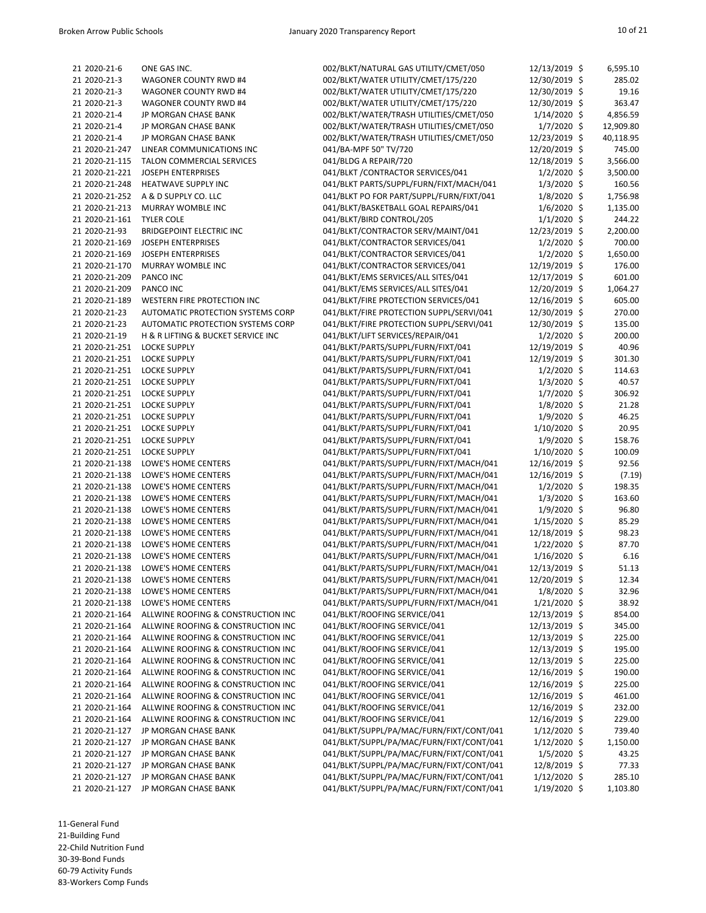| | | | | | |
|---|---|---|---|---|---|
| 21 2020-21-6 | ONE GAS INC. | 002/BLKT/NATURAL GAS UTILITY/CMET/050 | 12/13/2019 | $ | 6,595.10 |
| 21 2020-21-3 | WAGONER COUNTY RWD #4 | 002/BLKT/WATER UTILITY/CMET/175/220 | 12/30/2019 | $ | 285.02 |
| 21 2020-21-3 | WAGONER COUNTY RWD #4 | 002/BLKT/WATER UTILITY/CMET/175/220 | 12/30/2019 | $ | 19.16 |
| 21 2020-21-3 | WAGONER COUNTY RWD #4 | 002/BLKT/WATER UTILITY/CMET/175/220 | 12/30/2019 | $ | 363.47 |
| 21 2020-21-4 | JP MORGAN CHASE BANK | 002/BLKT/WATER/TRASH UTILITIES/CMET/050 | 1/14/2020 | $ | 4,856.59 |
| 21 2020-21-4 | JP MORGAN CHASE BANK | 002/BLKT/WATER/TRASH UTILITIES/CMET/050 | 1/7/2020 | $ | 12,909.80 |
| 21 2020-21-4 | JP MORGAN CHASE BANK | 002/BLKT/WATER/TRASH UTILITIES/CMET/050 | 12/23/2019 | $ | 40,118.95 |
| 21 2020-21-247 | LINEAR COMMUNICATIONS INC | 041/BA-MPF 50" TV/720 | 12/20/2019 | $ | 745.00 |
| 21 2020-21-115 | TALON COMMERCIAL SERVICES | 041/BLDG A REPAIR/720 | 12/18/2019 | $ | 3,566.00 |
| 21 2020-21-221 | JOSEPH ENTERPRISES | 041/BLKT /CONTRACTOR SERVICES/041 | 1/2/2020 | $ | 3,500.00 |
| 21 2020-21-248 | HEATWAVE SUPPLY INC | 041/BLKT PARTS/SUPPL/FURN/FIXT/MACH/041 | 1/3/2020 | $ | 160.56 |
| 21 2020-21-252 | A & D SUPPLY CO. LLC | 041/BLKT PO FOR PART/SUPPL/FURN/FIXT/041 | 1/8/2020 | $ | 1,756.98 |
| 21 2020-21-213 | MURRAY WOMBLE INC | 041/BLKT/BASKETBALL GOAL REPAIRS/041 | 1/6/2020 | $ | 1,135.00 |
| 21 2020-21-161 | TYLER COLE | 041/BLKT/BIRD CONTROL/205 | 1/1/2020 | $ | 244.22 |
| 21 2020-21-93 | BRIDGEPOINT ELECTRIC INC | 041/BLKT/CONTRACTOR SERV/MAINT/041 | 12/23/2019 | $ | 2,200.00 |
| 21 2020-21-169 | JOSEPH ENTERPRISES | 041/BLKT/CONTRACTOR SERVICES/041 | 1/2/2020 | $ | 700.00 |
| 21 2020-21-169 | JOSEPH ENTERPRISES | 041/BLKT/CONTRACTOR SERVICES/041 | 1/2/2020 | $ | 1,650.00 |
| 21 2020-21-170 | MURRAY WOMBLE INC | 041/BLKT/CONTRACTOR SERVICES/041 | 12/19/2019 | $ | 176.00 |
| 21 2020-21-209 | PANCO INC | 041/BLKT/EMS SERVICES/ALL SITES/041 | 12/17/2019 | $ | 601.00 |
| 21 2020-21-209 | PANCO INC | 041/BLKT/EMS SERVICES/ALL SITES/041 | 12/20/2019 | $ | 1,064.27 |
| 21 2020-21-189 | WESTERN FIRE PROTECTION INC | 041/BLKT/FIRE PROTECTION SERVICES/041 | 12/16/2019 | $ | 605.00 |
| 21 2020-21-23 | AUTOMATIC PROTECTION SYSTEMS CORP | 041/BLKT/FIRE PROTECTION SUPPL/SERVI/041 | 12/30/2019 | $ | 270.00 |
| 21 2020-21-23 | AUTOMATIC PROTECTION SYSTEMS CORP | 041/BLKT/FIRE PROTECTION SUPPL/SERVI/041 | 12/30/2019 | $ | 135.00 |
| 21 2020-21-19 | H & R LIFTING & BUCKET SERVICE INC | 041/BLKT/LIFT SERVICES/REPAIR/041 | 1/2/2020 | $ | 200.00 |
| 21 2020-21-251 | LOCKE SUPPLY | 041/BLKT/PARTS/SUPPL/FURN/FIXT/041 | 12/19/2019 | $ | 40.96 |
| 21 2020-21-251 | LOCKE SUPPLY | 041/BLKT/PARTS/SUPPL/FURN/FIXT/041 | 12/19/2019 | $ | 301.30 |
| 21 2020-21-251 | LOCKE SUPPLY | 041/BLKT/PARTS/SUPPL/FURN/FIXT/041 | 1/2/2020 | $ | 114.63 |
| 21 2020-21-251 | LOCKE SUPPLY | 041/BLKT/PARTS/SUPPL/FURN/FIXT/041 | 1/3/2020 | $ | 40.57 |
| 21 2020-21-251 | LOCKE SUPPLY | 041/BLKT/PARTS/SUPPL/FURN/FIXT/041 | 1/7/2020 | $ | 306.92 |
| 21 2020-21-251 | LOCKE SUPPLY | 041/BLKT/PARTS/SUPPL/FURN/FIXT/041 | 1/8/2020 | $ | 21.28 |
| 21 2020-21-251 | LOCKE SUPPLY | 041/BLKT/PARTS/SUPPL/FURN/FIXT/041 | 1/9/2020 | $ | 46.25 |
| 21 2020-21-251 | LOCKE SUPPLY | 041/BLKT/PARTS/SUPPL/FURN/FIXT/041 | 1/10/2020 | $ | 20.95 |
| 21 2020-21-251 | LOCKE SUPPLY | 041/BLKT/PARTS/SUPPL/FURN/FIXT/041 | 1/9/2020 | $ | 158.76 |
| 21 2020-21-251 | LOCKE SUPPLY | 041/BLKT/PARTS/SUPPL/FURN/FIXT/041 | 1/10/2020 | $ | 100.09 |
| 21 2020-21-138 | LOWE'S HOME CENTERS | 041/BLKT/PARTS/SUPPL/FURN/FIXT/MACH/041 | 12/16/2019 | $ | 92.56 |
| 21 2020-21-138 | LOWE'S HOME CENTERS | 041/BLKT/PARTS/SUPPL/FURN/FIXT/MACH/041 | 12/16/2019 | $ | (7.19) |
| 21 2020-21-138 | LOWE'S HOME CENTERS | 041/BLKT/PARTS/SUPPL/FURN/FIXT/MACH/041 | 1/2/2020 | $ | 198.35 |
| 21 2020-21-138 | LOWE'S HOME CENTERS | 041/BLKT/PARTS/SUPPL/FURN/FIXT/MACH/041 | 1/3/2020 | $ | 163.60 |
| 21 2020-21-138 | LOWE'S HOME CENTERS | 041/BLKT/PARTS/SUPPL/FURN/FIXT/MACH/041 | 1/9/2020 | $ | 96.80 |
| 21 2020-21-138 | LOWE'S HOME CENTERS | 041/BLKT/PARTS/SUPPL/FURN/FIXT/MACH/041 | 1/15/2020 | $ | 85.29 |
| 21 2020-21-138 | LOWE'S HOME CENTERS | 041/BLKT/PARTS/SUPPL/FURN/FIXT/MACH/041 | 12/18/2019 | $ | 98.23 |
| 21 2020-21-138 | LOWE'S HOME CENTERS | 041/BLKT/PARTS/SUPPL/FURN/FIXT/MACH/041 | 1/22/2020 | $ | 87.70 |
| 21 2020-21-138 | LOWE'S HOME CENTERS | 041/BLKT/PARTS/SUPPL/FURN/FIXT/MACH/041 | 1/16/2020 | $ | 6.16 |
| 21 2020-21-138 | LOWE'S HOME CENTERS | 041/BLKT/PARTS/SUPPL/FURN/FIXT/MACH/041 | 12/13/2019 | $ | 51.13 |
| 21 2020-21-138 | LOWE'S HOME CENTERS | 041/BLKT/PARTS/SUPPL/FURN/FIXT/MACH/041 | 12/20/2019 | $ | 12.34 |
| 21 2020-21-138 | LOWE'S HOME CENTERS | 041/BLKT/PARTS/SUPPL/FURN/FIXT/MACH/041 | 1/8/2020 | $ | 32.96 |
| 21 2020-21-138 | LOWE'S HOME CENTERS | 041/BLKT/PARTS/SUPPL/FURN/FIXT/MACH/041 | 1/21/2020 | $ | 38.92 |
| 21 2020-21-164 | ALLWINE ROOFING & CONSTRUCTION INC | 041/BLKT/ROOFING SERVICE/041 | 12/13/2019 | $ | 854.00 |
| 21 2020-21-164 | ALLWINE ROOFING & CONSTRUCTION INC | 041/BLKT/ROOFING SERVICE/041 | 12/13/2019 | $ | 345.00 |
| 21 2020-21-164 | ALLWINE ROOFING & CONSTRUCTION INC | 041/BLKT/ROOFING SERVICE/041 | 12/13/2019 | $ | 225.00 |
| 21 2020-21-164 | ALLWINE ROOFING & CONSTRUCTION INC | 041/BLKT/ROOFING SERVICE/041 | 12/13/2019 | $ | 195.00 |
| 21 2020-21-164 | ALLWINE ROOFING & CONSTRUCTION INC | 041/BLKT/ROOFING SERVICE/041 | 12/13/2019 | $ | 225.00 |
| 21 2020-21-164 | ALLWINE ROOFING & CONSTRUCTION INC | 041/BLKT/ROOFING SERVICE/041 | 12/16/2019 | $ | 190.00 |
| 21 2020-21-164 | ALLWINE ROOFING & CONSTRUCTION INC | 041/BLKT/ROOFING SERVICE/041 | 12/16/2019 | $ | 225.00 |
| 21 2020-21-164 | ALLWINE ROOFING & CONSTRUCTION INC | 041/BLKT/ROOFING SERVICE/041 | 12/16/2019 | $ | 461.00 |
| 21 2020-21-164 | ALLWINE ROOFING & CONSTRUCTION INC | 041/BLKT/ROOFING SERVICE/041 | 12/16/2019 | $ | 232.00 |
| 21 2020-21-164 | ALLWINE ROOFING & CONSTRUCTION INC | 041/BLKT/ROOFING SERVICE/041 | 12/16/2019 | $ | 229.00 |
| 21 2020-21-127 | JP MORGAN CHASE BANK | 041/BLKT/SUPPL/PA/MAC/FURN/FIXT/CONT/041 | 1/12/2020 | $ | 739.40 |
| 21 2020-21-127 | JP MORGAN CHASE BANK | 041/BLKT/SUPPL/PA/MAC/FURN/FIXT/CONT/041 | 1/12/2020 | $ | 1,150.00 |
| 21 2020-21-127 | JP MORGAN CHASE BANK | 041/BLKT/SUPPL/PA/MAC/FURN/FIXT/CONT/041 | 1/5/2020 | $ | 43.25 |
| 21 2020-21-127 | JP MORGAN CHASE BANK | 041/BLKT/SUPPL/PA/MAC/FURN/FIXT/CONT/041 | 12/8/2019 | $ | 77.33 |
| 21 2020-21-127 | JP MORGAN CHASE BANK | 041/BLKT/SUPPL/PA/MAC/FURN/FIXT/CONT/041 | 1/12/2020 | $ | 285.10 |
| 21 2020-21-127 | JP MORGAN CHASE BANK | 041/BLKT/SUPPL/PA/MAC/FURN/FIXT/CONT/041 | 1/19/2020 | $ | 1,103.80 |

11-General Fund
21-Building Fund
22-Child Nutrition Fund
30-39-Bond Funds
60-79 Activity Funds
83-Workers Comp Funds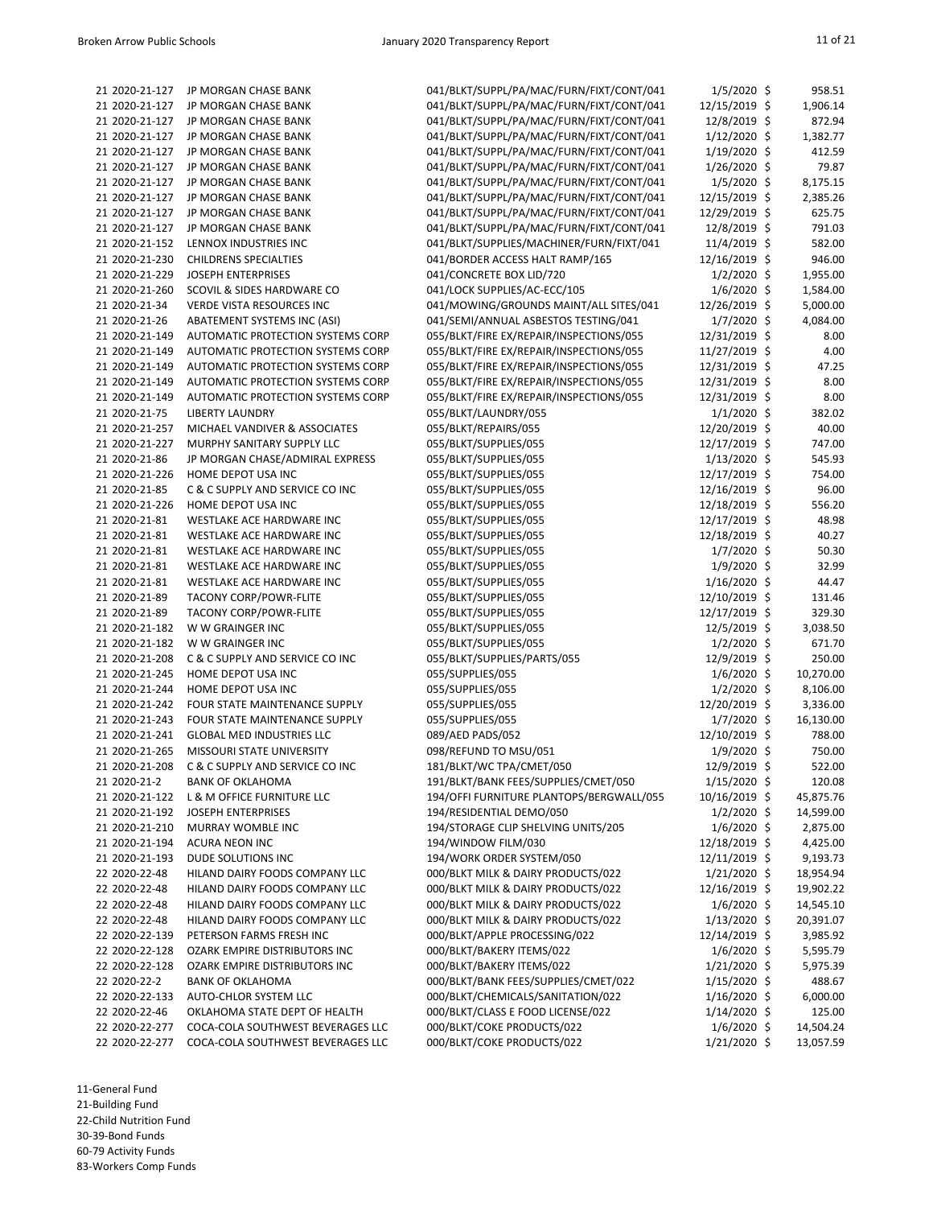| | | | | | |
|---|---|---|---|---|---|
| 21 2020-21-127 | JP MORGAN CHASE BANK | 041/BLKT/SUPPL/PA/MAC/FURN/FIXT/CONT/041 | 1/5/2020 | $ | 958.51 |
| 21 2020-21-127 | JP MORGAN CHASE BANK | 041/BLKT/SUPPL/PA/MAC/FURN/FIXT/CONT/041 | 12/15/2019 | $ | 1,906.14 |
| 21 2020-21-127 | JP MORGAN CHASE BANK | 041/BLKT/SUPPL/PA/MAC/FURN/FIXT/CONT/041 | 12/8/2019 | $ | 872.94 |
| 21 2020-21-127 | JP MORGAN CHASE BANK | 041/BLKT/SUPPL/PA/MAC/FURN/FIXT/CONT/041 | 1/12/2020 | $ | 1,382.77 |
| 21 2020-21-127 | JP MORGAN CHASE BANK | 041/BLKT/SUPPL/PA/MAC/FURN/FIXT/CONT/041 | 1/19/2020 | $ | 412.59 |
| 21 2020-21-127 | JP MORGAN CHASE BANK | 041/BLKT/SUPPL/PA/MAC/FURN/FIXT/CONT/041 | 1/26/2020 | $ | 79.87 |
| 21 2020-21-127 | JP MORGAN CHASE BANK | 041/BLKT/SUPPL/PA/MAC/FURN/FIXT/CONT/041 | 1/5/2020 | $ | 8,175.15 |
| 21 2020-21-127 | JP MORGAN CHASE BANK | 041/BLKT/SUPPL/PA/MAC/FURN/FIXT/CONT/041 | 12/15/2019 | $ | 2,385.26 |
| 21 2020-21-127 | JP MORGAN CHASE BANK | 041/BLKT/SUPPL/PA/MAC/FURN/FIXT/CONT/041 | 12/29/2019 | $ | 625.75 |
| 21 2020-21-127 | JP MORGAN CHASE BANK | 041/BLKT/SUPPL/PA/MAC/FURN/FIXT/CONT/041 | 12/8/2019 | $ | 791.03 |
| 21 2020-21-152 | LENNOX INDUSTRIES INC | 041/BLKT/SUPPLIES/MACHINER/FURN/FIXT/041 | 11/4/2019 | $ | 582.00 |
| 21 2020-21-230 | CHILDRENS SPECIALTIES | 041/BORDER ACCESS HALT RAMP/165 | 12/16/2019 | $ | 946.00 |
| 21 2020-21-229 | JOSEPH ENTERPRISES | 041/CONCRETE BOX LID/720 | 1/2/2020 | $ | 1,955.00 |
| 21 2020-21-260 | SCOVIL & SIDES HARDWARE CO | 041/LOCK SUPPLIES/AC-ECC/105 | 1/6/2020 | $ | 1,584.00 |
| 21 2020-21-34 | VERDE VISTA RESOURCES INC | 041/MOWING/GROUNDS MAINT/ALL SITES/041 | 12/26/2019 | $ | 5,000.00 |
| 21 2020-21-26 | ABATEMENT SYSTEMS INC (ASI) | 041/SEMI/ANNUAL ASBESTOS TESTING/041 | 1/7/2020 | $ | 4,084.00 |
| 21 2020-21-149 | AUTOMATIC PROTECTION SYSTEMS CORP | 055/BLKT/FIRE EX/REPAIR/INSPECTIONS/055 | 12/31/2019 | $ | 8.00 |
| 21 2020-21-149 | AUTOMATIC PROTECTION SYSTEMS CORP | 055/BLKT/FIRE EX/REPAIR/INSPECTIONS/055 | 11/27/2019 | $ | 4.00 |
| 21 2020-21-149 | AUTOMATIC PROTECTION SYSTEMS CORP | 055/BLKT/FIRE EX/REPAIR/INSPECTIONS/055 | 12/31/2019 | $ | 47.25 |
| 21 2020-21-149 | AUTOMATIC PROTECTION SYSTEMS CORP | 055/BLKT/FIRE EX/REPAIR/INSPECTIONS/055 | 12/31/2019 | $ | 8.00 |
| 21 2020-21-149 | AUTOMATIC PROTECTION SYSTEMS CORP | 055/BLKT/FIRE EX/REPAIR/INSPECTIONS/055 | 12/31/2019 | $ | 8.00 |
| 21 2020-21-75 | LIBERTY LAUNDRY | 055/BLKT/LAUNDRY/055 | 1/1/2020 | $ | 382.02 |
| 21 2020-21-257 | MICHAEL VANDIVER & ASSOCIATES | 055/BLKT/REPAIRS/055 | 12/20/2019 | $ | 40.00 |
| 21 2020-21-227 | MURPHY SANITARY SUPPLY LLC | 055/BLKT/SUPPLIES/055 | 12/17/2019 | $ | 747.00 |
| 21 2020-21-86 | JP MORGAN CHASE/ADMIRAL EXPRESS | 055/BLKT/SUPPLIES/055 | 1/13/2020 | $ | 545.93 |
| 21 2020-21-226 | HOME DEPOT USA INC | 055/BLKT/SUPPLIES/055 | 12/17/2019 | $ | 754.00 |
| 21 2020-21-85 | C & C SUPPLY AND SERVICE CO INC | 055/BLKT/SUPPLIES/055 | 12/16/2019 | $ | 96.00 |
| 21 2020-21-226 | HOME DEPOT USA INC | 055/BLKT/SUPPLIES/055 | 12/18/2019 | $ | 556.20 |
| 21 2020-21-81 | WESTLAKE ACE HARDWARE INC | 055/BLKT/SUPPLIES/055 | 12/17/2019 | $ | 48.98 |
| 21 2020-21-81 | WESTLAKE ACE HARDWARE INC | 055/BLKT/SUPPLIES/055 | 12/18/2019 | $ | 40.27 |
| 21 2020-21-81 | WESTLAKE ACE HARDWARE INC | 055/BLKT/SUPPLIES/055 | 1/7/2020 | $ | 50.30 |
| 21 2020-21-81 | WESTLAKE ACE HARDWARE INC | 055/BLKT/SUPPLIES/055 | 1/9/2020 | $ | 32.99 |
| 21 2020-21-81 | WESTLAKE ACE HARDWARE INC | 055/BLKT/SUPPLIES/055 | 1/16/2020 | $ | 44.47 |
| 21 2020-21-89 | TACONY CORP/POWR-FLITE | 055/BLKT/SUPPLIES/055 | 12/10/2019 | $ | 131.46 |
| 21 2020-21-89 | TACONY CORP/POWR-FLITE | 055/BLKT/SUPPLIES/055 | 12/17/2019 | $ | 329.30 |
| 21 2020-21-182 | W W GRAINGER INC | 055/BLKT/SUPPLIES/055 | 12/5/2019 | $ | 3,038.50 |
| 21 2020-21-182 | W W GRAINGER INC | 055/BLKT/SUPPLIES/055 | 1/2/2020 | $ | 671.70 |
| 21 2020-21-208 | C & C SUPPLY AND SERVICE CO INC | 055/BLKT/SUPPLIES/PARTS/055 | 12/9/2019 | $ | 250.00 |
| 21 2020-21-245 | HOME DEPOT USA INC | 055/SUPPLIES/055 | 1/6/2020 | $ | 10,270.00 |
| 21 2020-21-244 | HOME DEPOT USA INC | 055/SUPPLIES/055 | 1/2/2020 | $ | 8,106.00 |
| 21 2020-21-242 | FOUR STATE MAINTENANCE SUPPLY | 055/SUPPLIES/055 | 12/20/2019 | $ | 3,336.00 |
| 21 2020-21-243 | FOUR STATE MAINTENANCE SUPPLY | 055/SUPPLIES/055 | 1/7/2020 | $ | 16,130.00 |
| 21 2020-21-241 | GLOBAL MED INDUSTRIES LLC | 089/AED PADS/052 | 12/10/2019 | $ | 788.00 |
| 21 2020-21-265 | MISSOURI STATE UNIVERSITY | 098/REFUND TO MSU/051 | 1/9/2020 | $ | 750.00 |
| 21 2020-21-208 | C & C SUPPLY AND SERVICE CO INC | 181/BLKT/WC TPA/CMET/050 | 12/9/2019 | $ | 522.00 |
| 21 2020-21-2 | BANK OF OKLAHOMA | 191/BLKT/BANK FEES/SUPPLIES/CMET/050 | 1/15/2020 | $ | 120.08 |
| 21 2020-21-122 | L & M OFFICE FURNITURE LLC | 194/OFFI FURNITURE PLANTOPS/BERGWALL/055 | 10/16/2019 | $ | 45,875.76 |
| 21 2020-21-192 | JOSEPH ENTERPRISES | 194/RESIDENTIAL DEMO/050 | 1/2/2020 | $ | 14,599.00 |
| 21 2020-21-210 | MURRAY WOMBLE INC | 194/STORAGE CLIP SHELVING UNITS/205 | 1/6/2020 | $ | 2,875.00 |
| 21 2020-21-194 | ACURA NEON INC | 194/WINDOW FILM/030 | 12/18/2019 | $ | 4,425.00 |
| 21 2020-21-193 | DUDE SOLUTIONS INC | 194/WORK ORDER SYSTEM/050 | 12/11/2019 | $ | 9,193.73 |
| 22 2020-22-48 | HILAND DAIRY FOODS COMPANY LLC | 000/BLKT MILK & DAIRY PRODUCTS/022 | 1/21/2020 | $ | 18,954.94 |
| 22 2020-22-48 | HILAND DAIRY FOODS COMPANY LLC | 000/BLKT MILK & DAIRY PRODUCTS/022 | 12/16/2019 | $ | 19,902.22 |
| 22 2020-22-48 | HILAND DAIRY FOODS COMPANY LLC | 000/BLKT MILK & DAIRY PRODUCTS/022 | 1/6/2020 | $ | 14,545.10 |
| 22 2020-22-48 | HILAND DAIRY FOODS COMPANY LLC | 000/BLKT MILK & DAIRY PRODUCTS/022 | 1/13/2020 | $ | 20,391.07 |
| 22 2020-22-139 | PETERSON FARMS FRESH INC | 000/BLKT/APPLE PROCESSING/022 | 12/14/2019 | $ | 3,985.92 |
| 22 2020-22-128 | OZARK EMPIRE DISTRIBUTORS INC | 000/BLKT/BAKERY ITEMS/022 | 1/6/2020 | $ | 5,595.79 |
| 22 2020-22-128 | OZARK EMPIRE DISTRIBUTORS INC | 000/BLKT/BAKERY ITEMS/022 | 1/21/2020 | $ | 5,975.39 |
| 22 2020-22-2 | BANK OF OKLAHOMA | 000/BLKT/BANK FEES/SUPPLIES/CMET/022 | 1/15/2020 | $ | 488.67 |
| 22 2020-22-133 | AUTO-CHLOR SYSTEM LLC | 000/BLKT/CHEMICALS/SANITATION/022 | 1/16/2020 | $ | 6,000.00 |
| 22 2020-22-46 | OKLAHOMA STATE DEPT OF HEALTH | 000/BLKT/CLASS E FOOD LICENSE/022 | 1/14/2020 | $ | 125.00 |
| 22 2020-22-277 | COCA-COLA SOUTHWEST BEVERAGES LLC | 000/BLKT/COKE PRODUCTS/022 | 1/6/2020 | $ | 14,504.24 |
| 22 2020-22-277 | COCA-COLA SOUTHWEST BEVERAGES LLC | 000/BLKT/COKE PRODUCTS/022 | 1/21/2020 | $ | 13,057.59 |

11-General Fund
21-Building Fund
22-Child Nutrition Fund
30-39-Bond Funds
60-79 Activity Funds
83-Workers Comp Funds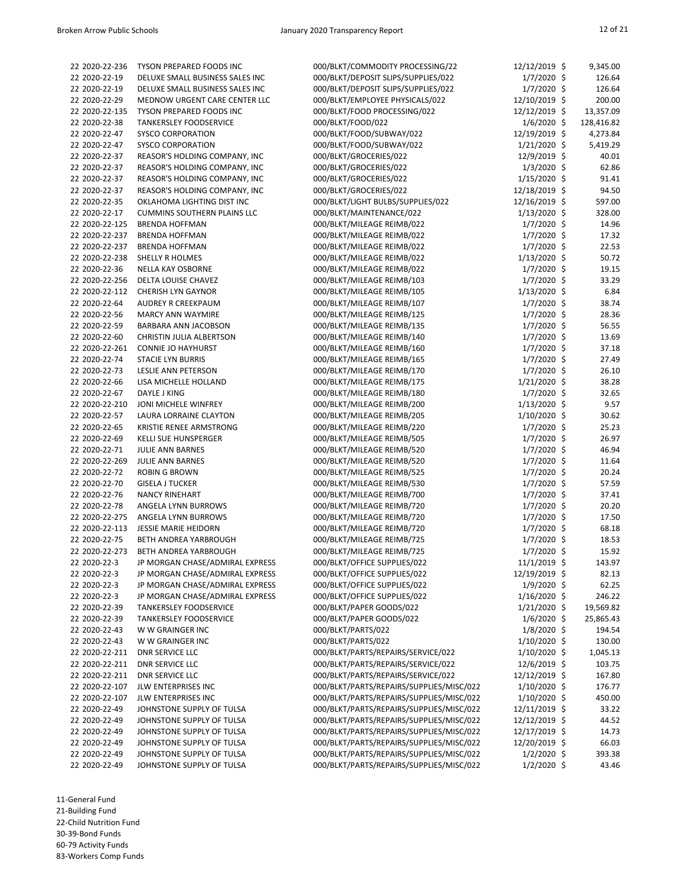| | | | | |
|---|---|---|---|---|
| 22 2020-22-236 | TYSON PREPARED FOODS INC | 000/BLKT/COMMODITY PROCESSING/22 | 12/12/2019 | $ 9,345.00 |
| 22 2020-22-19 | DELUXE SMALL BUSINESS SALES INC | 000/BLKT/DEPOSIT SLIPS/SUPPLIES/022 | 1/7/2020 | $ 126.64 |
| 22 2020-22-19 | DELUXE SMALL BUSINESS SALES INC | 000/BLKT/DEPOSIT SLIPS/SUPPLIES/022 | 1/7/2020 | $ 126.64 |
| 22 2020-22-29 | MEDNOW URGENT CARE CENTER LLC | 000/BLKT/EMPLOYEE PHYSICALS/022 | 12/10/2019 | $ 200.00 |
| 22 2020-22-135 | TYSON PREPARED FOODS INC | 000/BLKT/FOOD PROCESSING/022 | 12/12/2019 | $ 13,357.09 |
| 22 2020-22-38 | TANKERSLEY FOODSERVICE | 000/BLKT/FOOD/022 | 1/6/2020 | $ 128,416.82 |
| 22 2020-22-47 | SYSCO CORPORATION | 000/BLKT/FOOD/SUBWAY/022 | 12/19/2019 | $ 4,273.84 |
| 22 2020-22-47 | SYSCO CORPORATION | 000/BLKT/FOOD/SUBWAY/022 | 1/21/2020 | $ 5,419.29 |
| 22 2020-22-37 | REASOR'S HOLDING COMPANY, INC | 000/BLKT/GROCERIES/022 | 12/9/2019 | $ 40.01 |
| 22 2020-22-37 | REASOR'S HOLDING COMPANY, INC | 000/BLKT/GROCERIES/022 | 1/3/2020 | $ 62.86 |
| 22 2020-22-37 | REASOR'S HOLDING COMPANY, INC | 000/BLKT/GROCERIES/022 | 1/15/2020 | $ 91.41 |
| 22 2020-22-37 | REASOR'S HOLDING COMPANY, INC | 000/BLKT/GROCERIES/022 | 12/18/2019 | $ 94.50 |
| 22 2020-22-35 | OKLAHOMA LIGHTING DIST INC | 000/BLKT/LIGHT BULBS/SUPPLIES/022 | 12/16/2019 | $ 597.00 |
| 22 2020-22-17 | CUMMINS SOUTHERN PLAINS LLC | 000/BLKT/MAINTENANCE/022 | 1/13/2020 | $ 328.00 |
| 22 2020-22-125 | BRENDA HOFFMAN | 000/BLKT/MILEAGE REIMB/022 | 1/7/2020 | $ 14.96 |
| 22 2020-22-237 | BRENDA HOFFMAN | 000/BLKT/MILEAGE REIMB/022 | 1/7/2020 | $ 17.32 |
| 22 2020-22-237 | BRENDA HOFFMAN | 000/BLKT/MILEAGE REIMB/022 | 1/7/2020 | $ 22.53 |
| 22 2020-22-238 | SHELLY R HOLMES | 000/BLKT/MILEAGE REIMB/022 | 1/13/2020 | $ 50.72 |
| 22 2020-22-36 | NELLA KAY OSBORNE | 000/BLKT/MILEAGE REIMB/022 | 1/7/2020 | $ 19.15 |
| 22 2020-22-256 | DELTA LOUISE CHAVEZ | 000/BLKT/MILEAGE REIMB/103 | 1/7/2020 | $ 33.29 |
| 22 2020-22-112 | CHERISH LYN GAYNOR | 000/BLKT/MILEAGE REIMB/105 | 1/13/2020 | $ 6.84 |
| 22 2020-22-64 | AUDREY R CREEKPAUM | 000/BLKT/MILEAGE REIMB/107 | 1/7/2020 | $ 38.74 |
| 22 2020-22-56 | MARCY ANN WAYMIRE | 000/BLKT/MILEAGE REIMB/125 | 1/7/2020 | $ 28.36 |
| 22 2020-22-59 | BARBARA ANN JACOBSON | 000/BLKT/MILEAGE REIMB/135 | 1/7/2020 | $ 56.55 |
| 22 2020-22-60 | CHRISTIN JULIA ALBERTSON | 000/BLKT/MILEAGE REIMB/140 | 1/7/2020 | $ 13.69 |
| 22 2020-22-261 | CONNIE JO HAYHURST | 000/BLKT/MILEAGE REIMB/160 | 1/7/2020 | $ 37.18 |
| 22 2020-22-74 | STACIE LYN BURRIS | 000/BLKT/MILEAGE REIMB/165 | 1/7/2020 | $ 27.49 |
| 22 2020-22-73 | LESLIE ANN PETERSON | 000/BLKT/MILEAGE REIMB/170 | 1/7/2020 | $ 26.10 |
| 22 2020-22-66 | LISA MICHELLE HOLLAND | 000/BLKT/MILEAGE REIMB/175 | 1/21/2020 | $ 38.28 |
| 22 2020-22-67 | DAYLE J KING | 000/BLKT/MILEAGE REIMB/180 | 1/7/2020 | $ 32.65 |
| 22 2020-22-210 | JONI MICHELE WINFREY | 000/BLKT/MILEAGE REIMB/200 | 1/13/2020 | $ 9.57 |
| 22 2020-22-57 | LAURA LORRAINE CLAYTON | 000/BLKT/MILEAGE REIMB/205 | 1/10/2020 | $ 30.62 |
| 22 2020-22-65 | KRISTIE RENEE ARMSTRONG | 000/BLKT/MILEAGE REIMB/220 | 1/7/2020 | $ 25.23 |
| 22 2020-22-69 | KELLI SUE HUNSPERGER | 000/BLKT/MILEAGE REIMB/505 | 1/7/2020 | $ 26.97 |
| 22 2020-22-71 | JULIE ANN BARNES | 000/BLKT/MILEAGE REIMB/520 | 1/7/2020 | $ 46.94 |
| 22 2020-22-269 | JULIE ANN BARNES | 000/BLKT/MILEAGE REIMB/520 | 1/7/2020 | $ 11.64 |
| 22 2020-22-72 | ROBIN G BROWN | 000/BLKT/MILEAGE REIMB/525 | 1/7/2020 | $ 20.24 |
| 22 2020-22-70 | GISELA J TUCKER | 000/BLKT/MILEAGE REIMB/530 | 1/7/2020 | $ 57.59 |
| 22 2020-22-76 | NANCY RINEHART | 000/BLKT/MILEAGE REIMB/700 | 1/7/2020 | $ 37.41 |
| 22 2020-22-78 | ANGELA LYNN BURROWS | 000/BLKT/MILEAGE REIMB/720 | 1/7/2020 | $ 20.20 |
| 22 2020-22-275 | ANGELA LYNN BURROWS | 000/BLKT/MILEAGE REIMB/720 | 1/7/2020 | $ 17.50 |
| 22 2020-22-113 | JESSIE MARIE HEIDORN | 000/BLKT/MILEAGE REIMB/720 | 1/7/2020 | $ 68.18 |
| 22 2020-22-75 | BETH ANDREA YARBROUGH | 000/BLKT/MILEAGE REIMB/725 | 1/7/2020 | $ 18.53 |
| 22 2020-22-273 | BETH ANDREA YARBROUGH | 000/BLKT/MILEAGE REIMB/725 | 1/7/2020 | $ 15.92 |
| 22 2020-22-3 | JP MORGAN CHASE/ADMIRAL EXPRESS | 000/BLKT/OFFICE SUPPLIES/022 | 11/1/2019 | $ 143.97 |
| 22 2020-22-3 | JP MORGAN CHASE/ADMIRAL EXPRESS | 000/BLKT/OFFICE SUPPLIES/022 | 12/19/2019 | $ 82.13 |
| 22 2020-22-3 | JP MORGAN CHASE/ADMIRAL EXPRESS | 000/BLKT/OFFICE SUPPLIES/022 | 1/9/2020 | $ 62.25 |
| 22 2020-22-3 | JP MORGAN CHASE/ADMIRAL EXPRESS | 000/BLKT/OFFICE SUPPLIES/022 | 1/16/2020 | $ 246.22 |
| 22 2020-22-39 | TANKERSLEY FOODSERVICE | 000/BLKT/PAPER GOODS/022 | 1/21/2020 | $ 19,569.82 |
| 22 2020-22-39 | TANKERSLEY FOODSERVICE | 000/BLKT/PAPER GOODS/022 | 1/6/2020 | $ 25,865.43 |
| 22 2020-22-43 | W W GRAINGER INC | 000/BLKT/PARTS/022 | 1/8/2020 | $ 194.54 |
| 22 2020-22-43 | W W GRAINGER INC | 000/BLKT/PARTS/022 | 1/10/2020 | $ 130.00 |
| 22 2020-22-211 | DNR SERVICE LLC | 000/BLKT/PARTS/REPAIRS/SERVICE/022 | 1/10/2020 | $ 1,045.13 |
| 22 2020-22-211 | DNR SERVICE LLC | 000/BLKT/PARTS/REPAIRS/SERVICE/022 | 12/6/2019 | $ 103.75 |
| 22 2020-22-211 | DNR SERVICE LLC | 000/BLKT/PARTS/REPAIRS/SERVICE/022 | 12/12/2019 | $ 167.80 |
| 22 2020-22-107 | JLW ENTERPRISES INC | 000/BLKT/PARTS/REPAIRS/SUPPLIES/MISC/022 | 1/10/2020 | $ 176.77 |
| 22 2020-22-107 | JLW ENTERPRISES INC | 000/BLKT/PARTS/REPAIRS/SUPPLIES/MISC/022 | 1/10/2020 | $ 450.00 |
| 22 2020-22-49 | JOHNSTONE SUPPLY OF TULSA | 000/BLKT/PARTS/REPAIRS/SUPPLIES/MISC/022 | 12/11/2019 | $ 33.22 |
| 22 2020-22-49 | JOHNSTONE SUPPLY OF TULSA | 000/BLKT/PARTS/REPAIRS/SUPPLIES/MISC/022 | 12/12/2019 | $ 44.52 |
| 22 2020-22-49 | JOHNSTONE SUPPLY OF TULSA | 000/BLKT/PARTS/REPAIRS/SUPPLIES/MISC/022 | 12/17/2019 | $ 14.73 |
| 22 2020-22-49 | JOHNSTONE SUPPLY OF TULSA | 000/BLKT/PARTS/REPAIRS/SUPPLIES/MISC/022 | 12/20/2019 | $ 66.03 |
| 22 2020-22-49 | JOHNSTONE SUPPLY OF TULSA | 000/BLKT/PARTS/REPAIRS/SUPPLIES/MISC/022 | 1/2/2020 | $ 393.38 |
| 22 2020-22-49 | JOHNSTONE SUPPLY OF TULSA | 000/BLKT/PARTS/REPAIRS/SUPPLIES/MISC/022 | 1/2/2020 | $ 43.46 |

11-General Fund
21-Building Fund
22-Child Nutrition Fund
30-39-Bond Funds
60-79 Activity Funds
83-Workers Comp Funds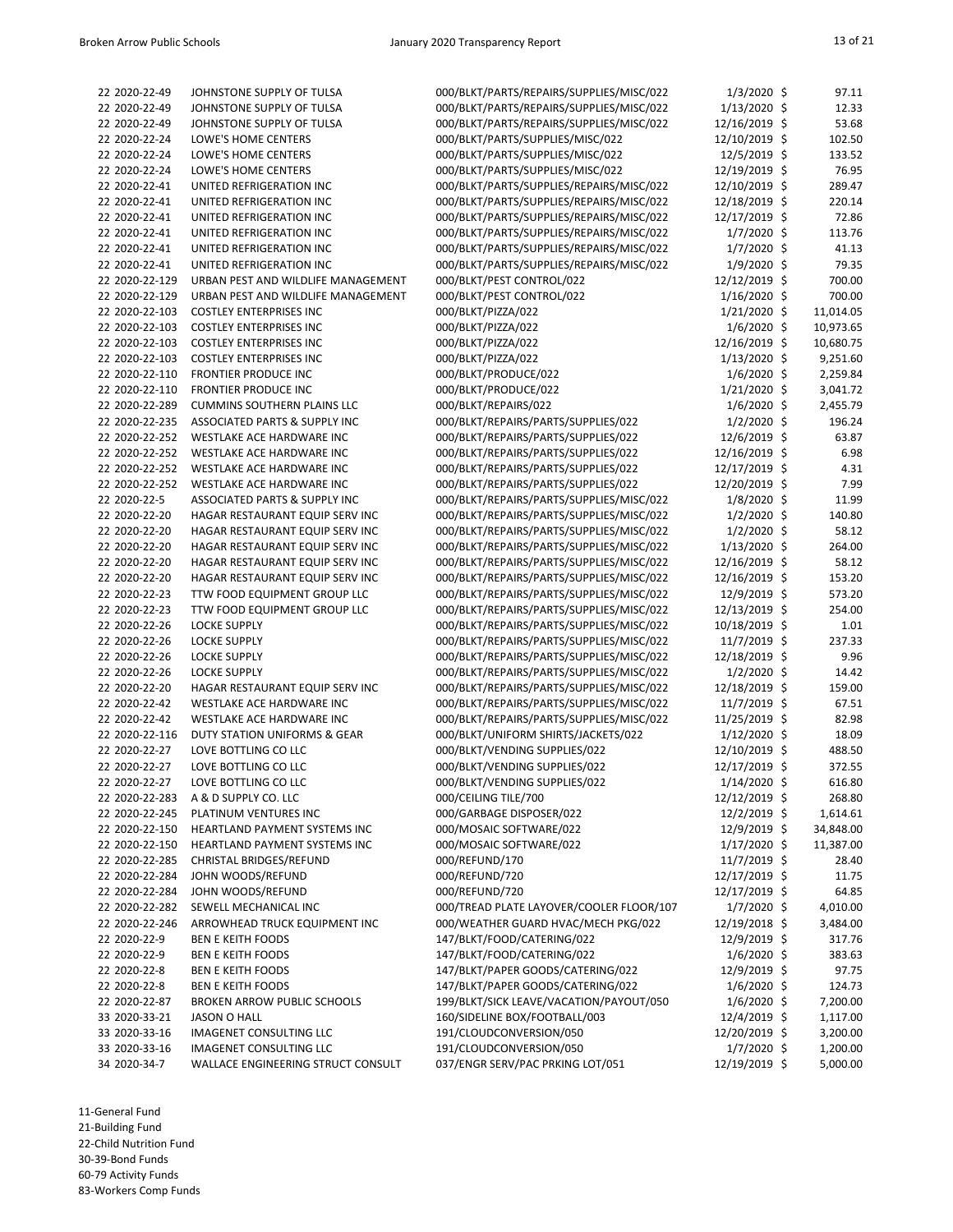| | | | | |
|---|---|---|---|---|
| 22 2020-22-49 | JOHNSTONE SUPPLY OF TULSA | 000/BLKT/PARTS/REPAIRS/SUPPLIES/MISC/022 | 1/3/2020 | $ 97.11 |
| 22 2020-22-49 | JOHNSTONE SUPPLY OF TULSA | 000/BLKT/PARTS/REPAIRS/SUPPLIES/MISC/022 | 1/13/2020 | $ 12.33 |
| 22 2020-22-49 | JOHNSTONE SUPPLY OF TULSA | 000/BLKT/PARTS/REPAIRS/SUPPLIES/MISC/022 | 12/16/2019 | $ 53.68 |
| 22 2020-22-24 | LOWE'S HOME CENTERS | 000/BLKT/PARTS/SUPPLIES/MISC/022 | 12/10/2019 | $ 102.50 |
| 22 2020-22-24 | LOWE'S HOME CENTERS | 000/BLKT/PARTS/SUPPLIES/MISC/022 | 12/5/2019 | $ 133.52 |
| 22 2020-22-24 | LOWE'S HOME CENTERS | 000/BLKT/PARTS/SUPPLIES/MISC/022 | 12/19/2019 | $ 76.95 |
| 22 2020-22-41 | UNITED REFRIGERATION INC | 000/BLKT/PARTS/SUPPLIES/REPAIRS/MISC/022 | 12/10/2019 | $ 289.47 |
| 22 2020-22-41 | UNITED REFRIGERATION INC | 000/BLKT/PARTS/SUPPLIES/REPAIRS/MISC/022 | 12/18/2019 | $ 220.14 |
| 22 2020-22-41 | UNITED REFRIGERATION INC | 000/BLKT/PARTS/SUPPLIES/REPAIRS/MISC/022 | 12/17/2019 | $ 72.86 |
| 22 2020-22-41 | UNITED REFRIGERATION INC | 000/BLKT/PARTS/SUPPLIES/REPAIRS/MISC/022 | 1/7/2020 | $ 113.76 |
| 22 2020-22-41 | UNITED REFRIGERATION INC | 000/BLKT/PARTS/SUPPLIES/REPAIRS/MISC/022 | 1/7/2020 | $ 41.13 |
| 22 2020-22-41 | UNITED REFRIGERATION INC | 000/BLKT/PARTS/SUPPLIES/REPAIRS/MISC/022 | 1/9/2020 | $ 79.35 |
| 22 2020-22-129 | URBAN PEST AND WILDLIFE MANAGEMENT | 000/BLKT/PEST CONTROL/022 | 12/12/2019 | $ 700.00 |
| 22 2020-22-129 | URBAN PEST AND WILDLIFE MANAGEMENT | 000/BLKT/PEST CONTROL/022 | 1/16/2020 | $ 700.00 |
| 22 2020-22-103 | COSTLEY ENTERPRISES INC | 000/BLKT/PIZZA/022 | 1/21/2020 | $ 11,014.05 |
| 22 2020-22-103 | COSTLEY ENTERPRISES INC | 000/BLKT/PIZZA/022 | 1/6/2020 | $ 10,973.65 |
| 22 2020-22-103 | COSTLEY ENTERPRISES INC | 000/BLKT/PIZZA/022 | 12/16/2019 | $ 10,680.75 |
| 22 2020-22-103 | COSTLEY ENTERPRISES INC | 000/BLKT/PIZZA/022 | 1/13/2020 | $ 9,251.60 |
| 22 2020-22-110 | FRONTIER PRODUCE INC | 000/BLKT/PRODUCE/022 | 1/6/2020 | $ 2,259.84 |
| 22 2020-22-110 | FRONTIER PRODUCE INC | 000/BLKT/PRODUCE/022 | 1/21/2020 | $ 3,041.72 |
| 22 2020-22-289 | CUMMINS SOUTHERN PLAINS LLC | 000/BLKT/REPAIRS/022 | 1/6/2020 | $ 2,455.79 |
| 22 2020-22-235 | ASSOCIATED PARTS & SUPPLY INC | 000/BLKT/REPAIRS/PARTS/SUPPLIES/022 | 1/2/2020 | $ 196.24 |
| 22 2020-22-252 | WESTLAKE ACE HARDWARE INC | 000/BLKT/REPAIRS/PARTS/SUPPLIES/022 | 12/6/2019 | $ 63.87 |
| 22 2020-22-252 | WESTLAKE ACE HARDWARE INC | 000/BLKT/REPAIRS/PARTS/SUPPLIES/022 | 12/16/2019 | $ 6.98 |
| 22 2020-22-252 | WESTLAKE ACE HARDWARE INC | 000/BLKT/REPAIRS/PARTS/SUPPLIES/022 | 12/17/2019 | $ 4.31 |
| 22 2020-22-252 | WESTLAKE ACE HARDWARE INC | 000/BLKT/REPAIRS/PARTS/SUPPLIES/022 | 12/20/2019 | $ 7.99 |
| 22 2020-22-5 | ASSOCIATED PARTS & SUPPLY INC | 000/BLKT/REPAIRS/PARTS/SUPPLIES/MISC/022 | 1/8/2020 | $ 11.99 |
| 22 2020-22-20 | HAGAR RESTAURANT EQUIP SERV INC | 000/BLKT/REPAIRS/PARTS/SUPPLIES/MISC/022 | 1/2/2020 | $ 140.80 |
| 22 2020-22-20 | HAGAR RESTAURANT EQUIP SERV INC | 000/BLKT/REPAIRS/PARTS/SUPPLIES/MISC/022 | 1/2/2020 | $ 58.12 |
| 22 2020-22-20 | HAGAR RESTAURANT EQUIP SERV INC | 000/BLKT/REPAIRS/PARTS/SUPPLIES/MISC/022 | 1/13/2020 | $ 264.00 |
| 22 2020-22-20 | HAGAR RESTAURANT EQUIP SERV INC | 000/BLKT/REPAIRS/PARTS/SUPPLIES/MISC/022 | 12/16/2019 | $ 58.12 |
| 22 2020-22-20 | HAGAR RESTAURANT EQUIP SERV INC | 000/BLKT/REPAIRS/PARTS/SUPPLIES/MISC/022 | 12/16/2019 | $ 153.20 |
| 22 2020-22-23 | TTW FOOD EQUIPMENT GROUP LLC | 000/BLKT/REPAIRS/PARTS/SUPPLIES/MISC/022 | 12/9/2019 | $ 573.20 |
| 22 2020-22-23 | TTW FOOD EQUIPMENT GROUP LLC | 000/BLKT/REPAIRS/PARTS/SUPPLIES/MISC/022 | 12/13/2019 | $ 254.00 |
| 22 2020-22-26 | LOCKE SUPPLY | 000/BLKT/REPAIRS/PARTS/SUPPLIES/MISC/022 | 10/18/2019 | $ 1.01 |
| 22 2020-22-26 | LOCKE SUPPLY | 000/BLKT/REPAIRS/PARTS/SUPPLIES/MISC/022 | 11/7/2019 | $ 237.33 |
| 22 2020-22-26 | LOCKE SUPPLY | 000/BLKT/REPAIRS/PARTS/SUPPLIES/MISC/022 | 12/18/2019 | $ 9.96 |
| 22 2020-22-26 | LOCKE SUPPLY | 000/BLKT/REPAIRS/PARTS/SUPPLIES/MISC/022 | 1/2/2020 | $ 14.42 |
| 22 2020-22-20 | HAGAR RESTAURANT EQUIP SERV INC | 000/BLKT/REPAIRS/PARTS/SUPPLIES/MISC/022 | 12/18/2019 | $ 159.00 |
| 22 2020-22-42 | WESTLAKE ACE HARDWARE INC | 000/BLKT/REPAIRS/PARTS/SUPPLIES/MISC/022 | 11/7/2019 | $ 67.51 |
| 22 2020-22-42 | WESTLAKE ACE HARDWARE INC | 000/BLKT/REPAIRS/PARTS/SUPPLIES/MISC/022 | 11/25/2019 | $ 82.98 |
| 22 2020-22-116 | DUTY STATION UNIFORMS & GEAR | 000/BLKT/UNIFORM SHIRTS/JACKETS/022 | 1/12/2020 | $ 18.09 |
| 22 2020-22-27 | LOVE BOTTLING CO LLC | 000/BLKT/VENDING SUPPLIES/022 | 12/10/2019 | $ 488.50 |
| 22 2020-22-27 | LOVE BOTTLING CO LLC | 000/BLKT/VENDING SUPPLIES/022 | 12/17/2019 | $ 372.55 |
| 22 2020-22-27 | LOVE BOTTLING CO LLC | 000/BLKT/VENDING SUPPLIES/022 | 1/14/2020 | $ 616.80 |
| 22 2020-22-283 | A & D SUPPLY CO. LLC | 000/CEILING TILE/700 | 12/12/2019 | $ 268.80 |
| 22 2020-22-245 | PLATINUM VENTURES INC | 000/GARBAGE DISPOSER/022 | 12/2/2019 | $ 1,614.61 |
| 22 2020-22-150 | HEARTLAND PAYMENT SYSTEMS INC | 000/MOSAIC SOFTWARE/022 | 12/9/2019 | $ 34,848.00 |
| 22 2020-22-150 | HEARTLAND PAYMENT SYSTEMS INC | 000/MOSAIC SOFTWARE/022 | 1/17/2020 | $ 11,387.00 |
| 22 2020-22-285 | CHRISTAL BRIDGES/REFUND | 000/REFUND/170 | 11/7/2019 | $ 28.40 |
| 22 2020-22-284 | JOHN WOODS/REFUND | 000/REFUND/720 | 12/17/2019 | $ 11.75 |
| 22 2020-22-284 | JOHN WOODS/REFUND | 000/REFUND/720 | 12/17/2019 | $ 64.85 |
| 22 2020-22-282 | SEWELL MECHANICAL INC | 000/TREAD PLATE LAYOVER/COOLER FLOOR/107 | 1/7/2020 | $ 4,010.00 |
| 22 2020-22-246 | ARROWHEAD TRUCK EQUIPMENT INC | 000/WEATHER GUARD HVAC/MECH PKG/022 | 12/19/2018 | $ 3,484.00 |
| 22 2020-22-9 | BEN E KEITH FOODS | 147/BLKT/FOOD/CATERING/022 | 12/9/2019 | $ 317.76 |
| 22 2020-22-9 | BEN E KEITH FOODS | 147/BLKT/FOOD/CATERING/022 | 1/6/2020 | $ 383.63 |
| 22 2020-22-8 | BEN E KEITH FOODS | 147/BLKT/PAPER GOODS/CATERING/022 | 12/9/2019 | $ 97.75 |
| 22 2020-22-8 | BEN E KEITH FOODS | 147/BLKT/PAPER GOODS/CATERING/022 | 1/6/2020 | $ 124.73 |
| 22 2020-22-87 | BROKEN ARROW PUBLIC SCHOOLS | 199/BLKT/SICK LEAVE/VACATION/PAYOUT/050 | 1/6/2020 | $ 7,200.00 |
| 33 2020-33-21 | JASON O HALL | 160/SIDELINE BOX/FOOTBALL/003 | 12/4/2019 | $ 1,117.00 |
| 33 2020-33-16 | IMAGENET CONSULTING LLC | 191/CLOUDCONVERSION/050 | 12/20/2019 | $ 3,200.00 |
| 33 2020-33-16 | IMAGENET CONSULTING LLC | 191/CLOUDCONVERSION/050 | 1/7/2020 | $ 1,200.00 |
| 34 2020-34-7 | WALLACE ENGINEERING STRUCT CONSULT | 037/ENGR SERV/PAC PRKING LOT/051 | 12/19/2019 | $ 5,000.00 |

11-General Fund
21-Building Fund
22-Child Nutrition Fund
30-39-Bond Funds
60-79 Activity Funds
83-Workers Comp Funds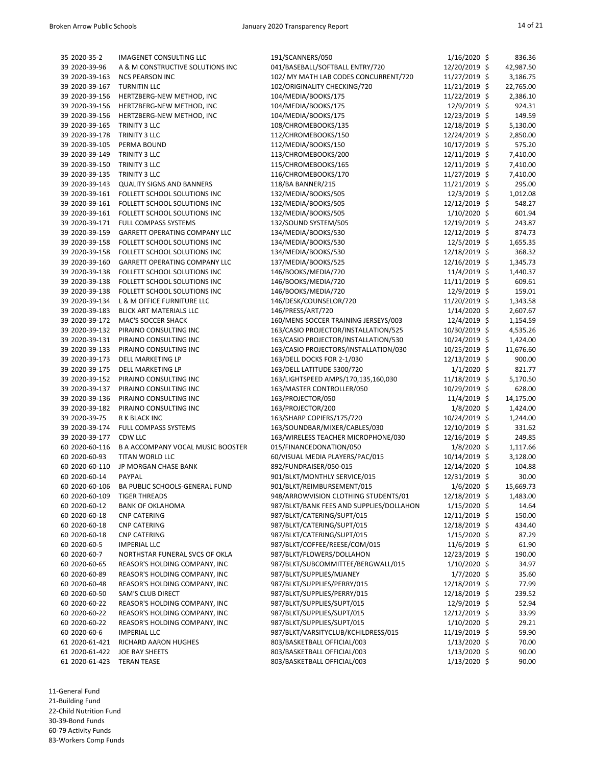| Fund | PO Number | Vendor | Description | Date | Amount |
|---|---|---|---|---|---|
| 35 | 2020-35-2 | IMAGENET CONSULTING LLC | 191/SCANNERS/050 | 1/16/2020 | $ 836.36 |
| 39 | 2020-39-96 | A & M CONSTRUCTIVE SOLUTIONS INC | 041/BASEBALL/SOFTBALL ENTRY/720 | 12/20/2019 | $ 42,987.50 |
| 39 | 2020-39-163 | NCS PEARSON INC | 102/ MY MATH LAB CODES CONCURRENT/720 | 11/27/2019 | $ 3,186.75 |
| 39 | 2020-39-167 | TURNITIN LLC | 102/ORIGINALITY CHECKING/720 | 11/21/2019 | $ 22,765.00 |
| 39 | 2020-39-156 | HERTZBERG-NEW METHOD, INC | 104/MEDIA/BOOKS/175 | 11/22/2019 | $ 2,386.10 |
| 39 | 2020-39-156 | HERTZBERG-NEW METHOD, INC | 104/MEDIA/BOOKS/175 | 12/9/2019 | $ 924.31 |
| 39 | 2020-39-156 | HERTZBERG-NEW METHOD, INC | 104/MEDIA/BOOKS/175 | 12/23/2019 | $ 149.59 |
| 39 | 2020-39-165 | TRINITY 3 LLC | 108/CHROMEBOOKS/135 | 12/18/2019 | $ 5,130.00 |
| 39 | 2020-39-178 | TRINITY 3 LLC | 112/CHROMEBOOKS/150 | 12/24/2019 | $ 2,850.00 |
| 39 | 2020-39-105 | PERMA BOUND | 112/MEDIA/BOOKS/150 | 10/17/2019 | $ 575.20 |
| 39 | 2020-39-149 | TRINITY 3 LLC | 113/CHROMEBOOKS/200 | 12/11/2019 | $ 7,410.00 |
| 39 | 2020-39-150 | TRINITY 3 LLC | 115/CHROMEBOOKS/165 | 12/11/2019 | $ 7,410.00 |
| 39 | 2020-39-135 | TRINITY 3 LLC | 116/CHROMEBOOKS/170 | 11/27/2019 | $ 7,410.00 |
| 39 | 2020-39-143 | QUALITY SIGNS AND BANNERS | 118/BA BANNER/215 | 11/21/2019 | $ 295.00 |
| 39 | 2020-39-161 | FOLLETT SCHOOL SOLUTIONS INC | 132/MEDIA/BOOKS/505 | 12/3/2019 | $ 1,012.08 |
| 39 | 2020-39-161 | FOLLETT SCHOOL SOLUTIONS INC | 132/MEDIA/BOOKS/505 | 12/12/2019 | $ 548.27 |
| 39 | 2020-39-161 | FOLLETT SCHOOL SOLUTIONS INC | 132/MEDIA/BOOKS/505 | 1/10/2020 | $ 601.94 |
| 39 | 2020-39-171 | FULL COMPASS SYSTEMS | 132/SOUND SYSTEM/505 | 12/19/2019 | $ 243.87 |
| 39 | 2020-39-159 | GARRETT OPERATING COMPANY LLC | 134/MEDIA/BOOKS/530 | 12/12/2019 | $ 874.73 |
| 39 | 2020-39-158 | FOLLETT SCHOOL SOLUTIONS INC | 134/MEDIA/BOOKS/530 | 12/5/2019 | $ 1,655.35 |
| 39 | 2020-39-158 | FOLLETT SCHOOL SOLUTIONS INC | 134/MEDIA/BOOKS/530 | 12/18/2019 | $ 368.32 |
| 39 | 2020-39-160 | GARRETT OPERATING COMPANY LLC | 137/MEDIA/BOOKS/525 | 12/16/2019 | $ 1,345.73 |
| 39 | 2020-39-138 | FOLLETT SCHOOL SOLUTIONS INC | 146/BOOKS/MEDIA/720 | 11/4/2019 | $ 1,440.37 |
| 39 | 2020-39-138 | FOLLETT SCHOOL SOLUTIONS INC | 146/BOOKS/MEDIA/720 | 11/11/2019 | $ 609.61 |
| 39 | 2020-39-138 | FOLLETT SCHOOL SOLUTIONS INC | 146/BOOKS/MEDIA/720 | 12/9/2019 | $ 159.01 |
| 39 | 2020-39-134 | L & M OFFICE FURNITURE LLC | 146/DESK/COUNSELOR/720 | 11/20/2019 | $ 1,343.58 |
| 39 | 2020-39-183 | BLICK ART MATERIALS LLC | 146/PRESS/ART/720 | 1/14/2020 | $ 2,607.67 |
| 39 | 2020-39-172 | MAC'S SOCCER SHACK | 160/MENS SOCCER TRAINING JERSEYS/003 | 12/4/2019 | $ 1,154.59 |
| 39 | 2020-39-132 | PIRAINO CONSULTING INC | 163/CASIO PROJECTOR/INSTALLATION/525 | 10/30/2019 | $ 4,535.26 |
| 39 | 2020-39-131 | PIRAINO CONSULTING INC | 163/CASIO PROJECTOR/INSTALLATION/530 | 10/24/2019 | $ 1,424.00 |
| 39 | 2020-39-133 | PIRAINO CONSULTING INC | 163/CASIO PROJECTORS/INSTALLATION/030 | 10/25/2019 | $ 11,676.60 |
| 39 | 2020-39-173 | DELL MARKETING LP | 163/DELL DOCKS FOR 2-1/030 | 12/13/2019 | $ 900.00 |
| 39 | 2020-39-175 | DELL MARKETING LP | 163/DELL LATITUDE 5300/720 | 1/1/2020 | $ 821.77 |
| 39 | 2020-39-152 | PIRAINO CONSULTING INC | 163/LIGHTSPEED AMPS/170,135,160,030 | 11/18/2019 | $ 5,170.50 |
| 39 | 2020-39-137 | PIRAINO CONSULTING INC | 163/MASTER CONTROLLER/050 | 10/29/2019 | $ 628.00 |
| 39 | 2020-39-136 | PIRAINO CONSULTING INC | 163/PROJECTOR/050 | 11/4/2019 | $ 14,175.00 |
| 39 | 2020-39-182 | PIRAINO CONSULTING INC | 163/PROJECTOR/200 | 1/8/2020 | $ 1,424.00 |
| 39 | 2020-39-75 | R K BLACK INC | 163/SHARP COPIERS/175/720 | 10/24/2019 | $ 1,244.00 |
| 39 | 2020-39-174 | FULL COMPASS SYSTEMS | 163/SOUNDBAR/MIXER/CABLES/030 | 12/10/2019 | $ 331.62 |
| 39 | 2020-39-177 | CDW LLC | 163/WIRELESS TEACHER MICROPHONE/030 | 12/16/2019 | $ 249.85 |
| 60 | 2020-60-116 | B A ACCOMPANY VOCAL MUSIC BOOSTER | 015/FINANCEDONATION/050 | 1/8/2020 | $ 1,117.66 |
| 60 | 2020-60-93 | TITAN WORLD LLC | 60/VISUAL MEDIA PLAYERS/PAC/015 | 10/14/2019 | $ 3,128.00 |
| 60 | 2020-60-110 | JP MORGAN CHASE BANK | 892/FUNDRAISER/050-015 | 12/14/2020 | $ 104.88 |
| 60 | 2020-60-14 | PAYPAL | 901/BLKT/MONTHLY SERVICE/015 | 12/31/2019 | $ 30.00 |
| 60 | 2020-60-106 | BA PUBLIC SCHOOLS-GENERAL FUND | 901/BLKT/REIMBURSEMENT/015 | 1/6/2020 | $ 15,669.73 |
| 60 | 2020-60-109 | TIGER THREADS | 948/ARROWVISION CLOTHING STUDENTS/01 | 12/18/2019 | $ 1,483.00 |
| 60 | 2020-60-12 | BANK OF OKLAHOMA | 987/BLKT/BANK FEES AND SUPPLIES/DOLLAHON | 1/15/2020 | $ 14.64 |
| 60 | 2020-60-18 | CNP CATERING | 987/BLKT/CATERING/SUPT/015 | 12/11/2019 | $ 150.00 |
| 60 | 2020-60-18 | CNP CATERING | 987/BLKT/CATERING/SUPT/015 | 12/18/2019 | $ 434.40 |
| 60 | 2020-60-18 | CNP CATERING | 987/BLKT/CATERING/SUPT/015 | 1/15/2020 | $ 87.29 |
| 60 | 2020-60-5 | IMPERIAL LLC | 987/BLKT/COFFEE/REESE/COM/015 | 11/6/2019 | $ 61.90 |
| 60 | 2020-60-7 | NORTHSTAR FUNERAL SVCS OF OKLA | 987/BLKT/FLOWERS/DOLLAHON | 12/23/2019 | $ 190.00 |
| 60 | 2020-60-65 | REASOR'S HOLDING COMPANY, INC | 987/BLKT/SUBCOMMITTEE/BERGWALL/015 | 1/10/2020 | $ 34.97 |
| 60 | 2020-60-89 | REASOR'S HOLDING COMPANY, INC | 987/BLKT/SUPPLIES/MJANEY | 1/7/2020 | $ 35.60 |
| 60 | 2020-60-48 | REASOR'S HOLDING COMPANY, INC | 987/BLKT/SUPPLIES/PERRY/015 | 12/18/2019 | $ 77.99 |
| 60 | 2020-60-50 | SAM'S CLUB DIRECT | 987/BLKT/SUPPLIES/PERRY/015 | 12/18/2019 | $ 239.52 |
| 60 | 2020-60-22 | REASOR'S HOLDING COMPANY, INC | 987/BLKT/SUPPLIES/SUPT/015 | 12/9/2019 | $ 52.94 |
| 60 | 2020-60-22 | REASOR'S HOLDING COMPANY, INC | 987/BLKT/SUPPLIES/SUPT/015 | 12/12/2019 | $ 33.99 |
| 60 | 2020-60-22 | REASOR'S HOLDING COMPANY, INC | 987/BLKT/SUPPLIES/SUPT/015 | 1/10/2020 | $ 29.21 |
| 60 | 2020-60-6 | IMPERIAL LLC | 987/BLKT/VARSITYCLUB/KCHILDRESS/015 | 11/19/2019 | $ 59.90 |
| 61 | 2020-61-421 | RICHARD AARON HUGHES | 803/BASKETBALL OFFICIAL/003 | 1/13/2020 | $ 70.00 |
| 61 | 2020-61-422 | JOE RAY SHEETS | 803/BASKETBALL OFFICIAL/003 | 1/13/2020 | $ 90.00 |
| 61 | 2020-61-423 | TERAN TEASE | 803/BASKETBALL OFFICIAL/003 | 1/13/2020 | $ 90.00 |

11-General Fund
21-Building Fund
22-Child Nutrition Fund
30-39-Bond Funds
60-79 Activity Funds
83-Workers Comp Funds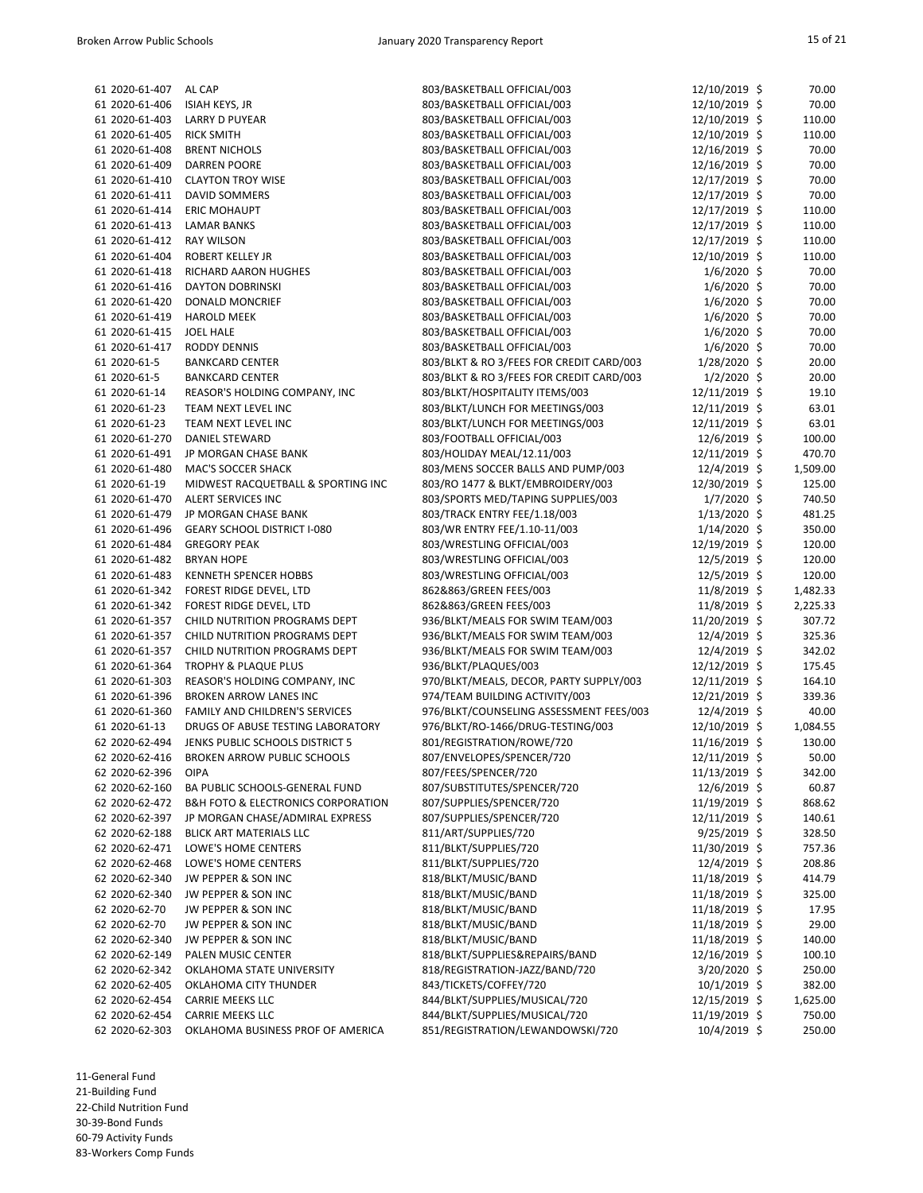| | | | | | |
|---|---|---|---|---|---|
| 61 2020-61-407 | AL CAP | 803/BASKETBALL OFFICIAL/003 | 12/10/2019 | $ | 70.00 |
| 61 2020-61-406 | ISIAH KEYS, JR | 803/BASKETBALL OFFICIAL/003 | 12/10/2019 | $ | 70.00 |
| 61 2020-61-403 | LARRY D PUYEAR | 803/BASKETBALL OFFICIAL/003 | 12/10/2019 | $ | 110.00 |
| 61 2020-61-405 | RICK SMITH | 803/BASKETBALL OFFICIAL/003 | 12/10/2019 | $ | 110.00 |
| 61 2020-61-408 | BRENT NICHOLS | 803/BASKETBALL OFFICIAL/003 | 12/16/2019 | $ | 70.00 |
| 61 2020-61-409 | DARREN POORE | 803/BASKETBALL OFFICIAL/003 | 12/16/2019 | $ | 70.00 |
| 61 2020-61-410 | CLAYTON TROY WISE | 803/BASKETBALL OFFICIAL/003 | 12/17/2019 | $ | 70.00 |
| 61 2020-61-411 | DAVID SOMMERS | 803/BASKETBALL OFFICIAL/003 | 12/17/2019 | $ | 70.00 |
| 61 2020-61-414 | ERIC MOHAUPT | 803/BASKETBALL OFFICIAL/003 | 12/17/2019 | $ | 110.00 |
| 61 2020-61-413 | LAMAR BANKS | 803/BASKETBALL OFFICIAL/003 | 12/17/2019 | $ | 110.00 |
| 61 2020-61-412 | RAY WILSON | 803/BASKETBALL OFFICIAL/003 | 12/17/2019 | $ | 110.00 |
| 61 2020-61-404 | ROBERT KELLEY JR | 803/BASKETBALL OFFICIAL/003 | 12/10/2019 | $ | 110.00 |
| 61 2020-61-418 | RICHARD AARON HUGHES | 803/BASKETBALL OFFICIAL/003 | 1/6/2020 | $ | 70.00 |
| 61 2020-61-416 | DAYTON DOBRINSKI | 803/BASKETBALL OFFICIAL/003 | 1/6/2020 | $ | 70.00 |
| 61 2020-61-420 | DONALD MONCRIEF | 803/BASKETBALL OFFICIAL/003 | 1/6/2020 | $ | 70.00 |
| 61 2020-61-419 | HAROLD MEEK | 803/BASKETBALL OFFICIAL/003 | 1/6/2020 | $ | 70.00 |
| 61 2020-61-415 | JOEL HALE | 803/BASKETBALL OFFICIAL/003 | 1/6/2020 | $ | 70.00 |
| 61 2020-61-417 | RODDY DENNIS | 803/BASKETBALL OFFICIAL/003 | 1/6/2020 | $ | 70.00 |
| 61 2020-61-5 | BANKCARD CENTER | 803/BLKT & RO 3/FEES FOR CREDIT CARD/003 | 1/28/2020 | $ | 20.00 |
| 61 2020-61-5 | BANKCARD CENTER | 803/BLKT & RO 3/FEES FOR CREDIT CARD/003 | 1/2/2020 | $ | 20.00 |
| 61 2020-61-14 | REASOR'S HOLDING COMPANY, INC | 803/BLKT/HOSPITALITY ITEMS/003 | 12/11/2019 | $ | 19.10 |
| 61 2020-61-23 | TEAM NEXT LEVEL INC | 803/BLKT/LUNCH FOR MEETINGS/003 | 12/11/2019 | $ | 63.01 |
| 61 2020-61-23 | TEAM NEXT LEVEL INC | 803/BLKT/LUNCH FOR MEETINGS/003 | 12/11/2019 | $ | 63.01 |
| 61 2020-61-270 | DANIEL STEWARD | 803/FOOTBALL OFFICIAL/003 | 12/6/2019 | $ | 100.00 |
| 61 2020-61-491 | JP MORGAN CHASE BANK | 803/HOLIDAY MEAL/12.11/003 | 12/11/2019 | $ | 470.70 |
| 61 2020-61-480 | MAC'S SOCCER SHACK | 803/MENS SOCCER BALLS AND PUMP/003 | 12/4/2019 | $ | 1,509.00 |
| 61 2020-61-19 | MIDWEST RACQUETBALL & SPORTING INC | 803/RO 1477 & BLKT/EMBROIDERY/003 | 12/30/2019 | $ | 125.00 |
| 61 2020-61-470 | ALERT SERVICES INC | 803/SPORTS MED/TAPING SUPPLIES/003 | 1/7/2020 | $ | 740.50 |
| 61 2020-61-479 | JP MORGAN CHASE BANK | 803/TRACK ENTRY FEE/1.18/003 | 1/13/2020 | $ | 481.25 |
| 61 2020-61-496 | GEARY SCHOOL DISTRICT I-080 | 803/WR ENTRY FEE/1.10-11/003 | 1/14/2020 | $ | 350.00 |
| 61 2020-61-484 | GREGORY PEAK | 803/WRESTLING OFFICIAL/003 | 12/19/2019 | $ | 120.00 |
| 61 2020-61-482 | BRYAN HOPE | 803/WRESTLING OFFICIAL/003 | 12/5/2019 | $ | 120.00 |
| 61 2020-61-483 | KENNETH SPENCER HOBBS | 803/WRESTLING OFFICIAL/003 | 12/5/2019 | $ | 120.00 |
| 61 2020-61-342 | FOREST RIDGE DEVEL, LTD | 862&863/GREEN FEES/003 | 11/8/2019 | $ | 1,482.33 |
| 61 2020-61-342 | FOREST RIDGE DEVEL, LTD | 862&863/GREEN FEES/003 | 11/8/2019 | $ | 2,225.33 |
| 61 2020-61-357 | CHILD NUTRITION PROGRAMS DEPT | 936/BLKT/MEALS FOR SWIM TEAM/003 | 11/20/2019 | $ | 307.72 |
| 61 2020-61-357 | CHILD NUTRITION PROGRAMS DEPT | 936/BLKT/MEALS FOR SWIM TEAM/003 | 12/4/2019 | $ | 325.36 |
| 61 2020-61-357 | CHILD NUTRITION PROGRAMS DEPT | 936/BLKT/MEALS FOR SWIM TEAM/003 | 12/4/2019 | $ | 342.02 |
| 61 2020-61-364 | TROPHY & PLAQUE PLUS | 936/BLKT/PLAQUES/003 | 12/12/2019 | $ | 175.45 |
| 61 2020-61-303 | REASOR'S HOLDING COMPANY, INC | 970/BLKT/MEALS, DECOR, PARTY SUPPLY/003 | 12/11/2019 | $ | 164.10 |
| 61 2020-61-396 | BROKEN ARROW LANES INC | 974/TEAM BUILDING ACTIVITY/003 | 12/21/2019 | $ | 339.36 |
| 61 2020-61-360 | FAMILY AND CHILDREN'S SERVICES | 976/BLKT/COUNSELING ASSESSMENT FEES/003 | 12/4/2019 | $ | 40.00 |
| 61 2020-61-13 | DRUGS OF ABUSE TESTING LABORATORY | 976/BLKT/RO-1466/DRUG-TESTING/003 | 12/10/2019 | $ | 1,084.55 |
| 62 2020-62-494 | JENKS PUBLIC SCHOOLS DISTRICT 5 | 801/REGISTRATION/ROWE/720 | 11/16/2019 | $ | 130.00 |
| 62 2020-62-416 | BROKEN ARROW PUBLIC SCHOOLS | 807/ENVELOPES/SPENCER/720 | 12/11/2019 | $ | 50.00 |
| 62 2020-62-396 | OIPA | 807/FEES/SPENCER/720 | 11/13/2019 | $ | 342.00 |
| 62 2020-62-160 | BA PUBLIC SCHOOLS-GENERAL FUND | 807/SUBSTITUTES/SPENCER/720 | 12/6/2019 | $ | 60.87 |
| 62 2020-62-472 | B&H FOTO & ELECTRONICS CORPORATION | 807/SUPPLIES/SPENCER/720 | 11/19/2019 | $ | 868.62 |
| 62 2020-62-397 | JP MORGAN CHASE/ADMIRAL EXPRESS | 807/SUPPLIES/SPENCER/720 | 12/11/2019 | $ | 140.61 |
| 62 2020-62-188 | BLICK ART MATERIALS LLC | 811/ART/SUPPLIES/720 | 9/25/2019 | $ | 328.50 |
| 62 2020-62-471 | LOWE'S HOME CENTERS | 811/BLKT/SUPPLIES/720 | 11/30/2019 | $ | 757.36 |
| 62 2020-62-468 | LOWE'S HOME CENTERS | 811/BLKT/SUPPLIES/720 | 12/4/2019 | $ | 208.86 |
| 62 2020-62-340 | JW PEPPER & SON INC | 818/BLKT/MUSIC/BAND | 11/18/2019 | $ | 414.79 |
| 62 2020-62-340 | JW PEPPER & SON INC | 818/BLKT/MUSIC/BAND | 11/18/2019 | $ | 325.00 |
| 62 2020-62-70 | JW PEPPER & SON INC | 818/BLKT/MUSIC/BAND | 11/18/2019 | $ | 17.95 |
| 62 2020-62-70 | JW PEPPER & SON INC | 818/BLKT/MUSIC/BAND | 11/18/2019 | $ | 29.00 |
| 62 2020-62-340 | JW PEPPER & SON INC | 818/BLKT/MUSIC/BAND | 11/18/2019 | $ | 140.00 |
| 62 2020-62-149 | PALEN MUSIC CENTER | 818/BLKT/SUPPLIES&REPAIRS/BAND | 12/16/2019 | $ | 100.10 |
| 62 2020-62-342 | OKLAHOMA STATE UNIVERSITY | 818/REGISTRATION-JAZZ/BAND/720 | 3/20/2020 | $ | 250.00 |
| 62 2020-62-405 | OKLAHOMA CITY THUNDER | 843/TICKETS/COFFEY/720 | 10/1/2019 | $ | 382.00 |
| 62 2020-62-454 | CARRIE MEEKS LLC | 844/BLKT/SUPPLIES/MUSICAL/720 | 12/15/2019 | $ | 1,625.00 |
| 62 2020-62-454 | CARRIE MEEKS LLC | 844/BLKT/SUPPLIES/MUSICAL/720 | 11/19/2019 | $ | 750.00 |
| 62 2020-62-303 | OKLAHOMA BUSINESS PROF OF AMERICA | 851/REGISTRATION/LEWANDOWSKI/720 | 10/4/2019 | $ | 250.00 |

11-General Fund
21-Building Fund
22-Child Nutrition Fund
30-39-Bond Funds
60-79 Activity Funds
83-Workers Comp Funds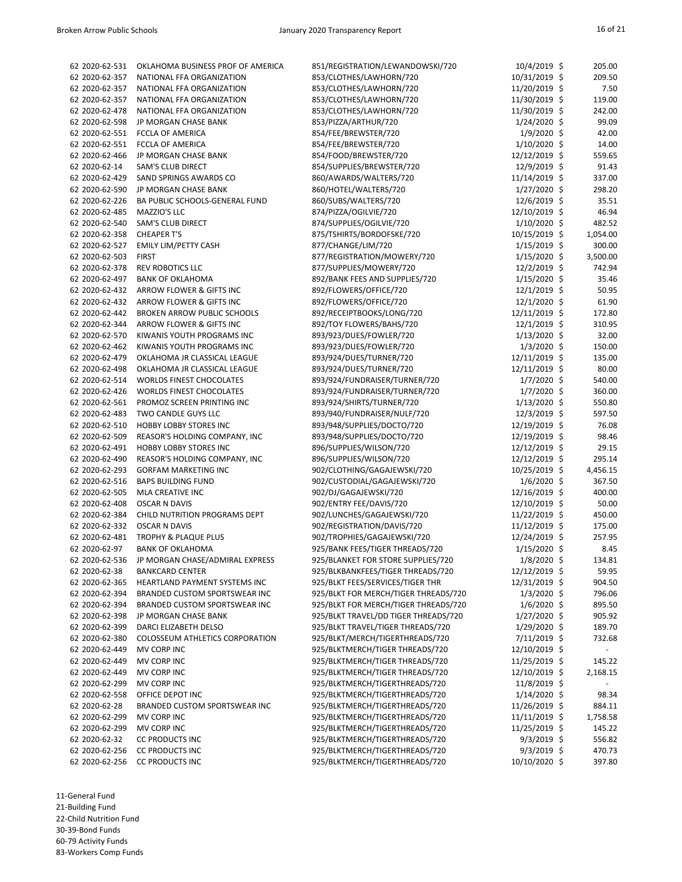| | | | | |
|---|---|---|---|---|
| 62 2020-62-531 | OKLAHOMA BUSINESS PROF OF AMERICA | 851/REGISTRATION/LEWANDOWSKI/720 | 10/4/2019 | $ 205.00 |
| 62 2020-62-357 | NATIONAL FFA ORGANIZATION | 853/CLOTHES/LAWHORN/720 | 10/31/2019 | $ 209.50 |
| 62 2020-62-357 | NATIONAL FFA ORGANIZATION | 853/CLOTHES/LAWHORN/720 | 11/20/2019 | $ 7.50 |
| 62 2020-62-357 | NATIONAL FFA ORGANIZATION | 853/CLOTHES/LAWHORN/720 | 11/30/2019 | $ 119.00 |
| 62 2020-62-478 | NATIONAL FFA ORGANIZATION | 853/CLOTHES/LAWHORN/720 | 11/30/2019 | $ 242.00 |
| 62 2020-62-598 | JP MORGAN CHASE BANK | 853/PIZZA/ARTHUR/720 | 1/24/2020 | $ 99.09 |
| 62 2020-62-551 | FCCLA OF AMERICA | 854/FEE/BREWSTER/720 | 1/9/2020 | $ 42.00 |
| 62 2020-62-551 | FCCLA OF AMERICA | 854/FEE/BREWSTER/720 | 1/10/2020 | $ 14.00 |
| 62 2020-62-466 | JP MORGAN CHASE BANK | 854/FOOD/BREWSTER/720 | 12/12/2019 | $ 559.65 |
| 62 2020-62-14 | SAM'S CLUB DIRECT | 854/SUPPLIES/BREWSTER/720 | 12/9/2019 | $ 91.43 |
| 62 2020-62-429 | SAND SPRINGS AWARDS CO | 860/AWARDS/WALTERS/720 | 11/14/2019 | $ 337.00 |
| 62 2020-62-590 | JP MORGAN CHASE BANK | 860/HOTEL/WALTERS/720 | 1/27/2020 | $ 298.20 |
| 62 2020-62-226 | BA PUBLIC SCHOOLS-GENERAL FUND | 860/SUBS/WALTERS/720 | 12/6/2019 | $ 35.51 |
| 62 2020-62-485 | MAZZIO'S LLC | 874/PIZZA/OGILVIE/720 | 12/10/2019 | $ 46.94 |
| 62 2020-62-540 | SAM'S CLUB DIRECT | 874/SUPPLIES/OGILVIE/720 | 1/10/2020 | $ 482.52 |
| 62 2020-62-358 | CHEAPER T'S | 875/TSHIRTS/BORDOFSKE/720 | 10/15/2019 | $ 1,054.00 |
| 62 2020-62-527 | EMILY LIM/PETTY CASH | 877/CHANGE/LIM/720 | 1/15/2019 | $ 300.00 |
| 62 2020-62-503 | FIRST | 877/REGISTRATION/MOWERY/720 | 1/15/2020 | $ 3,500.00 |
| 62 2020-62-378 | REV ROBOTICS LLC | 877/SUPPLIES/MOWERY/720 | 12/2/2019 | $ 742.94 |
| 62 2020-62-497 | BANK OF OKLAHOMA | 892/BANK FEES AND SUPPLIES/720 | 1/15/2020 | $ 35.46 |
| 62 2020-62-432 | ARROW FLOWER & GIFTS INC | 892/FLOWERS/OFFICE/720 | 12/1/2019 | $ 50.95 |
| 62 2020-62-432 | ARROW FLOWER & GIFTS INC | 892/FLOWERS/OFFICE/720 | 12/1/2020 | $ 61.90 |
| 62 2020-62-442 | BROKEN ARROW PUBLIC SCHOOLS | 892/RECEIPTBOOKS/LONG/720 | 12/11/2019 | $ 172.80 |
| 62 2020-62-344 | ARROW FLOWER & GIFTS INC | 892/TOY FLOWERS/BAHS/720 | 12/1/2019 | $ 310.95 |
| 62 2020-62-570 | KIWANIS YOUTH PROGRAMS INC | 893/923/DUES/FOWLER/720 | 1/13/2020 | $ 32.00 |
| 62 2020-62-462 | KIWANIS YOUTH PROGRAMS INC | 893/923/DUES/FOWLER/720 | 1/3/2020 | $ 150.00 |
| 62 2020-62-479 | OKLAHOMA JR CLASSICAL LEAGUE | 893/924/DUES/TURNER/720 | 12/11/2019 | $ 135.00 |
| 62 2020-62-498 | OKLAHOMA JR CLASSICAL LEAGUE | 893/924/DUES/TURNER/720 | 12/11/2019 | $ 80.00 |
| 62 2020-62-514 | WORLDS FINEST CHOCOLATES | 893/924/FUNDRAISER/TURNER/720 | 1/7/2020 | $ 540.00 |
| 62 2020-62-426 | WORLDS FINEST CHOCOLATES | 893/924/FUNDRAISER/TURNER/720 | 1/7/2020 | $ 360.00 |
| 62 2020-62-561 | PROMOZ SCREEN PRINTING INC | 893/924/SHIRTS/TURNER/720 | 1/13/2020 | $ 550.80 |
| 62 2020-62-483 | TWO CANDLE GUYS LLC | 893/940/FUNDRAISER/NULF/720 | 12/3/2019 | $ 597.50 |
| 62 2020-62-510 | HOBBY LOBBY STORES INC | 893/948/SUPPLIES/DOCTO/720 | 12/19/2019 | $ 76.08 |
| 62 2020-62-509 | REASOR'S HOLDING COMPANY, INC | 893/948/SUPPLIES/DOCTO/720 | 12/19/2019 | $ 98.46 |
| 62 2020-62-491 | HOBBY LOBBY STORES INC | 896/SUPPLIES/WILSON/720 | 12/12/2019 | $ 29.15 |
| 62 2020-62-490 | REASOR'S HOLDING COMPANY, INC | 896/SUPPLIES/WILSON/720 | 12/12/2019 | $ 295.14 |
| 62 2020-62-293 | GORFAM MARKETING INC | 902/CLOTHING/GAGAJEWSKI/720 | 10/25/2019 | $ 4,456.15 |
| 62 2020-62-516 | BAPS BUILDING FUND | 902/CUSTODIAL/GAGAJEWSKI/720 | 1/6/2020 | $ 367.50 |
| 62 2020-62-505 | MLA CREATIVE INC | 902/DJ/GAGAJEWSKI/720 | 12/16/2019 | $ 400.00 |
| 62 2020-62-408 | OSCAR N DAVIS | 902/ENTRY FEE/DAVIS/720 | 12/10/2019 | $ 50.00 |
| 62 2020-62-384 | CHILD NUTRITION PROGRAMS DEPT | 902/LUNCHES/GAGAJEWSKI/720 | 11/22/2019 | $ 450.00 |
| 62 2020-62-332 | OSCAR N DAVIS | 902/REGISTRATION/DAVIS/720 | 11/12/2019 | $ 175.00 |
| 62 2020-62-481 | TROPHY & PLAQUE PLUS | 902/TROPHIES/GAGAJEWSKI/720 | 12/24/2019 | $ 257.95 |
| 62 2020-62-97 | BANK OF OKLAHOMA | 925/BANK FEES/TIGER THREADS/720 | 1/15/2020 | $ 8.45 |
| 62 2020-62-536 | JP MORGAN CHASE/ADMIRAL EXPRESS | 925/BLANKET FOR STORE SUPPLIES/720 | 1/8/2020 | $ 134.81 |
| 62 2020-62-38 | BANKCARD CENTER | 925/BLKBANKFEES/TIGER THREADS/720 | 12/12/2019 | $ 59.95 |
| 62 2020-62-365 | HEARTLAND PAYMENT SYSTEMS INC | 925/BLKT FEES/SERVICES/TIGER THR | 12/31/2019 | $ 904.50 |
| 62 2020-62-394 | BRANDED CUSTOM SPORTSWEAR INC | 925/BLKT FOR MERCH/TIGER THREADS/720 | 1/3/2020 | $ 796.06 |
| 62 2020-62-394 | BRANDED CUSTOM SPORTSWEAR INC | 925/BLKT FOR MERCH/TIGER THREADS/720 | 1/6/2020 | $ 895.50 |
| 62 2020-62-398 | JP MORGAN CHASE BANK | 925/BLKT TRAVEL/DD TIGER THREADS/720 | 1/27/2020 | $ 905.92 |
| 62 2020-62-399 | DARCI ELIZABETH DELSO | 925/BLKT TRAVEL/TIGER THREADS/720 | 1/29/2020 | $ 189.70 |
| 62 2020-62-380 | COLOSSEUM ATHLETICS CORPORATION | 925/BLKT/MERCH/TIGERTHREADS/720 | 7/11/2019 | $ 732.68 |
| 62 2020-62-449 | MV CORP INC | 925/BLKTMERCH/TIGER THREADS/720 | 12/10/2019 | $ - |
| 62 2020-62-449 | MV CORP INC | 925/BLKTMERCH/TIGER THREADS/720 | 11/25/2019 | $ 145.22 |
| 62 2020-62-449 | MV CORP INC | 925/BLKTMERCH/TIGER THREADS/720 | 12/10/2019 | $ 2,168.15 |
| 62 2020-62-299 | MV CORP INC | 925/BLKTMERCH/TIGERTHREADS/720 | 11/8/2019 | $ - |
| 62 2020-62-558 | OFFICE DEPOT INC | 925/BLKTMERCH/TIGERTHREADS/720 | 1/14/2020 | $ 98.34 |
| 62 2020-62-28 | BRANDED CUSTOM SPORTSWEAR INC | 925/BLKTMERCH/TIGERTHREADS/720 | 11/26/2019 | $ 884.11 |
| 62 2020-62-299 | MV CORP INC | 925/BLKTMERCH/TIGERTHREADS/720 | 11/11/2019 | $ 1,758.58 |
| 62 2020-62-299 | MV CORP INC | 925/BLKTMERCH/TIGERTHREADS/720 | 11/25/2019 | $ 145.22 |
| 62 2020-62-32 | CC PRODUCTS INC | 925/BLKTMERCH/TIGERTHREADS/720 | 9/3/2019 | $ 556.82 |
| 62 2020-62-256 | CC PRODUCTS INC | 925/BLKTMERCH/TIGERTHREADS/720 | 9/3/2019 | $ 470.73 |
| 62 2020-62-256 | CC PRODUCTS INC | 925/BLKTMERCH/TIGERTHREADS/720 | 10/10/2020 | $ 397.80 |

11-General Fund
21-Building Fund
22-Child Nutrition Fund
30-39-Bond Funds
60-79 Activity Funds
83-Workers Comp Funds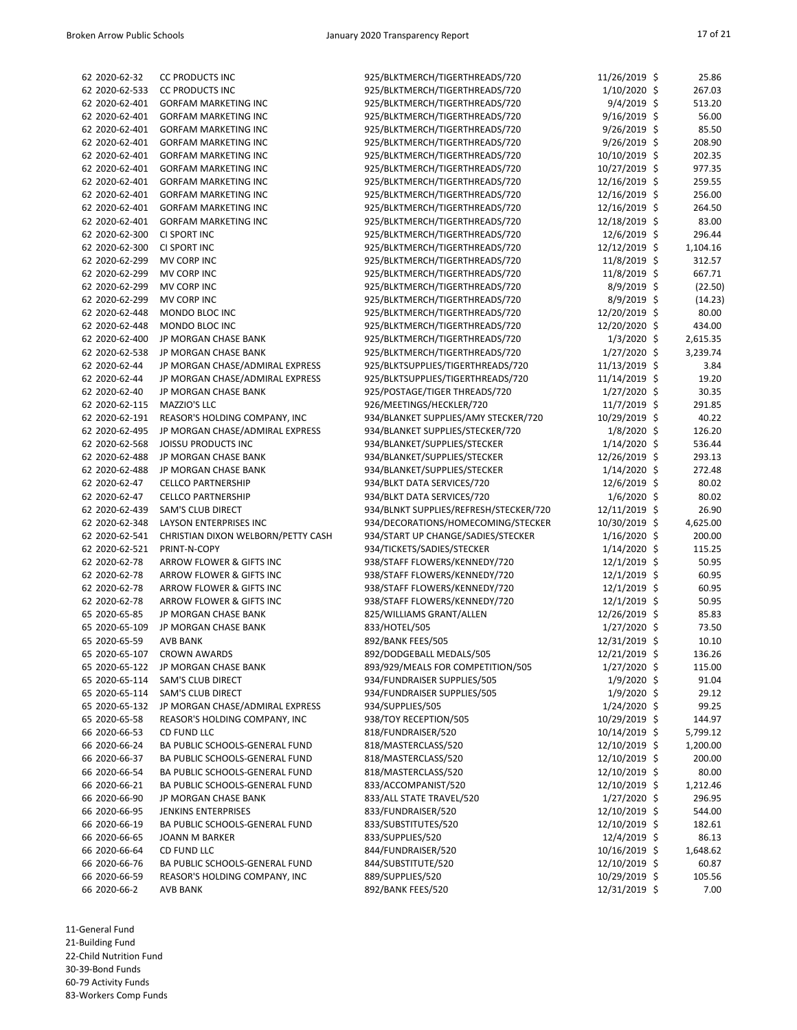| | | | | | |
|---|---|---|---|---|---|
| 62 | 2020-62-32 | CC PRODUCTS INC | 925/BLKTMERCH/TIGERTHREADS/720 | 11/26/2019 | $ 25.86 |
| 62 | 2020-62-533 | CC PRODUCTS INC | 925/BLKTMERCH/TIGERTHREADS/720 | 1/10/2020 | $ 267.03 |
| 62 | 2020-62-401 | GORFAM MARKETING INC | 925/BLKTMERCH/TIGERTHREADS/720 | 9/4/2019 | $ 513.20 |
| 62 | 2020-62-401 | GORFAM MARKETING INC | 925/BLKTMERCH/TIGERTHREADS/720 | 9/16/2019 | $ 56.00 |
| 62 | 2020-62-401 | GORFAM MARKETING INC | 925/BLKTMERCH/TIGERTHREADS/720 | 9/26/2019 | $ 85.50 |
| 62 | 2020-62-401 | GORFAM MARKETING INC | 925/BLKTMERCH/TIGERTHREADS/720 | 9/26/2019 | $ 208.90 |
| 62 | 2020-62-401 | GORFAM MARKETING INC | 925/BLKTMERCH/TIGERTHREADS/720 | 10/10/2019 | $ 202.35 |
| 62 | 2020-62-401 | GORFAM MARKETING INC | 925/BLKTMERCH/TIGERTHREADS/720 | 10/27/2019 | $ 977.35 |
| 62 | 2020-62-401 | GORFAM MARKETING INC | 925/BLKTMERCH/TIGERTHREADS/720 | 12/16/2019 | $ 259.55 |
| 62 | 2020-62-401 | GORFAM MARKETING INC | 925/BLKTMERCH/TIGERTHREADS/720 | 12/16/2019 | $ 256.00 |
| 62 | 2020-62-401 | GORFAM MARKETING INC | 925/BLKTMERCH/TIGERTHREADS/720 | 12/16/2019 | $ 264.50 |
| 62 | 2020-62-401 | GORFAM MARKETING INC | 925/BLKTMERCH/TIGERTHREADS/720 | 12/18/2019 | $ 83.00 |
| 62 | 2020-62-300 | CI SPORT INC | 925/BLKTMERCH/TIGERTHREADS/720 | 12/6/2019 | $ 296.44 |
| 62 | 2020-62-300 | CI SPORT INC | 925/BLKTMERCH/TIGERTHREADS/720 | 12/12/2019 | $ 1,104.16 |
| 62 | 2020-62-299 | MV CORP INC | 925/BLKTMERCH/TIGERTHREADS/720 | 11/8/2019 | $ 312.57 |
| 62 | 2020-62-299 | MV CORP INC | 925/BLKTMERCH/TIGERTHREADS/720 | 11/8/2019 | $ 667.71 |
| 62 | 2020-62-299 | MV CORP INC | 925/BLKTMERCH/TIGERTHREADS/720 | 8/9/2019 | $ (22.50) |
| 62 | 2020-62-299 | MV CORP INC | 925/BLKTMERCH/TIGERTHREADS/720 | 8/9/2019 | $ (14.23) |
| 62 | 2020-62-448 | MONDO BLOC INC | 925/BLKTMERCH/TIGERTHREADS/720 | 12/20/2019 | $ 80.00 |
| 62 | 2020-62-448 | MONDO BLOC INC | 925/BLKTMERCH/TIGERTHREADS/720 | 12/20/2020 | $ 434.00 |
| 62 | 2020-62-400 | JP MORGAN CHASE BANK | 925/BLKTMERCH/TIGERTHREADS/720 | 1/3/2020 | $ 2,615.35 |
| 62 | 2020-62-538 | JP MORGAN CHASE BANK | 925/BLKTMERCH/TIGERTHREADS/720 | 1/27/2020 | $ 3,239.74 |
| 62 | 2020-62-44 | JP MORGAN CHASE/ADMIRAL EXPRESS | 925/BLKTSUPPLIES/TIGERTHREADS/720 | 11/13/2019 | $ 3.84 |
| 62 | 2020-62-44 | JP MORGAN CHASE/ADMIRAL EXPRESS | 925/BLKTSUPPLIES/TIGERTHREADS/720 | 11/14/2019 | $ 19.20 |
| 62 | 2020-62-40 | JP MORGAN CHASE BANK | 925/POSTAGE/TIGER THREADS/720 | 1/27/2020 | $ 30.35 |
| 62 | 2020-62-115 | MAZZIO'S LLC | 926/MEETINGS/HECKLER/720 | 11/7/2019 | $ 291.85 |
| 62 | 2020-62-191 | REASOR'S HOLDING COMPANY, INC | 934/BLANKET SUPPLIES/AMY STECKER/720 | 10/29/2019 | $ 40.22 |
| 62 | 2020-62-495 | JP MORGAN CHASE/ADMIRAL EXPRESS | 934/BLANKET SUPPLIES/STECKER/720 | 1/8/2020 | $ 126.20 |
| 62 | 2020-62-568 | JOISSU PRODUCTS INC | 934/BLANKET/SUPPLIES/STECKER | 1/14/2020 | $ 536.44 |
| 62 | 2020-62-488 | JP MORGAN CHASE BANK | 934/BLANKET/SUPPLIES/STECKER | 12/26/2019 | $ 293.13 |
| 62 | 2020-62-488 | JP MORGAN CHASE BANK | 934/BLANKET/SUPPLIES/STECKER | 1/14/2020 | $ 272.48 |
| 62 | 2020-62-47 | CELLCO PARTNERSHIP | 934/BLKT DATA SERVICES/720 | 12/6/2019 | $ 80.02 |
| 62 | 2020-62-47 | CELLCO PARTNERSHIP | 934/BLKT DATA SERVICES/720 | 1/6/2020 | $ 80.02 |
| 62 | 2020-62-439 | SAM'S CLUB DIRECT | 934/BLNKT SUPPLIES/REFRESH/STECKER/720 | 12/11/2019 | $ 26.90 |
| 62 | 2020-62-348 | LAYSON ENTERPRISES INC | 934/DECORATIONS/HOMECOMING/STECKER | 10/30/2019 | $ 4,625.00 |
| 62 | 2020-62-541 | CHRISTIAN DIXON WELBORN/PETTY CASH | 934/START UP CHANGE/SADIES/STECKER | 1/16/2020 | $ 200.00 |
| 62 | 2020-62-521 | PRINT-N-COPY | 934/TICKETS/SADIES/STECKER | 1/14/2020 | $ 115.25 |
| 62 | 2020-62-78 | ARROW FLOWER & GIFTS INC | 938/STAFF FLOWERS/KENNEDY/720 | 12/1/2019 | $ 50.95 |
| 62 | 2020-62-78 | ARROW FLOWER & GIFTS INC | 938/STAFF FLOWERS/KENNEDY/720 | 12/1/2019 | $ 60.95 |
| 62 | 2020-62-78 | ARROW FLOWER & GIFTS INC | 938/STAFF FLOWERS/KENNEDY/720 | 12/1/2019 | $ 60.95 |
| 62 | 2020-62-78 | ARROW FLOWER & GIFTS INC | 938/STAFF FLOWERS/KENNEDY/720 | 12/1/2019 | $ 50.95 |
| 65 | 2020-65-85 | JP MORGAN CHASE BANK | 825/WILLIAMS GRANT/ALLEN | 12/26/2019 | $ 85.83 |
| 65 | 2020-65-109 | JP MORGAN CHASE BANK | 833/HOTEL/505 | 1/27/2020 | $ 73.50 |
| 65 | 2020-65-59 | AVB BANK | 892/BANK FEES/505 | 12/31/2019 | $ 10.10 |
| 65 | 2020-65-107 | CROWN AWARDS | 892/DODGEBALL MEDALS/505 | 12/21/2019 | $ 136.26 |
| 65 | 2020-65-122 | JP MORGAN CHASE BANK | 893/929/MEALS FOR COMPETITION/505 | 1/27/2020 | $ 115.00 |
| 65 | 2020-65-114 | SAM'S CLUB DIRECT | 934/FUNDRAISER SUPPLIES/505 | 1/9/2020 | $ 91.04 |
| 65 | 2020-65-114 | SAM'S CLUB DIRECT | 934/FUNDRAISER SUPPLIES/505 | 1/9/2020 | $ 29.12 |
| 65 | 2020-65-132 | JP MORGAN CHASE/ADMIRAL EXPRESS | 934/SUPPLIES/505 | 1/24/2020 | $ 99.25 |
| 65 | 2020-65-58 | REASOR'S HOLDING COMPANY, INC | 938/TOY RECEPTION/505 | 10/29/2019 | $ 144.97 |
| 66 | 2020-66-53 | CD FUND LLC | 818/FUNDRAISER/520 | 10/14/2019 | $ 5,799.12 |
| 66 | 2020-66-24 | BA PUBLIC SCHOOLS-GENERAL FUND | 818/MASTERCLASS/520 | 12/10/2019 | $ 1,200.00 |
| 66 | 2020-66-37 | BA PUBLIC SCHOOLS-GENERAL FUND | 818/MASTERCLASS/520 | 12/10/2019 | $ 200.00 |
| 66 | 2020-66-54 | BA PUBLIC SCHOOLS-GENERAL FUND | 818/MASTERCLASS/520 | 12/10/2019 | $ 80.00 |
| 66 | 2020-66-21 | BA PUBLIC SCHOOLS-GENERAL FUND | 833/ACCOMPANIST/520 | 12/10/2019 | $ 1,212.46 |
| 66 | 2020-66-90 | JP MORGAN CHASE BANK | 833/ALL STATE TRAVEL/520 | 1/27/2020 | $ 296.95 |
| 66 | 2020-66-95 | JENKINS ENTERPRISES | 833/FUNDRAISER/520 | 12/10/2019 | $ 544.00 |
| 66 | 2020-66-19 | BA PUBLIC SCHOOLS-GENERAL FUND | 833/SUBSTITUTES/520 | 12/10/2019 | $ 182.61 |
| 66 | 2020-66-65 | JOANN M BARKER | 833/SUPPLIES/520 | 12/4/2019 | $ 86.13 |
| 66 | 2020-66-64 | CD FUND LLC | 844/FUNDRAISER/520 | 10/16/2019 | $ 1,648.62 |
| 66 | 2020-66-76 | BA PUBLIC SCHOOLS-GENERAL FUND | 844/SUBSTITUTE/520 | 12/10/2019 | $ 60.87 |
| 66 | 2020-66-59 | REASOR'S HOLDING COMPANY, INC | 889/SUPPLIES/520 | 10/29/2019 | $ 105.56 |
| 66 | 2020-66-2 | AVB BANK | 892/BANK FEES/520 | 12/31/2019 | $ 7.00 |

11-General Fund
21-Building Fund
22-Child Nutrition Fund
30-39-Bond Funds
60-79 Activity Funds
83-Workers Comp Funds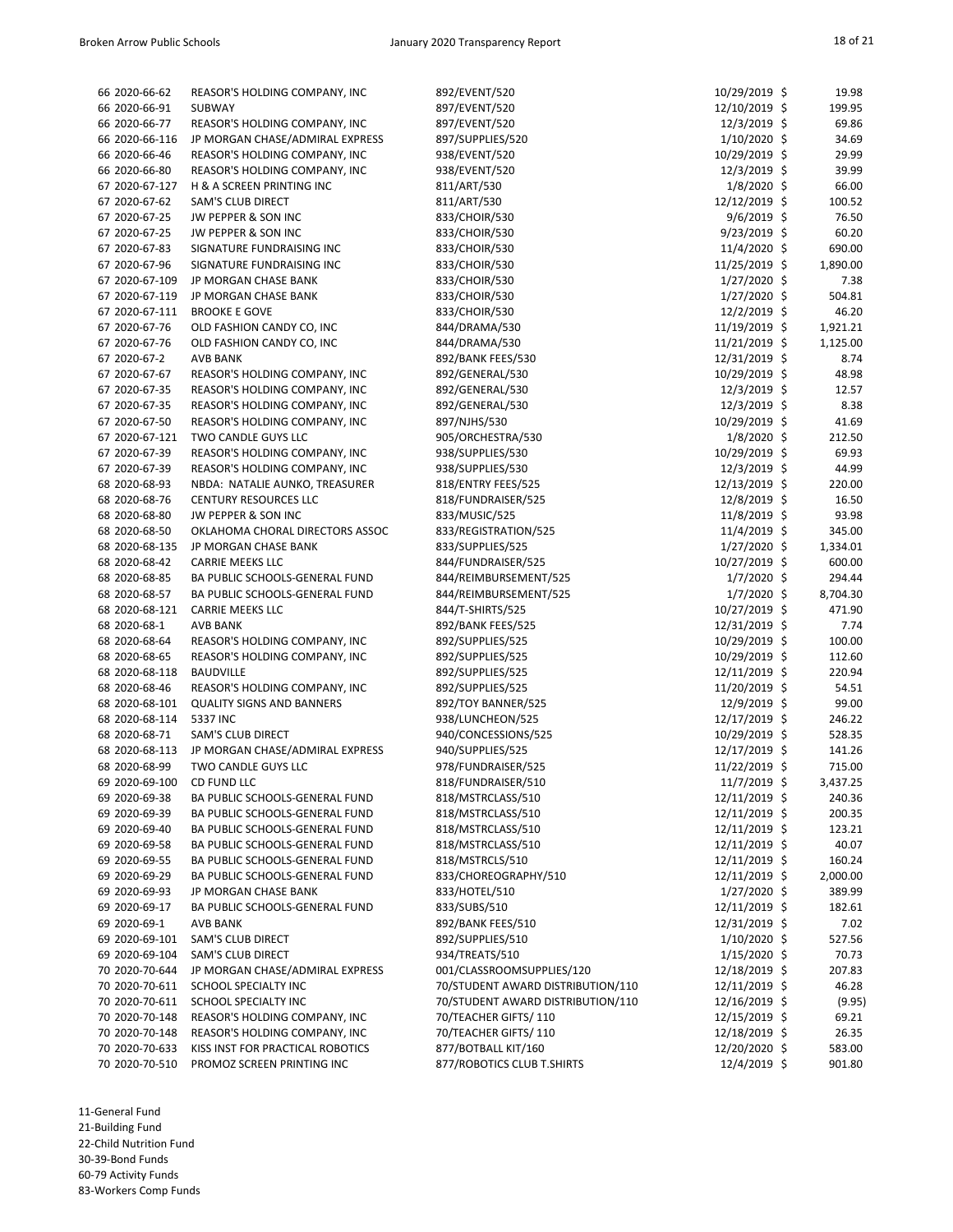| | | | | |
|---|---|---|---|---|
| 66 2020-66-62 | REASOR'S HOLDING COMPANY, INC | 892/EVENT/520 | 10/29/2019 | $ 19.98 |
| 66 2020-66-91 | SUBWAY | 897/EVENT/520 | 12/10/2019 | $ 199.95 |
| 66 2020-66-77 | REASOR'S HOLDING COMPANY, INC | 897/EVENT/520 | 12/3/2019 | $ 69.86 |
| 66 2020-66-116 | JP MORGAN CHASE/ADMIRAL EXPRESS | 897/SUPPLIES/520 | 1/10/2020 | $ 34.69 |
| 66 2020-66-46 | REASOR'S HOLDING COMPANY, INC | 938/EVENT/520 | 10/29/2019 | $ 29.99 |
| 66 2020-66-80 | REASOR'S HOLDING COMPANY, INC | 938/EVENT/520 | 12/3/2019 | $ 39.99 |
| 67 2020-67-127 | H & A SCREEN PRINTING INC | 811/ART/530 | 1/8/2020 | $ 66.00 |
| 67 2020-67-62 | SAM'S CLUB DIRECT | 811/ART/530 | 12/12/2019 | $ 100.52 |
| 67 2020-67-25 | JW PEPPER & SON INC | 833/CHOIR/530 | 9/6/2019 | $ 76.50 |
| 67 2020-67-25 | JW PEPPER & SON INC | 833/CHOIR/530 | 9/23/2019 | $ 60.20 |
| 67 2020-67-83 | SIGNATURE FUNDRAISING INC | 833/CHOIR/530 | 11/4/2020 | $ 690.00 |
| 67 2020-67-96 | SIGNATURE FUNDRAISING INC | 833/CHOIR/530 | 11/25/2019 | $ 1,890.00 |
| 67 2020-67-109 | JP MORGAN CHASE BANK | 833/CHOIR/530 | 1/27/2020 | $ 7.38 |
| 67 2020-67-119 | JP MORGAN CHASE BANK | 833/CHOIR/530 | 1/27/2020 | $ 504.81 |
| 67 2020-67-111 | BROOKE E GOVE | 833/CHOIR/530 | 12/2/2019 | $ 46.20 |
| 67 2020-67-76 | OLD FASHION CANDY CO, INC | 844/DRAMA/530 | 11/19/2019 | $ 1,921.21 |
| 67 2020-67-76 | OLD FASHION CANDY CO, INC | 844/DRAMA/530 | 11/21/2019 | $ 1,125.00 |
| 67 2020-67-2 | AVB BANK | 892/BANK FEES/530 | 12/31/2019 | $ 8.74 |
| 67 2020-67-67 | REASOR'S HOLDING COMPANY, INC | 892/GENERAL/530 | 10/29/2019 | $ 48.98 |
| 67 2020-67-35 | REASOR'S HOLDING COMPANY, INC | 892/GENERAL/530 | 12/3/2019 | $ 12.57 |
| 67 2020-67-35 | REASOR'S HOLDING COMPANY, INC | 892/GENERAL/530 | 12/3/2019 | $ 8.38 |
| 67 2020-67-50 | REASOR'S HOLDING COMPANY, INC | 897/NJHS/530 | 10/29/2019 | $ 41.69 |
| 67 2020-67-121 | TWO CANDLE GUYS LLC | 905/ORCHESTRA/530 | 1/8/2020 | $ 212.50 |
| 67 2020-67-39 | REASOR'S HOLDING COMPANY, INC | 938/SUPPLIES/530 | 10/29/2019 | $ 69.93 |
| 67 2020-67-39 | REASOR'S HOLDING COMPANY, INC | 938/SUPPLIES/530 | 12/3/2019 | $ 44.99 |
| 68 2020-68-93 | NBDA: NATALIE AUNKO, TREASURER | 818/ENTRY FEES/525 | 12/13/2019 | $ 220.00 |
| 68 2020-68-76 | CENTURY RESOURCES LLC | 818/FUNDRAISER/525 | 12/8/2019 | $ 16.50 |
| 68 2020-68-80 | JW PEPPER & SON INC | 833/MUSIC/525 | 11/8/2019 | $ 93.98 |
| 68 2020-68-50 | OKLAHOMA CHORAL DIRECTORS ASSOC | 833/REGISTRATION/525 | 11/4/2019 | $ 345.00 |
| 68 2020-68-135 | JP MORGAN CHASE BANK | 833/SUPPLIES/525 | 1/27/2020 | $ 1,334.01 |
| 68 2020-68-42 | CARRIE MEEKS LLC | 844/FUNDRAISER/525 | 10/27/2019 | $ 600.00 |
| 68 2020-68-85 | BA PUBLIC SCHOOLS-GENERAL FUND | 844/REIMBURSEMENT/525 | 1/7/2020 | $ 294.44 |
| 68 2020-68-57 | BA PUBLIC SCHOOLS-GENERAL FUND | 844/REIMBURSEMENT/525 | 1/7/2020 | $ 8,704.30 |
| 68 2020-68-121 | CARRIE MEEKS LLC | 844/T-SHIRTS/525 | 10/27/2019 | $ 471.90 |
| 68 2020-68-1 | AVB BANK | 892/BANK FEES/525 | 12/31/2019 | $ 7.74 |
| 68 2020-68-64 | REASOR'S HOLDING COMPANY, INC | 892/SUPPLIES/525 | 10/29/2019 | $ 100.00 |
| 68 2020-68-65 | REASOR'S HOLDING COMPANY, INC | 892/SUPPLIES/525 | 10/29/2019 | $ 112.60 |
| 68 2020-68-118 | BAUDVILLE | 892/SUPPLIES/525 | 12/11/2019 | $ 220.94 |
| 68 2020-68-46 | REASOR'S HOLDING COMPANY, INC | 892/SUPPLIES/525 | 11/20/2019 | $ 54.51 |
| 68 2020-68-101 | QUALITY SIGNS AND BANNERS | 892/TOY BANNER/525 | 12/9/2019 | $ 99.00 |
| 68 2020-68-114 | 5337 INC | 938/LUNCHEON/525 | 12/17/2019 | $ 246.22 |
| 68 2020-68-71 | SAM'S CLUB DIRECT | 940/CONCESSIONS/525 | 10/29/2019 | $ 528.35 |
| 68 2020-68-113 | JP MORGAN CHASE/ADMIRAL EXPRESS | 940/SUPPLIES/525 | 12/17/2019 | $ 141.26 |
| 68 2020-68-99 | TWO CANDLE GUYS LLC | 978/FUNDRAISER/525 | 11/22/2019 | $ 715.00 |
| 69 2020-69-100 | CD FUND LLC | 818/FUNDRAISER/510 | 11/7/2019 | $ 3,437.25 |
| 69 2020-69-38 | BA PUBLIC SCHOOLS-GENERAL FUND | 818/MSTRCLASS/510 | 12/11/2019 | $ 240.36 |
| 69 2020-69-39 | BA PUBLIC SCHOOLS-GENERAL FUND | 818/MSTRCLASS/510 | 12/11/2019 | $ 200.35 |
| 69 2020-69-40 | BA PUBLIC SCHOOLS-GENERAL FUND | 818/MSTRCLASS/510 | 12/11/2019 | $ 123.21 |
| 69 2020-69-58 | BA PUBLIC SCHOOLS-GENERAL FUND | 818/MSTRCLASS/510 | 12/11/2019 | $ 40.07 |
| 69 2020-69-55 | BA PUBLIC SCHOOLS-GENERAL FUND | 818/MSTRCLS/510 | 12/11/2019 | $ 160.24 |
| 69 2020-69-29 | BA PUBLIC SCHOOLS-GENERAL FUND | 833/CHOREOGRAPHY/510 | 12/11/2019 | $ 2,000.00 |
| 69 2020-69-93 | JP MORGAN CHASE BANK | 833/HOTEL/510 | 1/27/2020 | $ 389.99 |
| 69 2020-69-17 | BA PUBLIC SCHOOLS-GENERAL FUND | 833/SUBS/510 | 12/11/2019 | $ 182.61 |
| 69 2020-69-1 | AVB BANK | 892/BANK FEES/510 | 12/31/2019 | $ 7.02 |
| 69 2020-69-101 | SAM'S CLUB DIRECT | 892/SUPPLIES/510 | 1/10/2020 | $ 527.56 |
| 69 2020-69-104 | SAM'S CLUB DIRECT | 934/TREATS/510 | 1/15/2020 | $ 70.73 |
| 70 2020-70-644 | JP MORGAN CHASE/ADMIRAL EXPRESS | 001/CLASSROOMSUPPLIES/120 | 12/18/2019 | $ 207.83 |
| 70 2020-70-611 | SCHOOL SPECIALTY INC | 70/STUDENT AWARD DISTRIBUTION/110 | 12/11/2019 | $ 46.28 |
| 70 2020-70-611 | SCHOOL SPECIALTY INC | 70/STUDENT AWARD DISTRIBUTION/110 | 12/16/2019 | $ (9.95) |
| 70 2020-70-148 | REASOR'S HOLDING COMPANY, INC | 70/TEACHER GIFTS/ 110 | 12/15/2019 | $ 69.21 |
| 70 2020-70-148 | REASOR'S HOLDING COMPANY, INC | 70/TEACHER GIFTS/ 110 | 12/18/2019 | $ 26.35 |
| 70 2020-70-633 | KISS INST FOR PRACTICAL ROBOTICS | 877/BOTBALL KIT/160 | 12/20/2020 | $ 583.00 |
| 70 2020-70-510 | PROMOZ SCREEN PRINTING INC | 877/ROBOTICS CLUB T.SHIRTS | 12/4/2019 | $ 901.80 |

11-General Fund
21-Building Fund
22-Child Nutrition Fund
30-39-Bond Funds
60-79 Activity Funds
83-Workers Comp Funds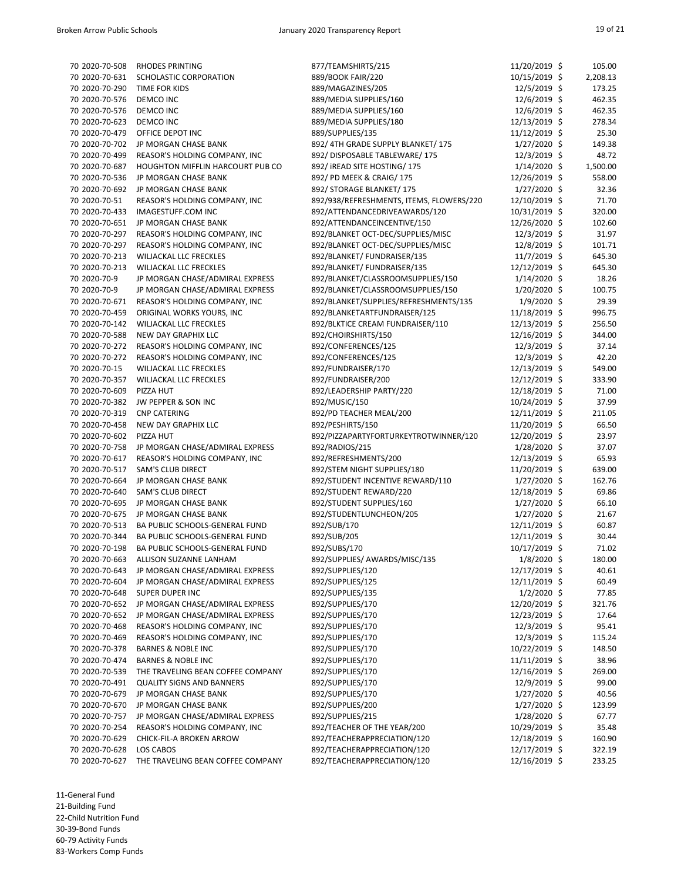| | | | | | |
|---|---|---|---|---|---|
| 70 | 2020-70-508 | RHODES PRINTING | 877/TEAMSHIRTS/215 | 11/20/2019 | $ 105.00 |
| 70 | 2020-70-631 | SCHOLASTIC CORPORATION | 889/BOOK FAIR/220 | 10/15/2019 | $ 2,208.13 |
| 70 | 2020-70-290 | TIME FOR KIDS | 889/MAGAZINES/205 | 12/5/2019 | $ 173.25 |
| 70 | 2020-70-576 | DEMCO INC | 889/MEDIA SUPPLIES/160 | 12/6/2019 | $ 462.35 |
| 70 | 2020-70-576 | DEMCO INC | 889/MEDIA SUPPLIES/160 | 12/6/2019 | $ 462.35 |
| 70 | 2020-70-623 | DEMCO INC | 889/MEDIA SUPPLIES/180 | 12/13/2019 | $ 278.34 |
| 70 | 2020-70-479 | OFFICE DEPOT INC | 889/SUPPLIES/135 | 11/12/2019 | $ 25.30 |
| 70 | 2020-70-702 | JP MORGAN CHASE BANK | 892/ 4TH GRADE SUPPLY BLANKET/ 175 | 1/27/2020 | $ 149.38 |
| 70 | 2020-70-499 | REASOR'S HOLDING COMPANY, INC | 892/ DISPOSABLE TABLEWARE/ 175 | 12/3/2019 | $ 48.72 |
| 70 | 2020-70-687 | HOUGHTON MIFFLIN HARCOURT PUB CO | 892/ iREAD SITE HOSTING/ 175 | 1/14/2020 | $ 1,500.00 |
| 70 | 2020-70-536 | JP MORGAN CHASE BANK | 892/ PD MEEK & CRAIG/ 175 | 12/26/2019 | $ 558.00 |
| 70 | 2020-70-692 | JP MORGAN CHASE BANK | 892/ STORAGE BLANKET/ 175 | 1/27/2020 | $ 32.36 |
| 70 | 2020-70-51 | REASOR'S HOLDING COMPANY, INC | 892/938/REFRESHMENTS, ITEMS, FLOWERS/220 | 12/10/2019 | $ 71.70 |
| 70 | 2020-70-433 | IMAGESTUFF.COM INC | 892/ATTENDANCEDRIVEAWARDS/120 | 10/31/2019 | $ 320.00 |
| 70 | 2020-70-651 | JP MORGAN CHASE BANK | 892/ATTENDANCEINCENTIVE/150 | 12/26/2020 | $ 102.60 |
| 70 | 2020-70-297 | REASOR'S HOLDING COMPANY, INC | 892/BLANKET OCT-DEC/SUPPLIES/MISC | 12/3/2019 | $ 31.97 |
| 70 | 2020-70-297 | REASOR'S HOLDING COMPANY, INC | 892/BLANKET OCT-DEC/SUPPLIES/MISC | 12/8/2019 | $ 101.71 |
| 70 | 2020-70-213 | WILJACKAL LLC FRECKLES | 892/BLANKET/ FUNDRAISER/135 | 11/7/2019 | $ 645.30 |
| 70 | 2020-70-213 | WILJACKAL LLC FRECKLES | 892/BLANKET/ FUNDRAISER/135 | 12/12/2019 | $ 645.30 |
| 70 | 2020-70-9 | JP MORGAN CHASE/ADMIRAL EXPRESS | 892/BLANKET/CLASSROOMSUPPLIES/150 | 1/14/2020 | $ 18.26 |
| 70 | 2020-70-9 | JP MORGAN CHASE/ADMIRAL EXPRESS | 892/BLANKET/CLASSROOMSUPPLIES/150 | 1/20/2020 | $ 100.75 |
| 70 | 2020-70-671 | REASOR'S HOLDING COMPANY, INC | 892/BLANKET/SUPPLIES/REFRESHMENTS/135 | 1/9/2020 | $ 29.39 |
| 70 | 2020-70-459 | ORIGINAL WORKS YOURS, INC | 892/BLANKETARTFUNDRAISER/125 | 11/18/2019 | $ 996.75 |
| 70 | 2020-70-142 | WILJACKAL LLC FRECKLES | 892/BLKTICE CREAM FUNDRAISER/110 | 12/13/2019 | $ 256.50 |
| 70 | 2020-70-588 | NEW DAY GRAPHIX LLC | 892/CHOIRSHIRTS/150 | 12/16/2019 | $ 344.00 |
| 70 | 2020-70-272 | REASOR'S HOLDING COMPANY, INC | 892/CONFERENCES/125 | 12/3/2019 | $ 37.14 |
| 70 | 2020-70-272 | REASOR'S HOLDING COMPANY, INC | 892/CONFERENCES/125 | 12/3/2019 | $ 42.20 |
| 70 | 2020-70-15 | WILJACKAL LLC FRECKLES | 892/FUNDRAISER/170 | 12/13/2019 | $ 549.00 |
| 70 | 2020-70-357 | WILJACKAL LLC FRECKLES | 892/FUNDRAISER/200 | 12/12/2019 | $ 333.90 |
| 70 | 2020-70-609 | PIZZA HUT | 892/LEADERSHIP PARTY/220 | 12/18/2019 | $ 71.00 |
| 70 | 2020-70-382 | JW PEPPER & SON INC | 892/MUSIC/150 | 10/24/2019 | $ 37.99 |
| 70 | 2020-70-319 | CNP CATERING | 892/PD TEACHER MEAL/200 | 12/11/2019 | $ 211.05 |
| 70 | 2020-70-458 | NEW DAY GRAPHIX LLC | 892/PESHIRTS/150 | 11/20/2019 | $ 66.50 |
| 70 | 2020-70-602 | PIZZA HUT | 892/PIZZAPARTYFORTURKEYTROTWINNER/120 | 12/20/2019 | $ 23.97 |
| 70 | 2020-70-758 | JP MORGAN CHASE/ADMIRAL EXPRESS | 892/RADIOS/215 | 1/28/2020 | $ 37.07 |
| 70 | 2020-70-617 | REASOR'S HOLDING COMPANY, INC | 892/REFRESHMENTS/200 | 12/13/2019 | $ 65.93 |
| 70 | 2020-70-517 | SAM'S CLUB DIRECT | 892/STEM NIGHT SUPPLIES/180 | 11/20/2019 | $ 639.00 |
| 70 | 2020-70-664 | JP MORGAN CHASE BANK | 892/STUDENT INCENTIVE REWARD/110 | 1/27/2020 | $ 162.76 |
| 70 | 2020-70-640 | SAM'S CLUB DIRECT | 892/STUDENT REWARD/220 | 12/18/2019 | $ 69.86 |
| 70 | 2020-70-695 | JP MORGAN CHASE BANK | 892/STUDENT SUPPLIES/160 | 1/27/2020 | $ 66.10 |
| 70 | 2020-70-675 | JP MORGAN CHASE BANK | 892/STUDENTLUNCHEON/205 | 1/27/2020 | $ 21.67 |
| 70 | 2020-70-513 | BA PUBLIC SCHOOLS-GENERAL FUND | 892/SUB/170 | 12/11/2019 | $ 60.87 |
| 70 | 2020-70-344 | BA PUBLIC SCHOOLS-GENERAL FUND | 892/SUB/205 | 12/11/2019 | $ 30.44 |
| 70 | 2020-70-198 | BA PUBLIC SCHOOLS-GENERAL FUND | 892/SUBS/170 | 10/17/2019 | $ 71.02 |
| 70 | 2020-70-663 | ALLISON SUZANNE LANHAM | 892/SUPPLIES/ AWARDS/MISC/135 | 1/8/2020 | $ 180.00 |
| 70 | 2020-70-643 | JP MORGAN CHASE/ADMIRAL EXPRESS | 892/SUPPLIES/120 | 12/17/2019 | $ 40.61 |
| 70 | 2020-70-604 | JP MORGAN CHASE/ADMIRAL EXPRESS | 892/SUPPLIES/125 | 12/11/2019 | $ 60.49 |
| 70 | 2020-70-648 | SUPER DUPER INC | 892/SUPPLIES/135 | 1/2/2020 | $ 77.85 |
| 70 | 2020-70-652 | JP MORGAN CHASE/ADMIRAL EXPRESS | 892/SUPPLIES/170 | 12/20/2019 | $ 321.76 |
| 70 | 2020-70-652 | JP MORGAN CHASE/ADMIRAL EXPRESS | 892/SUPPLIES/170 | 12/23/2019 | $ 17.64 |
| 70 | 2020-70-468 | REASOR'S HOLDING COMPANY, INC | 892/SUPPLIES/170 | 12/3/2019 | $ 95.41 |
| 70 | 2020-70-469 | REASOR'S HOLDING COMPANY, INC | 892/SUPPLIES/170 | 12/3/2019 | $ 115.24 |
| 70 | 2020-70-378 | BARNES & NOBLE INC | 892/SUPPLIES/170 | 10/22/2019 | $ 148.50 |
| 70 | 2020-70-474 | BARNES & NOBLE INC | 892/SUPPLIES/170 | 11/11/2019 | $ 38.96 |
| 70 | 2020-70-539 | THE TRAVELING BEAN COFFEE COMPANY | 892/SUPPLIES/170 | 12/16/2019 | $ 269.00 |
| 70 | 2020-70-491 | QUALITY SIGNS AND BANNERS | 892/SUPPLIES/170 | 12/9/2019 | $ 99.00 |
| 70 | 2020-70-679 | JP MORGAN CHASE BANK | 892/SUPPLIES/170 | 1/27/2020 | $ 40.56 |
| 70 | 2020-70-670 | JP MORGAN CHASE BANK | 892/SUPPLIES/200 | 1/27/2020 | $ 123.99 |
| 70 | 2020-70-757 | JP MORGAN CHASE/ADMIRAL EXPRESS | 892/SUPPLIES/215 | 1/28/2020 | $ 67.77 |
| 70 | 2020-70-254 | REASOR'S HOLDING COMPANY, INC | 892/TEACHER OF THE YEAR/200 | 10/29/2019 | $ 35.48 |
| 70 | 2020-70-629 | CHICK-FIL-A BROKEN ARROW | 892/TEACHERAPPRECIATION/120 | 12/18/2019 | $ 160.90 |
| 70 | 2020-70-628 | LOS CABOS | 892/TEACHERAPPRECIATION/120 | 12/17/2019 | $ 322.19 |
| 70 | 2020-70-627 | THE TRAVELING BEAN COFFEE COMPANY | 892/TEACHERAPPRECIATION/120 | 12/16/2019 | $ 233.25 |

11-General Fund
21-Building Fund
22-Child Nutrition Fund
30-39-Bond Funds
60-79 Activity Funds
83-Workers Comp Funds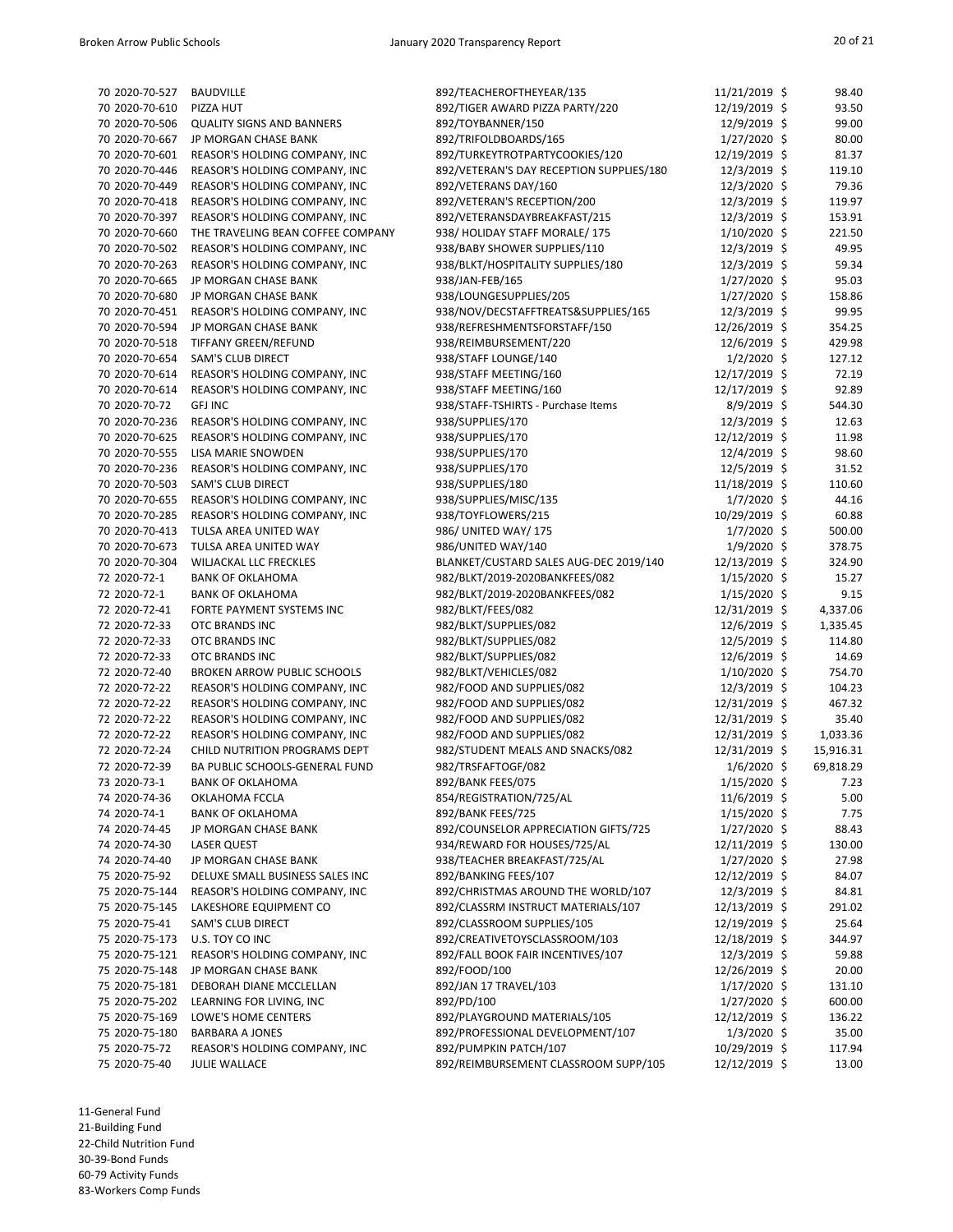| | | | | |
|---|---|---|---|---|
| 70 2020-70-527 | BAUDVILLE | 892/TEACHEROFTHEYEAR/135 | 11/21/2019 $ | 98.40 |
| 70 2020-70-610 | PIZZA HUT | 892/TIGER AWARD PIZZA PARTY/220 | 12/19/2019 $ | 93.50 |
| 70 2020-70-506 | QUALITY SIGNS AND BANNERS | 892/TOYBANNER/150 | 12/9/2019 $ | 99.00 |
| 70 2020-70-667 | JP MORGAN CHASE BANK | 892/TRIFOLDBOARDS/165 | 1/27/2020 $ | 80.00 |
| 70 2020-70-601 | REASOR'S HOLDING COMPANY, INC | 892/TURKEYTROTPARTYCOOKIES/120 | 12/19/2019 $ | 81.37 |
| 70 2020-70-446 | REASOR'S HOLDING COMPANY, INC | 892/VETERAN'S DAY RECEPTION SUPPLIES/180 | 12/3/2019 $ | 119.10 |
| 70 2020-70-449 | REASOR'S HOLDING COMPANY, INC | 892/VETERANS DAY/160 | 12/3/2020 $ | 79.36 |
| 70 2020-70-418 | REASOR'S HOLDING COMPANY, INC | 892/VETERAN'S RECEPTION/200 | 12/3/2019 $ | 119.97 |
| 70 2020-70-397 | REASOR'S HOLDING COMPANY, INC | 892/VETERANSDAYBREAKFAST/215 | 12/3/2019 $ | 153.91 |
| 70 2020-70-660 | THE TRAVELING BEAN COFFEE COMPANY | 938/ HOLIDAY STAFF MORALE/ 175 | 1/10/2020 $ | 221.50 |
| 70 2020-70-502 | REASOR'S HOLDING COMPANY, INC | 938/BABY SHOWER SUPPLIES/110 | 12/3/2019 $ | 49.95 |
| 70 2020-70-263 | REASOR'S HOLDING COMPANY, INC | 938/BLKT/HOSPITALITY SUPPLIES/180 | 12/3/2019 $ | 59.34 |
| 70 2020-70-665 | JP MORGAN CHASE BANK | 938/JAN-FEB/165 | 1/27/2020 $ | 95.03 |
| 70 2020-70-680 | JP MORGAN CHASE BANK | 938/LOUNGESUPPLIES/205 | 1/27/2020 $ | 158.86 |
| 70 2020-70-451 | REASOR'S HOLDING COMPANY, INC | 938/NOV/DECSTAFFTREATS&SUPPLIES/165 | 12/3/2019 $ | 99.95 |
| 70 2020-70-594 | JP MORGAN CHASE BANK | 938/REFRESHMENTSFORSTAFF/150 | 12/26/2019 $ | 354.25 |
| 70 2020-70-518 | TIFFANY GREEN/REFUND | 938/REIMBURSEMENT/220 | 12/6/2019 $ | 429.98 |
| 70 2020-70-654 | SAM'S CLUB DIRECT | 938/STAFF LOUNGE/140 | 1/2/2020 $ | 127.12 |
| 70 2020-70-614 | REASOR'S HOLDING COMPANY, INC | 938/STAFF MEETING/160 | 12/17/2019 $ | 72.19 |
| 70 2020-70-614 | REASOR'S HOLDING COMPANY, INC | 938/STAFF MEETING/160 | 12/17/2019 $ | 92.89 |
| 70 2020-70-72 | GFJ INC | 938/STAFF-TSHIRTS - Purchase Items | 8/9/2019 $ | 544.30 |
| 70 2020-70-236 | REASOR'S HOLDING COMPANY, INC | 938/SUPPLIES/170 | 12/3/2019 $ | 12.63 |
| 70 2020-70-625 | REASOR'S HOLDING COMPANY, INC | 938/SUPPLIES/170 | 12/12/2019 $ | 11.98 |
| 70 2020-70-555 | LISA MARIE SNOWDEN | 938/SUPPLIES/170 | 12/4/2019 $ | 98.60 |
| 70 2020-70-236 | REASOR'S HOLDING COMPANY, INC | 938/SUPPLIES/170 | 12/5/2019 $ | 31.52 |
| 70 2020-70-503 | SAM'S CLUB DIRECT | 938/SUPPLIES/180 | 11/18/2019 $ | 110.60 |
| 70 2020-70-655 | REASOR'S HOLDING COMPANY, INC | 938/SUPPLIES/MISC/135 | 1/7/2020 $ | 44.16 |
| 70 2020-70-285 | REASOR'S HOLDING COMPANY, INC | 938/TOYFLOWERS/215 | 10/29/2019 $ | 60.88 |
| 70 2020-70-413 | TULSA AREA UNITED WAY | 986/ UNITED WAY/ 175 | 1/7/2020 $ | 500.00 |
| 70 2020-70-673 | TULSA AREA UNITED WAY | 986/UNITED WAY/140 | 1/9/2020 $ | 378.75 |
| 70 2020-70-304 | WILJACKAL LLC FRECKLES | BLANKET/CUSTARD SALES AUG-DEC 2019/140 | 12/13/2019 $ | 324.90 |
| 72 2020-72-1 | BANK OF OKLAHOMA | 982/BLKT/2019-2020BANKFEES/082 | 1/15/2020 $ | 15.27 |
| 72 2020-72-1 | BANK OF OKLAHOMA | 982/BLKT/2019-2020BANKFEES/082 | 1/15/2020 $ | 9.15 |
| 72 2020-72-41 | FORTE PAYMENT SYSTEMS INC | 982/BLKT/FEES/082 | 12/31/2019 $ | 4,337.06 |
| 72 2020-72-33 | OTC BRANDS INC | 982/BLKT/SUPPLIES/082 | 12/6/2019 $ | 1,335.45 |
| 72 2020-72-33 | OTC BRANDS INC | 982/BLKT/SUPPLIES/082 | 12/5/2019 $ | 114.80 |
| 72 2020-72-33 | OTC BRANDS INC | 982/BLKT/SUPPLIES/082 | 12/6/2019 $ | 14.69 |
| 72 2020-72-40 | BROKEN ARROW PUBLIC SCHOOLS | 982/BLKT/VEHICLES/082 | 1/10/2020 $ | 754.70 |
| 72 2020-72-22 | REASOR'S HOLDING COMPANY, INC | 982/FOOD AND SUPPLIES/082 | 12/3/2019 $ | 104.23 |
| 72 2020-72-22 | REASOR'S HOLDING COMPANY, INC | 982/FOOD AND SUPPLIES/082 | 12/31/2019 $ | 467.32 |
| 72 2020-72-22 | REASOR'S HOLDING COMPANY, INC | 982/FOOD AND SUPPLIES/082 | 12/31/2019 $ | 35.40 |
| 72 2020-72-22 | REASOR'S HOLDING COMPANY, INC | 982/FOOD AND SUPPLIES/082 | 12/31/2019 $ | 1,033.36 |
| 72 2020-72-24 | CHILD NUTRITION PROGRAMS DEPT | 982/STUDENT MEALS AND SNACKS/082 | 12/31/2019 $ | 15,916.31 |
| 72 2020-72-39 | BA PUBLIC SCHOOLS-GENERAL FUND | 982/TRSFAFTOGF/082 | 1/6/2020 $ | 69,818.29 |
| 73 2020-73-1 | BANK OF OKLAHOMA | 892/BANK FEES/075 | 1/15/2020 $ | 7.23 |
| 74 2020-74-36 | OKLAHOMA FCCLA | 854/REGISTRATION/725/AL | 11/6/2019 $ | 5.00 |
| 74 2020-74-1 | BANK OF OKLAHOMA | 892/BANK FEES/725 | 1/15/2020 $ | 7.75 |
| 74 2020-74-45 | JP MORGAN CHASE BANK | 892/COUNSELOR APPRECIATION GIFTS/725 | 1/27/2020 $ | 88.43 |
| 74 2020-74-30 | LASER QUEST | 934/REWARD FOR HOUSES/725/AL | 12/11/2019 $ | 130.00 |
| 74 2020-74-40 | JP MORGAN CHASE BANK | 938/TEACHER BREAKFAST/725/AL | 1/27/2020 $ | 27.98 |
| 75 2020-75-92 | DELUXE SMALL BUSINESS SALES INC | 892/BANKING FEES/107 | 12/12/2019 $ | 84.07 |
| 75 2020-75-144 | REASOR'S HOLDING COMPANY, INC | 892/CHRISTMAS AROUND THE WORLD/107 | 12/3/2019 $ | 84.81 |
| 75 2020-75-145 | LAKESHORE EQUIPMENT CO | 892/CLASSRM INSTRUCT MATERIALS/107 | 12/13/2019 $ | 291.02 |
| 75 2020-75-41 | SAM'S CLUB DIRECT | 892/CLASSROOM SUPPLIES/105 | 12/19/2019 $ | 25.64 |
| 75 2020-75-173 | U.S. TOY CO INC | 892/CREATIVETOYSCLASSROOM/103 | 12/18/2019 $ | 344.97 |
| 75 2020-75-121 | REASOR'S HOLDING COMPANY, INC | 892/FALL BOOK FAIR INCENTIVES/107 | 12/3/2019 $ | 59.88 |
| 75 2020-75-148 | JP MORGAN CHASE BANK | 892/FOOD/100 | 12/26/2019 $ | 20.00 |
| 75 2020-75-181 | DEBORAH DIANE MCCLELLAN | 892/JAN 17 TRAVEL/103 | 1/17/2020 $ | 131.10 |
| 75 2020-75-202 | LEARNING FOR LIVING, INC | 892/PD/100 | 1/27/2020 $ | 600.00 |
| 75 2020-75-169 | LOWE'S HOME CENTERS | 892/PLAYGROUND MATERIALS/105 | 12/12/2019 $ | 136.22 |
| 75 2020-75-180 | BARBARA A JONES | 892/PROFESSIONAL DEVELOPMENT/107 | 1/3/2020 $ | 35.00 |
| 75 2020-75-72 | REASOR'S HOLDING COMPANY, INC | 892/PUMPKIN PATCH/107 | 10/29/2019 $ | 117.94 |
| 75 2020-75-40 | JULIE WALLACE | 892/REIMBURSEMENT CLASSROOM SUPP/105 | 12/12/2019 $ | 13.00 |

11-General Fund
21-Building Fund
22-Child Nutrition Fund
30-39-Bond Funds
60-79 Activity Funds
83-Workers Comp Funds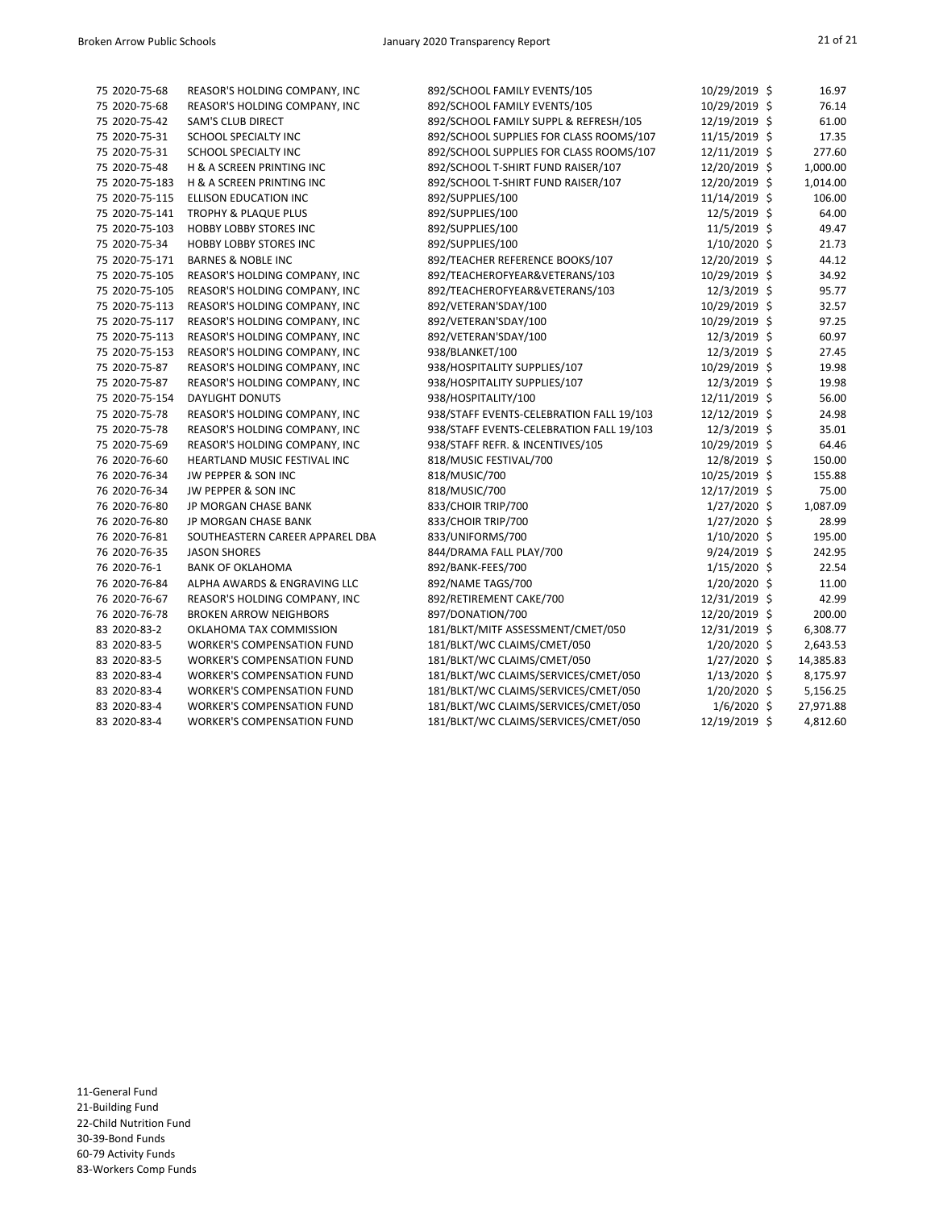| | | | | | |
|---|---|---|---|---|---|
| 75 | 2020-75-68 | REASOR'S HOLDING COMPANY, INC | 892/SCHOOL FAMILY EVENTS/105 | 10/29/2019 | $ 16.97 |
| 75 | 2020-75-68 | REASOR'S HOLDING COMPANY, INC | 892/SCHOOL FAMILY EVENTS/105 | 10/29/2019 | $ 76.14 |
| 75 | 2020-75-42 | SAM'S CLUB DIRECT | 892/SCHOOL FAMILY SUPPL & REFRESH/105 | 12/19/2019 | $ 61.00 |
| 75 | 2020-75-31 | SCHOOL SPECIALTY INC | 892/SCHOOL SUPPLIES FOR CLASS ROOMS/107 | 11/15/2019 | $ 17.35 |
| 75 | 2020-75-31 | SCHOOL SPECIALTY INC | 892/SCHOOL SUPPLIES FOR CLASS ROOMS/107 | 12/11/2019 | $ 277.60 |
| 75 | 2020-75-48 | H & A SCREEN PRINTING INC | 892/SCHOOL T-SHIRT FUND RAISER/107 | 12/20/2019 | $ 1,000.00 |
| 75 | 2020-75-183 | H & A SCREEN PRINTING INC | 892/SCHOOL T-SHIRT FUND RAISER/107 | 12/20/2019 | $ 1,014.00 |
| 75 | 2020-75-115 | ELLISON EDUCATION INC | 892/SUPPLIES/100 | 11/14/2019 | $ 106.00 |
| 75 | 2020-75-141 | TROPHY & PLAQUE PLUS | 892/SUPPLIES/100 | 12/5/2019 | $ 64.00 |
| 75 | 2020-75-103 | HOBBY LOBBY STORES INC | 892/SUPPLIES/100 | 11/5/2019 | $ 49.47 |
| 75 | 2020-75-34 | HOBBY LOBBY STORES INC | 892/SUPPLIES/100 | 1/10/2020 | $ 21.73 |
| 75 | 2020-75-171 | BARNES & NOBLE INC | 892/TEACHER REFERENCE BOOKS/107 | 12/20/2019 | $ 44.12 |
| 75 | 2020-75-105 | REASOR'S HOLDING COMPANY, INC | 892/TEACHEROFYEAR&VETERANS/103 | 10/29/2019 | $ 34.92 |
| 75 | 2020-75-105 | REASOR'S HOLDING COMPANY, INC | 892/TEACHEROFYEAR&VETERANS/103 | 12/3/2019 | $ 95.77 |
| 75 | 2020-75-113 | REASOR'S HOLDING COMPANY, INC | 892/VETERAN'SDAY/100 | 10/29/2019 | $ 32.57 |
| 75 | 2020-75-117 | REASOR'S HOLDING COMPANY, INC | 892/VETERAN'SDAY/100 | 10/29/2019 | $ 97.25 |
| 75 | 2020-75-113 | REASOR'S HOLDING COMPANY, INC | 892/VETERAN'SDAY/100 | 12/3/2019 | $ 60.97 |
| 75 | 2020-75-153 | REASOR'S HOLDING COMPANY, INC | 938/BLANKET/100 | 12/3/2019 | $ 27.45 |
| 75 | 2020-75-87 | REASOR'S HOLDING COMPANY, INC | 938/HOSPITALITY SUPPLIES/107 | 10/29/2019 | $ 19.98 |
| 75 | 2020-75-87 | REASOR'S HOLDING COMPANY, INC | 938/HOSPITALITY SUPPLIES/107 | 12/3/2019 | $ 19.98 |
| 75 | 2020-75-154 | DAYLIGHT DONUTS | 938/HOSPITALITY/100 | 12/11/2019 | $ 56.00 |
| 75 | 2020-75-78 | REASOR'S HOLDING COMPANY, INC | 938/STAFF EVENTS-CELEBRATION FALL 19/103 | 12/12/2019 | $ 24.98 |
| 75 | 2020-75-78 | REASOR'S HOLDING COMPANY, INC | 938/STAFF EVENTS-CELEBRATION FALL 19/103 | 12/3/2019 | $ 35.01 |
| 75 | 2020-75-69 | REASOR'S HOLDING COMPANY, INC | 938/STAFF REFR. & INCENTIVES/105 | 10/29/2019 | $ 64.46 |
| 76 | 2020-76-60 | HEARTLAND MUSIC FESTIVAL INC | 818/MUSIC FESTIVAL/700 | 12/8/2019 | $ 150.00 |
| 76 | 2020-76-34 | JW PEPPER & SON INC | 818/MUSIC/700 | 10/25/2019 | $ 155.88 |
| 76 | 2020-76-34 | JW PEPPER & SON INC | 818/MUSIC/700 | 12/17/2019 | $ 75.00 |
| 76 | 2020-76-80 | JP MORGAN CHASE BANK | 833/CHOIR TRIP/700 | 1/27/2020 | $ 1,087.09 |
| 76 | 2020-76-80 | JP MORGAN CHASE BANK | 833/CHOIR TRIP/700 | 1/27/2020 | $ 28.99 |
| 76 | 2020-76-81 | SOUTHEASTERN CAREER APPAREL DBA | 833/UNIFORMS/700 | 1/10/2020 | $ 195.00 |
| 76 | 2020-76-35 | JASON SHORES | 844/DRAMA FALL PLAY/700 | 9/24/2019 | $ 242.95 |
| 76 | 2020-76-1 | BANK OF OKLAHOMA | 892/BANK-FEES/700 | 1/15/2020 | $ 22.54 |
| 76 | 2020-76-84 | ALPHA AWARDS & ENGRAVING LLC | 892/NAME TAGS/700 | 1/20/2020 | $ 11.00 |
| 76 | 2020-76-67 | REASOR'S HOLDING COMPANY, INC | 892/RETIREMENT CAKE/700 | 12/31/2019 | $ 42.99 |
| 76 | 2020-76-78 | BROKEN ARROW NEIGHBORS | 897/DONATION/700 | 12/20/2019 | $ 200.00 |
| 83 | 2020-83-2 | OKLAHOMA TAX COMMISSION | 181/BLKT/MITF ASSESSMENT/CMET/050 | 12/31/2019 | $ 6,308.77 |
| 83 | 2020-83-5 | WORKER'S COMPENSATION FUND | 181/BLKT/WC CLAIMS/CMET/050 | 1/20/2020 | $ 2,643.53 |
| 83 | 2020-83-5 | WORKER'S COMPENSATION FUND | 181/BLKT/WC CLAIMS/CMET/050 | 1/27/2020 | $ 14,385.83 |
| 83 | 2020-83-4 | WORKER'S COMPENSATION FUND | 181/BLKT/WC CLAIMS/SERVICES/CMET/050 | 1/13/2020 | $ 8,175.97 |
| 83 | 2020-83-4 | WORKER'S COMPENSATION FUND | 181/BLKT/WC CLAIMS/SERVICES/CMET/050 | 1/20/2020 | $ 5,156.25 |
| 83 | 2020-83-4 | WORKER'S COMPENSATION FUND | 181/BLKT/WC CLAIMS/SERVICES/CMET/050 | 1/6/2020 | $ 27,971.88 |
| 83 | 2020-83-4 | WORKER'S COMPENSATION FUND | 181/BLKT/WC CLAIMS/SERVICES/CMET/050 | 12/19/2019 | $ 4,812.60 |

11-General Fund
21-Building Fund
22-Child Nutrition Fund
30-39-Bond Funds
60-79 Activity Funds
83-Workers Comp Funds